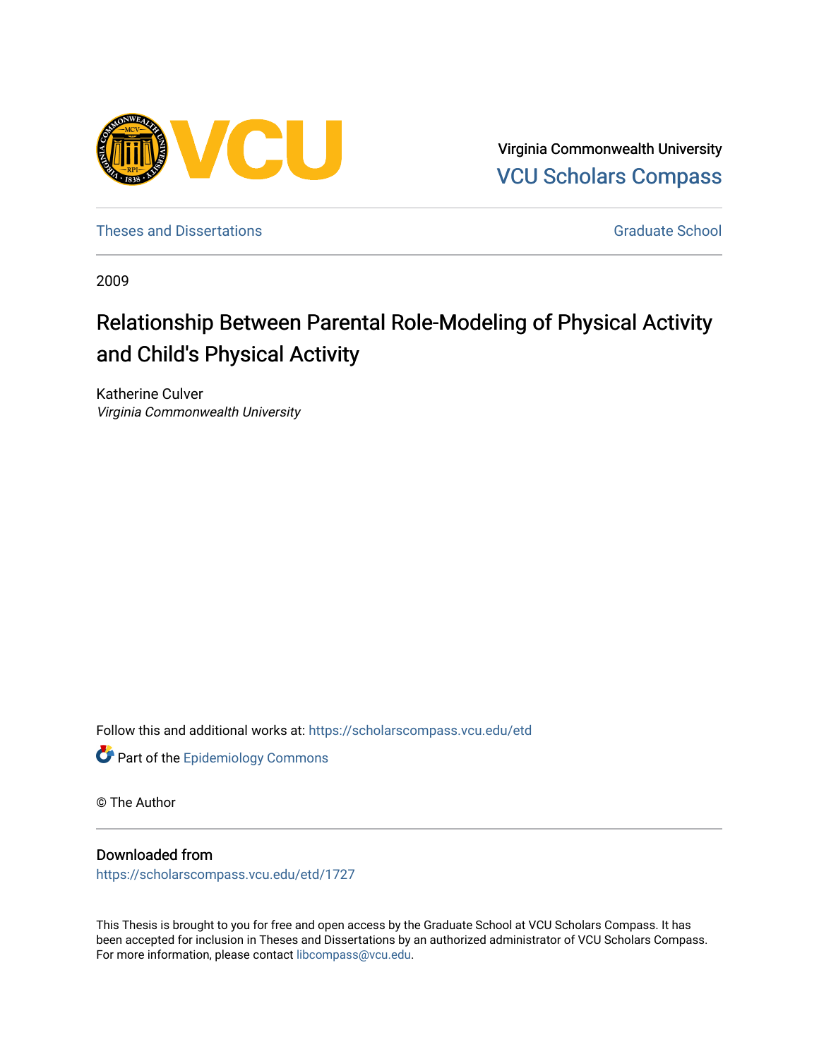Virginia Commonwealth University
VCU Scholars Compass

Theses and Dissertations Graduate School

2009

# Relationship Between Parental Role-Modeling of Physical Activity and Child's Physical Activity

Katherine Culver
*Virginia Commonwealth University*

Follow this and additional works at: https://scholarscompass.vcu.edu/etd

Part of the Epidemiology Commons

© The Author

## Downloaded from

https://scholarscompass.vcu.edu/etd/1727

This Thesis is brought to you for free and open access by the Graduate School at VCU Scholars Compass. It has been accepted for inclusion in Theses and Dissertations by an authorized administrator of VCU Scholars Compass. For more information, please contact libcompass@vcu.edu.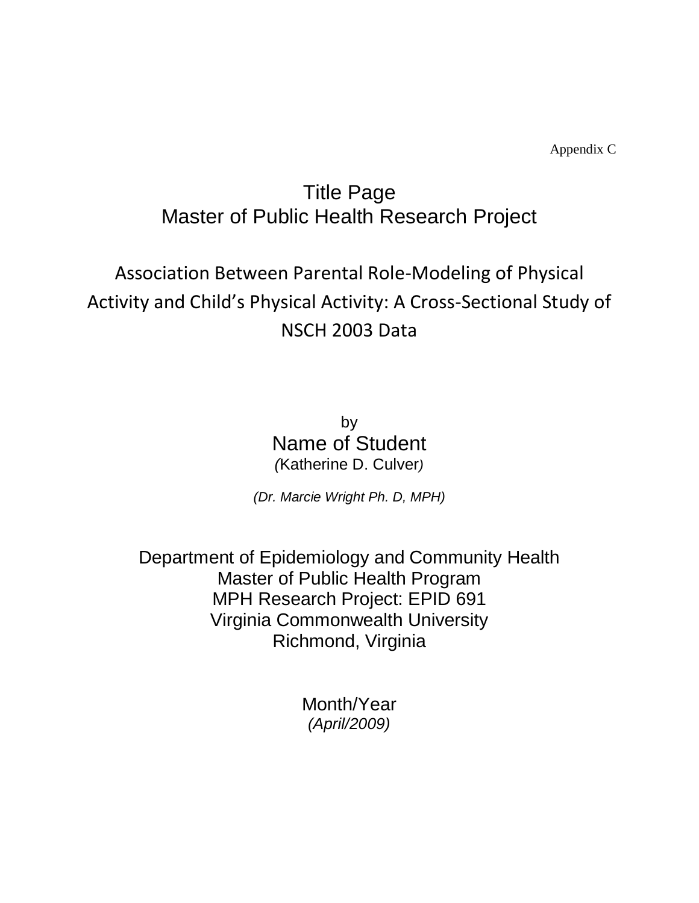Appendix C

# Title Page
## Master of Public Health Research Project

## Association Between Parental Role-Modeling of Physical Activity and Child's Physical Activity: A Cross-Sectional Study of NSCH 2003 Data

by

Name of Student

*(*Katherine D. Culver*)*

*(Dr. Marcie Wright Ph. D, MPH)*

Department of Epidemiology and Community Health
Master of Public Health Program
MPH Research Project: EPID 691
Virginia Commonwealth University
Richmond, Virginia

Month/Year

*(April/2009)*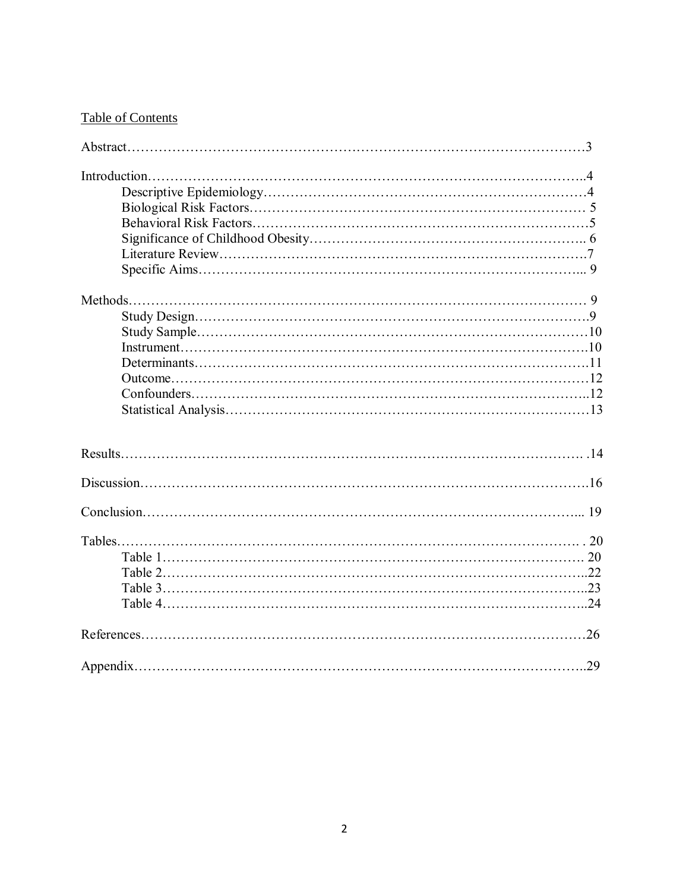Table of Contents

Abstract……………………………………………………………………………………3

Introduction………………………………………………………………………………..4
- Descriptive Epidemiology…………………………………………………………….4
- Biological Risk Factors………………………………………………………………… 5
- Behavioral Risk Factors………………………………………………………………..5
- Significance of Childhood Obesity…………………………………………………….. 6
- Literature Review……………………………………………………………………….7
- Specific Aims…………………………………………………………………………... 9

Methods……………………………………………………………………………………… 9
- Study Design……………………………………………………………………………..9
- Study Sample……………………………………………………………………………10
- Instrument……………………………………………………………………………….10
- Determinants…………………………………………………………………………….11
- Outcome…………………………………………………………………………………12
- Confounders……………………………………………………………………………..12
- Statistical Analysis………………………………………………………………………13

Results………………………………………………………………………………………. .14

Discussion……………………………………………………………………………………..16

Conclusion………………………………………………………………………………….... 19

Tables………………………………………………………………………………………… . 20
- Table 1………………………………………………………………………………… 20
- Table 2…………………………………………………………………………………..22
- Table 3…………………………………………………………………………………..23
- Table 4…………………………………………………………………………………..24

References……………………………………………………………………………………26

Appendix……………………………………………………………………………………..29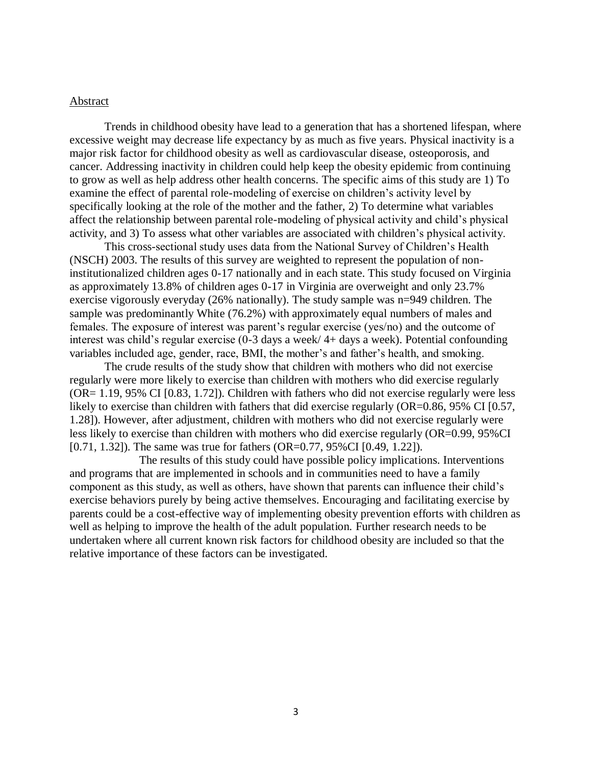## Abstract

Trends in childhood obesity have lead to a generation that has a shortened lifespan, where excessive weight may decrease life expectancy by as much as five years. Physical inactivity is a major risk factor for childhood obesity as well as cardiovascular disease, osteoporosis, and cancer. Addressing inactivity in children could help keep the obesity epidemic from continuing to grow as well as help address other health concerns. The specific aims of this study are 1) To examine the effect of parental role-modeling of exercise on children's activity level by specifically looking at the role of the mother and the father, 2) To determine what variables affect the relationship between parental role-modeling of physical activity and child's physical activity, and 3) To assess what other variables are associated with children's physical activity.

This cross-sectional study uses data from the National Survey of Children's Health (NSCH) 2003. The results of this survey are weighted to represent the population of non-institutionalized children ages 0-17 nationally and in each state. This study focused on Virginia as approximately 13.8% of children ages 0-17 in Virginia are overweight and only 23.7% exercise vigorously everyday (26% nationally). The study sample was n=949 children. The sample was predominantly White (76.2%) with approximately equal numbers of males and females. The exposure of interest was parent's regular exercise (yes/no) and the outcome of interest was child's regular exercise (0-3 days a week/ 4+ days a week). Potential confounding variables included age, gender, race, BMI, the mother's and father's health, and smoking.

The crude results of the study show that children with mothers who did not exercise regularly were more likely to exercise than children with mothers who did exercise regularly (OR= 1.19, 95% CI [0.83, 1.72]). Children with fathers who did not exercise regularly were less likely to exercise than children with fathers that did exercise regularly (OR=0.86, 95% CI [0.57, 1.28]). However, after adjustment, children with mothers who did not exercise regularly were less likely to exercise than children with mothers who did exercise regularly (OR=0.99, 95%CI [0.71, 1.32]). The same was true for fathers (OR=0.77, 95%CI [0.49, 1.22]).

The results of this study could have possible policy implications. Interventions and programs that are implemented in schools and in communities need to have a family component as this study, as well as others, have shown that parents can influence their child's exercise behaviors purely by being active themselves. Encouraging and facilitating exercise by parents could be a cost-effective way of implementing obesity prevention efforts with children as well as helping to improve the health of the adult population. Further research needs to be undertaken where all current known risk factors for childhood obesity are included so that the relative importance of these factors can be investigated.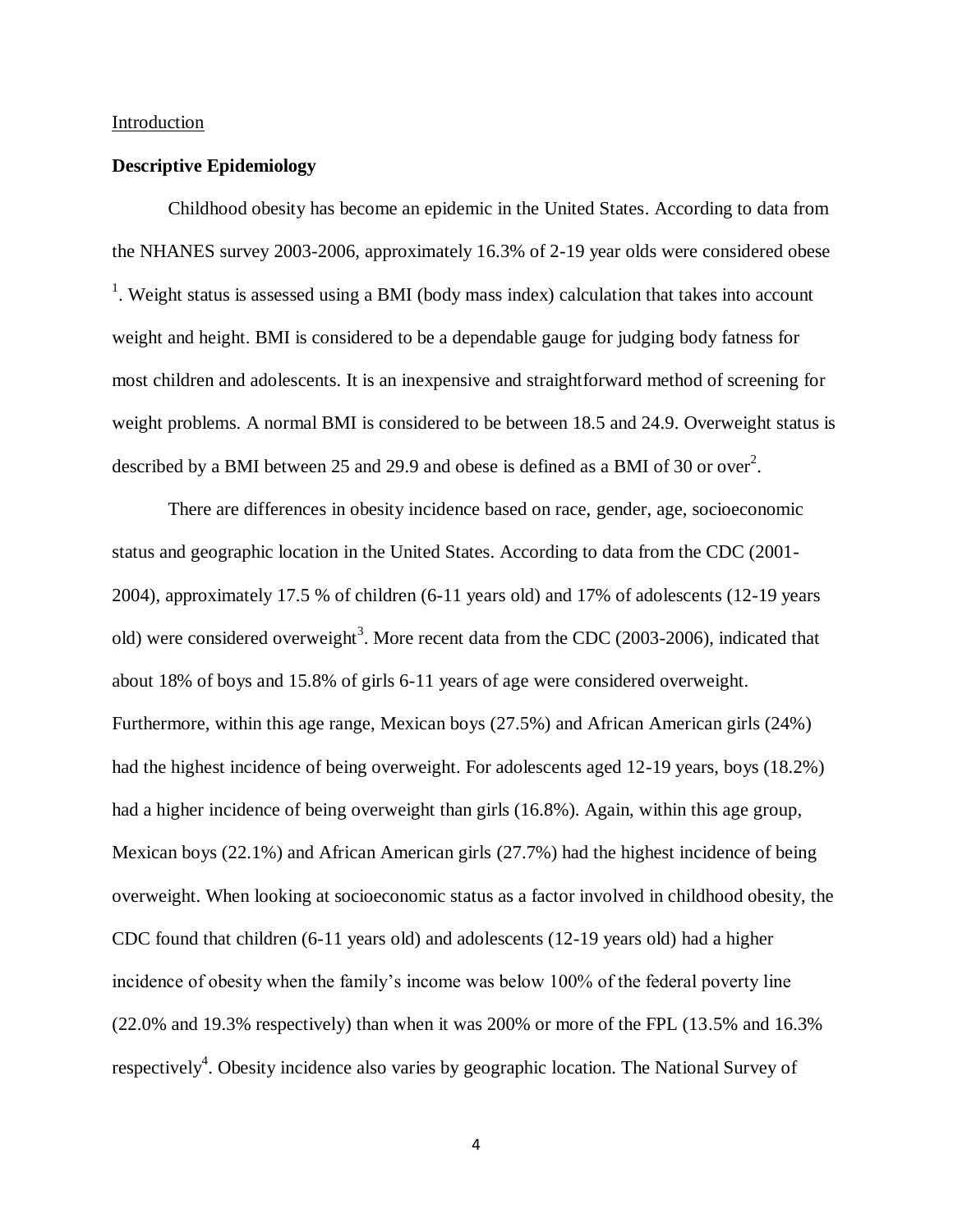Introduction

**Descriptive Epidemiology**

Childhood obesity has become an epidemic in the United States. According to data from the NHANES survey 2003-2006, approximately 16.3% of 2-19 year olds were considered obese [1]. Weight status is assessed using a BMI (body mass index) calculation that takes into account weight and height. BMI is considered to be a dependable gauge for judging body fatness for most children and adolescents. It is an inexpensive and straightforward method of screening for weight problems. A normal BMI is considered to be between 18.5 and 24.9. Overweight status is described by a BMI between 25 and 29.9 and obese is defined as a BMI of 30 or over[2].

There are differences in obesity incidence based on race, gender, age, socioeconomic status and geographic location in the United States. According to data from the CDC (2001-2004), approximately 17.5 % of children (6-11 years old) and 17% of adolescents (12-19 years old) were considered overweight[3]. More recent data from the CDC (2003-2006), indicated that about 18% of boys and 15.8% of girls 6-11 years of age were considered overweight. Furthermore, within this age range, Mexican boys (27.5%) and African American girls (24%) had the highest incidence of being overweight. For adolescents aged 12-19 years, boys (18.2%) had a higher incidence of being overweight than girls (16.8%). Again, within this age group, Mexican boys (22.1%) and African American girls (27.7%) had the highest incidence of being overweight. When looking at socioeconomic status as a factor involved in childhood obesity, the CDC found that children (6-11 years old) and adolescents (12-19 years old) had a higher incidence of obesity when the family's income was below 100% of the federal poverty line (22.0% and 19.3% respectively) than when it was 200% or more of the FPL (13.5% and 16.3% respectively[4]. Obesity incidence also varies by geographic location. The National Survey of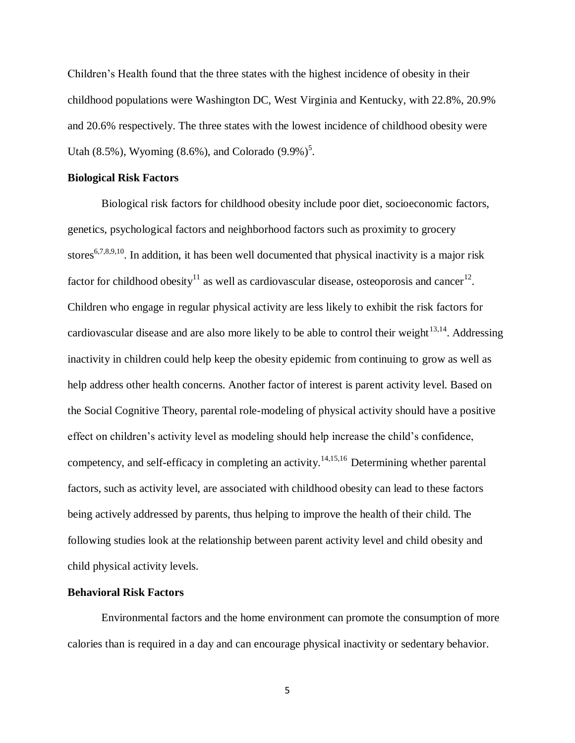Children's Health found that the three states with the highest incidence of obesity in their childhood populations were Washington DC, West Virginia and Kentucky, with 22.8%, 20.9% and 20.6% respectively. The three states with the lowest incidence of childhood obesity were Utah (8.5%), Wyoming (8.6%), and Colorado (9.9%)[5].

**Biological Risk Factors**

Biological risk factors for childhood obesity include poor diet, socioeconomic factors, genetics, psychological factors and neighborhood factors such as proximity to grocery stores[6,7,8,9,10]. In addition, it has been well documented that physical inactivity is a major risk factor for childhood obesity[11] as well as cardiovascular disease, osteoporosis and cancer[12]. Children who engage in regular physical activity are less likely to exhibit the risk factors for cardiovascular disease and are also more likely to be able to control their weight[13,14]. Addressing inactivity in children could help keep the obesity epidemic from continuing to grow as well as help address other health concerns. Another factor of interest is parent activity level. Based on the Social Cognitive Theory, parental role-modeling of physical activity should have a positive effect on children's activity level as modeling should help increase the child's confidence, competency, and self-efficacy in completing an activity.[14,15,16] Determining whether parental factors, such as activity level, are associated with childhood obesity can lead to these factors being actively addressed by parents, thus helping to improve the health of their child. The following studies look at the relationship between parent activity level and child obesity and child physical activity levels.

**Behavioral Risk Factors**

Environmental factors and the home environment can promote the consumption of more calories than is required in a day and can encourage physical inactivity or sedentary behavior.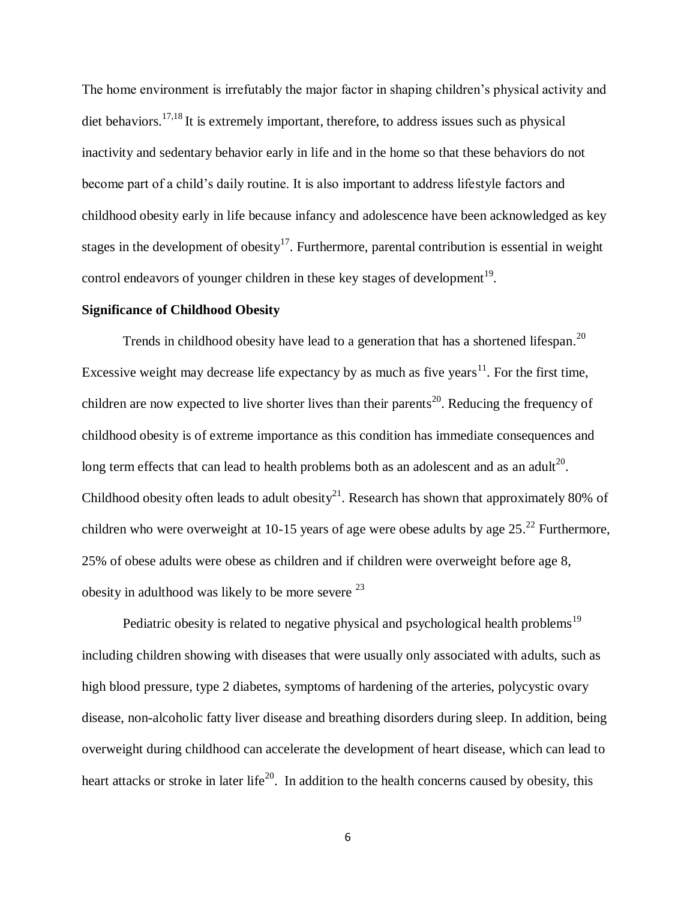The home environment is irrefutably the major factor in shaping children's physical activity and diet behaviors.[17,18] It is extremely important, therefore, to address issues such as physical inactivity and sedentary behavior early in life and in the home so that these behaviors do not become part of a child's daily routine. It is also important to address lifestyle factors and childhood obesity early in life because infancy and adolescence have been acknowledged as key stages in the development of obesity[17]. Furthermore, parental contribution is essential in weight control endeavors of younger children in these key stages of development[19].

**Significance of Childhood Obesity**

Trends in childhood obesity have lead to a generation that has a shortened lifespan.[20] Excessive weight may decrease life expectancy by as much as five years[11]. For the first time, children are now expected to live shorter lives than their parents[20]. Reducing the frequency of childhood obesity is of extreme importance as this condition has immediate consequences and long term effects that can lead to health problems both as an adolescent and as an adult[20]. Childhood obesity often leads to adult obesity[21]. Research has shown that approximately 80% of children who were overweight at 10-15 years of age were obese adults by age 25.[22] Furthermore, 25% of obese adults were obese as children and if children were overweight before age 8, obesity in adulthood was likely to be more severe [23]

Pediatric obesity is related to negative physical and psychological health problems[19] including children showing with diseases that were usually only associated with adults, such as high blood pressure, type 2 diabetes, symptoms of hardening of the arteries, polycystic ovary disease, non-alcoholic fatty liver disease and breathing disorders during sleep. In addition, being overweight during childhood can accelerate the development of heart disease, which can lead to heart attacks or stroke in later life[20]. In addition to the health concerns caused by obesity, this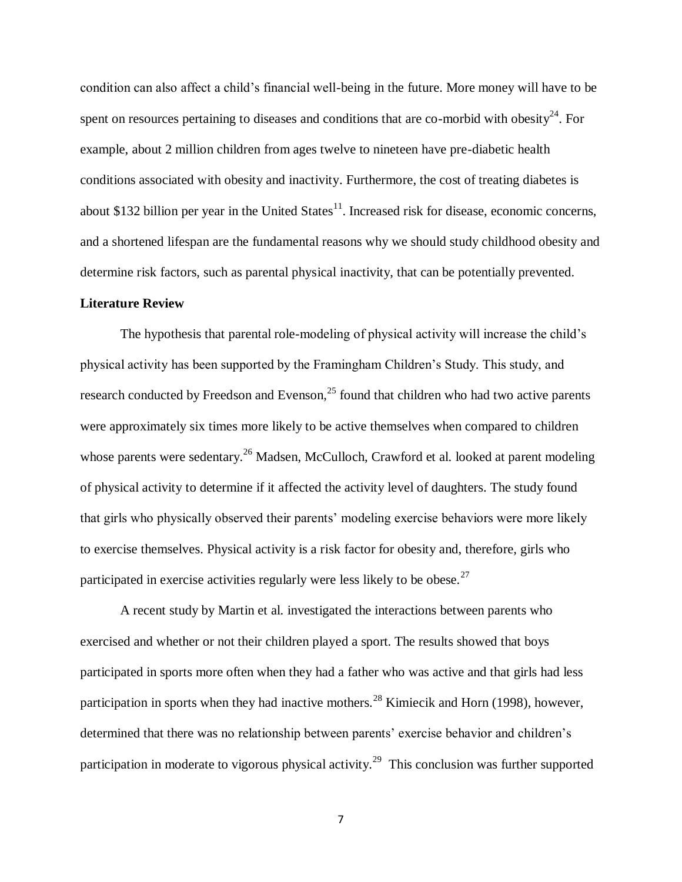condition can also affect a child's financial well-being in the future. More money will have to be spent on resources pertaining to diseases and conditions that are co-morbid with obesity[24]. For example, about 2 million children from ages twelve to nineteen have pre-diabetic health conditions associated with obesity and inactivity. Furthermore, the cost of treating diabetes is about $132 billion per year in the United States[11]. Increased risk for disease, economic concerns, and a shortened lifespan are the fundamental reasons why we should study childhood obesity and determine risk factors, such as parental physical inactivity, that can be potentially prevented.

**Literature Review**

The hypothesis that parental role-modeling of physical activity will increase the child's physical activity has been supported by the Framingham Children's Study. This study, and research conducted by Freedson and Evenson,[25] found that children who had two active parents were approximately six times more likely to be active themselves when compared to children whose parents were sedentary.[26] Madsen, McCulloch, Crawford et al. looked at parent modeling of physical activity to determine if it affected the activity level of daughters. The study found that girls who physically observed their parents' modeling exercise behaviors were more likely to exercise themselves. Physical activity is a risk factor for obesity and, therefore, girls who participated in exercise activities regularly were less likely to be obese.[27]

A recent study by Martin et al. investigated the interactions between parents who exercised and whether or not their children played a sport. The results showed that boys participated in sports more often when they had a father who was active and that girls had less participation in sports when they had inactive mothers.[28] Kimiecik and Horn (1998), however, determined that there was no relationship between parents' exercise behavior and children's participation in moderate to vigorous physical activity.[29] This conclusion was further supported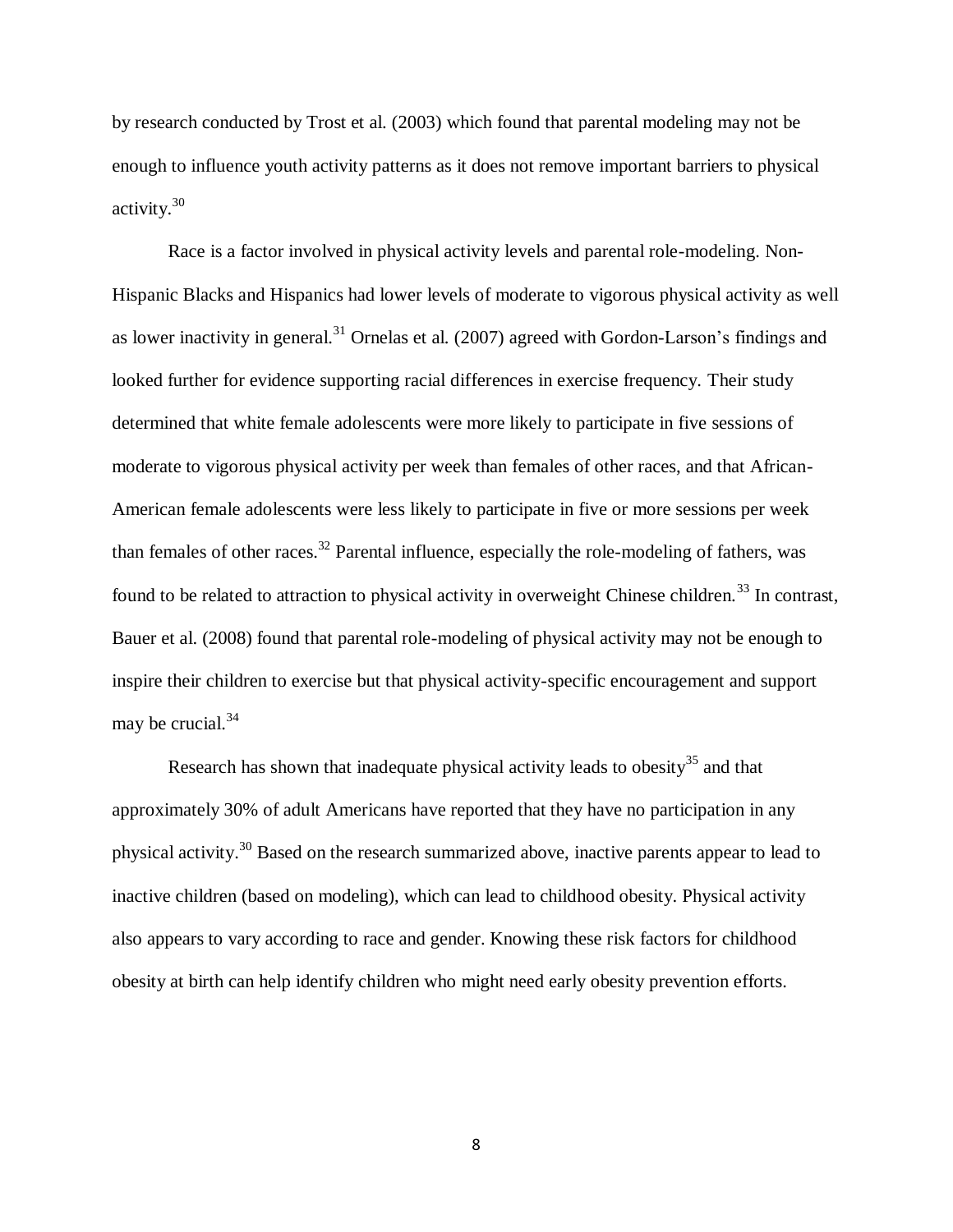by research conducted by Trost et al. (2003) which found that parental modeling may not be enough to influence youth activity patterns as it does not remove important barriers to physical activity.[30]

Race is a factor involved in physical activity levels and parental role-modeling. Non-Hispanic Blacks and Hispanics had lower levels of moderate to vigorous physical activity as well as lower inactivity in general.[31] Ornelas et al. (2007) agreed with Gordon-Larson's findings and looked further for evidence supporting racial differences in exercise frequency. Their study determined that white female adolescents were more likely to participate in five sessions of moderate to vigorous physical activity per week than females of other races, and that African-American female adolescents were less likely to participate in five or more sessions per week than females of other races.[32] Parental influence, especially the role-modeling of fathers, was found to be related to attraction to physical activity in overweight Chinese children.[33] In contrast, Bauer et al. (2008) found that parental role-modeling of physical activity may not be enough to inspire their children to exercise but that physical activity-specific encouragement and support may be crucial.[34]

Research has shown that inadequate physical activity leads to obesity[35] and that approximately 30% of adult Americans have reported that they have no participation in any physical activity.[30] Based on the research summarized above, inactive parents appear to lead to inactive children (based on modeling), which can lead to childhood obesity. Physical activity also appears to vary according to race and gender. Knowing these risk factors for childhood obesity at birth can help identify children who might need early obesity prevention efforts.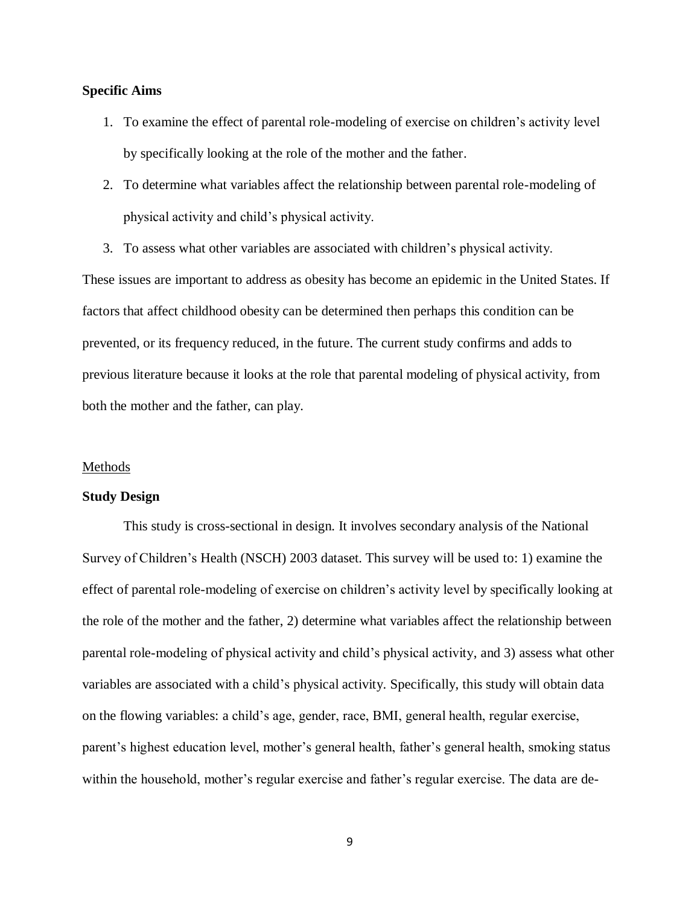**Specific Aims**

1. To examine the effect of parental role-modeling of exercise on children's activity level by specifically looking at the role of the mother and the father.
2. To determine what variables affect the relationship between parental role-modeling of physical activity and child's physical activity.
3. To assess what other variables are associated with children's physical activity.

These issues are important to address as obesity has become an epidemic in the United States. If factors that affect childhood obesity can be determined then perhaps this condition can be prevented, or its frequency reduced, in the future. The current study confirms and adds to previous literature because it looks at the role that parental modeling of physical activity, from both the mother and the father, can play.

<u>Methods</u>

**Study Design**

This study is cross-sectional in design. It involves secondary analysis of the National Survey of Children's Health (NSCH) 2003 dataset. This survey will be used to: 1) examine the effect of parental role-modeling of exercise on children's activity level by specifically looking at the role of the mother and the father, 2) determine what variables affect the relationship between parental role-modeling of physical activity and child's physical activity, and 3) assess what other variables are associated with a child's physical activity. Specifically, this study will obtain data on the flowing variables: a child's age, gender, race, BMI, general health, regular exercise, parent's highest education level, mother's general health, father's general health, smoking status within the household, mother's regular exercise and father's regular exercise. The data are de-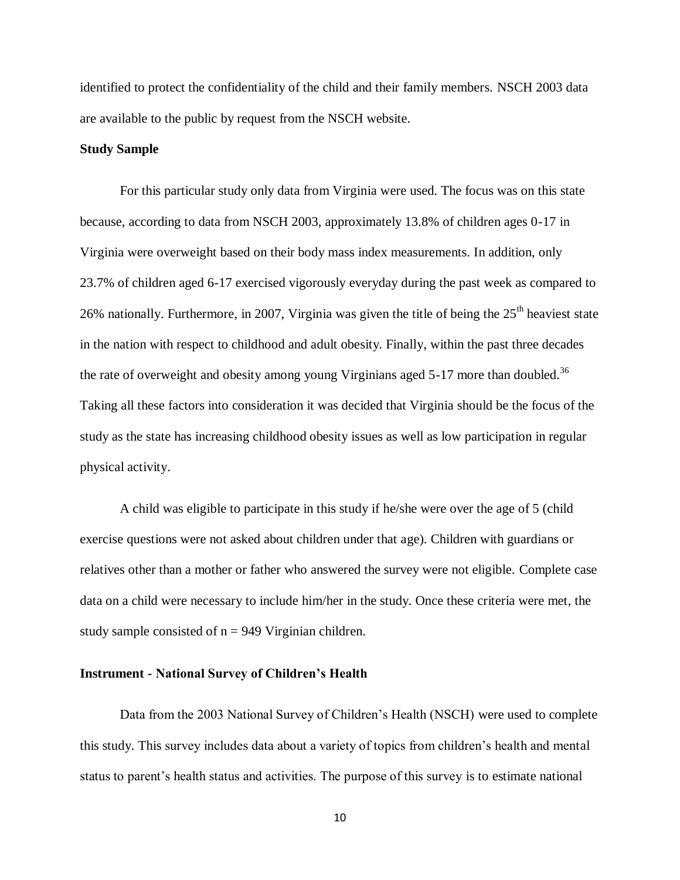identified to protect the confidentiality of the child and their family members. NSCH 2003 data are available to the public by request from the NSCH website.

**Study Sample**

For this particular study only data from Virginia were used. The focus was on this state because, according to data from NSCH 2003, approximately 13.8% of children ages 0-17 in Virginia were overweight based on their body mass index measurements. In addition, only 23.7% of children aged 6-17 exercised vigorously everyday during the past week as compared to 26% nationally. Furthermore, in 2007, Virginia was given the title of being the 25th heaviest state in the nation with respect to childhood and adult obesity. Finally, within the past three decades the rate of overweight and obesity among young Virginians aged 5-17 more than doubled.[36] Taking all these factors into consideration it was decided that Virginia should be the focus of the study as the state has increasing childhood obesity issues as well as low participation in regular physical activity.

A child was eligible to participate in this study if he/she were over the age of 5 (child exercise questions were not asked about children under that age). Children with guardians or relatives other than a mother or father who answered the survey were not eligible. Complete case data on a child were necessary to include him/her in the study. Once these criteria were met, the study sample consisted of n = 949 Virginian children.

**Instrument - National Survey of Children's Health**

Data from the 2003 National Survey of Children's Health (NSCH) were used to complete this study. This survey includes data about a variety of topics from children's health and mental status to parent's health status and activities. The purpose of this survey is to estimate national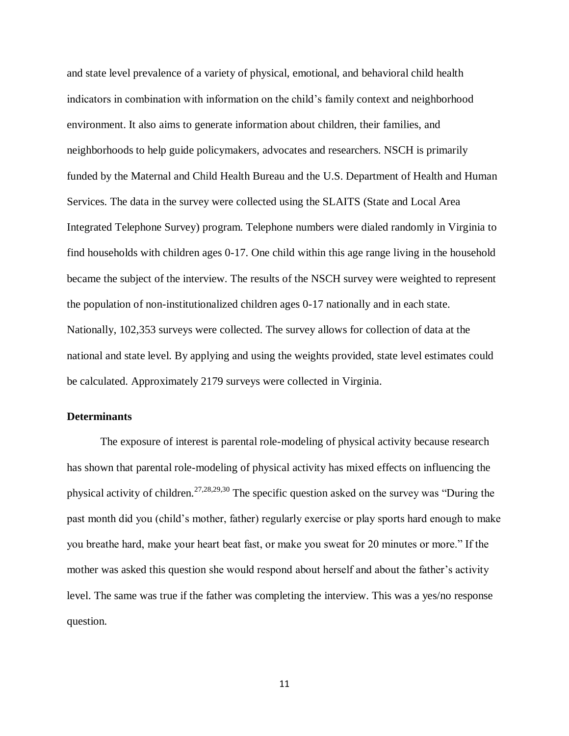and state level prevalence of a variety of physical, emotional, and behavioral child health indicators in combination with information on the child's family context and neighborhood environment. It also aims to generate information about children, their families, and neighborhoods to help guide policymakers, advocates and researchers. NSCH is primarily funded by the Maternal and Child Health Bureau and the U.S. Department of Health and Human Services. The data in the survey were collected using the SLAITS (State and Local Area Integrated Telephone Survey) program. Telephone numbers were dialed randomly in Virginia to find households with children ages 0-17. One child within this age range living in the household became the subject of the interview. The results of the NSCH survey were weighted to represent the population of non-institutionalized children ages 0-17 nationally and in each state. Nationally, 102,353 surveys were collected. The survey allows for collection of data at the national and state level. By applying and using the weights provided, state level estimates could be calculated. Approximately 2179 surveys were collected in Virginia.

**Determinants**

The exposure of interest is parental role-modeling of physical activity because research has shown that parental role-modeling of physical activity has mixed effects on influencing the physical activity of children.[27,28,29,30] The specific question asked on the survey was "During the past month did you (child's mother, father) regularly exercise or play sports hard enough to make you breathe hard, make your heart beat fast, or make you sweat for 20 minutes or more." If the mother was asked this question she would respond about herself and about the father's activity level. The same was true if the father was completing the interview. This was a yes/no response question.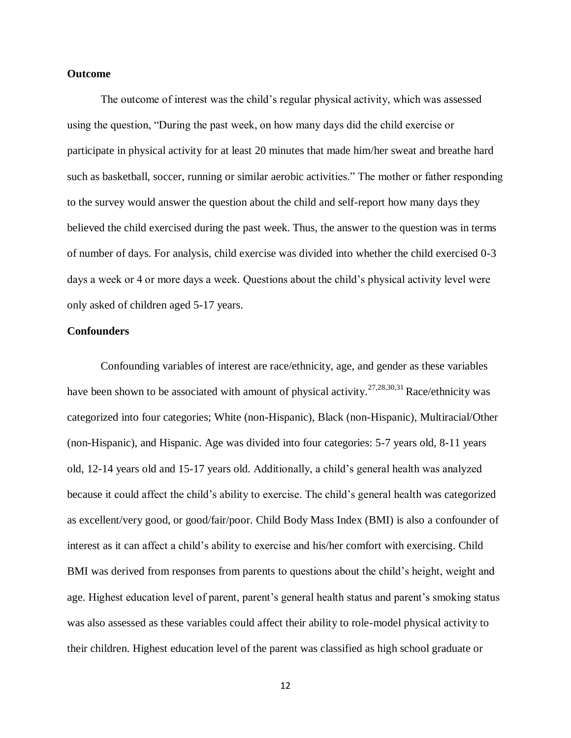**Outcome**

The outcome of interest was the child's regular physical activity, which was assessed using the question, "During the past week, on how many days did the child exercise or participate in physical activity for at least 20 minutes that made him/her sweat and breathe hard such as basketball, soccer, running or similar aerobic activities." The mother or father responding to the survey would answer the question about the child and self-report how many days they believed the child exercised during the past week. Thus, the answer to the question was in terms of number of days. For analysis, child exercise was divided into whether the child exercised 0-3 days a week or 4 or more days a week. Questions about the child's physical activity level were only asked of children aged 5-17 years.

**Confounders**

Confounding variables of interest are race/ethnicity, age, and gender as these variables have been shown to be associated with amount of physical activity.[27,28,30,31] Race/ethnicity was categorized into four categories; White (non-Hispanic), Black (non-Hispanic), Multiracial/Other (non-Hispanic), and Hispanic. Age was divided into four categories: 5-7 years old, 8-11 years old, 12-14 years old and 15-17 years old. Additionally, a child's general health was analyzed because it could affect the child's ability to exercise. The child's general health was categorized as excellent/very good, or good/fair/poor. Child Body Mass Index (BMI) is also a confounder of interest as it can affect a child's ability to exercise and his/her comfort with exercising. Child BMI was derived from responses from parents to questions about the child's height, weight and age. Highest education level of parent, parent's general health status and parent's smoking status was also assessed as these variables could affect their ability to role-model physical activity to their children. Highest education level of the parent was classified as high school graduate or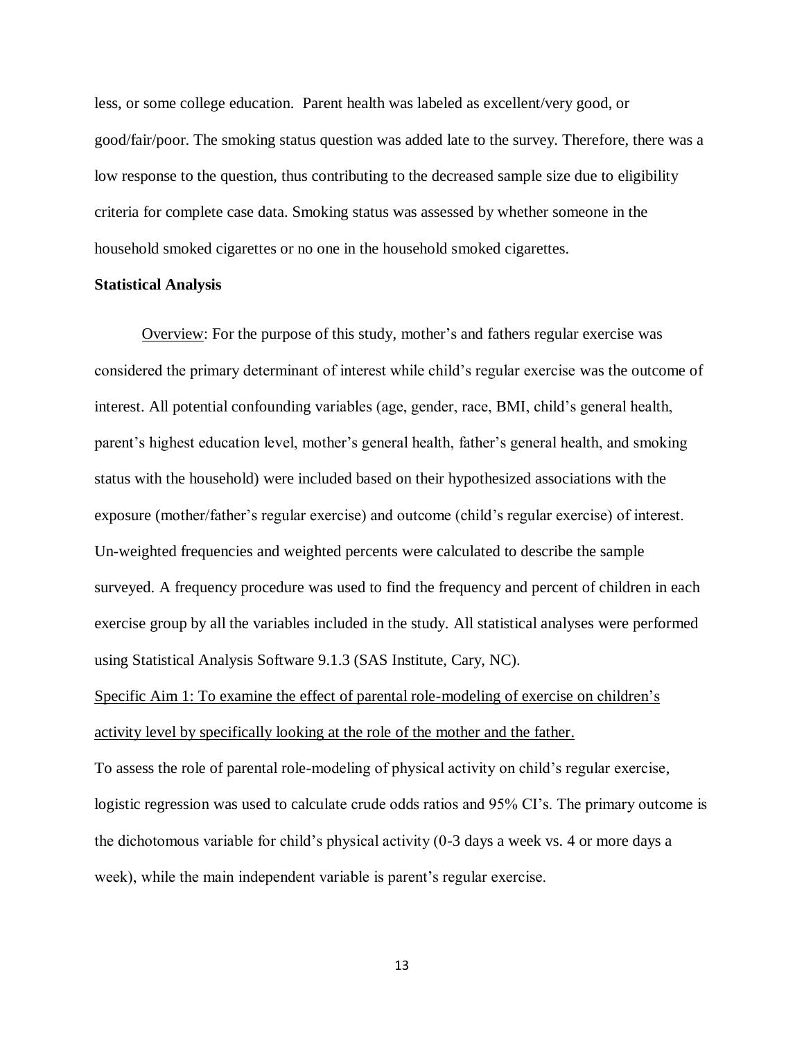less, or some college education. Parent health was labeled as excellent/very good, or good/fair/poor. The smoking status question was added late to the survey. Therefore, there was a low response to the question, thus contributing to the decreased sample size due to eligibility criteria for complete case data. Smoking status was assessed by whether someone in the household smoked cigarettes or no one in the household smoked cigarettes.

**Statistical Analysis**

Overview: For the purpose of this study, mother's and fathers regular exercise was considered the primary determinant of interest while child's regular exercise was the outcome of interest. All potential confounding variables (age, gender, race, BMI, child's general health, parent's highest education level, mother's general health, father's general health, and smoking status with the household) were included based on their hypothesized associations with the exposure (mother/father's regular exercise) and outcome (child's regular exercise) of interest. Un-weighted frequencies and weighted percents were calculated to describe the sample surveyed. A frequency procedure was used to find the frequency and percent of children in each exercise group by all the variables included in the study. All statistical analyses were performed using Statistical Analysis Software 9.1.3 (SAS Institute, Cary, NC).

Specific Aim 1: To examine the effect of parental role-modeling of exercise on children's activity level by specifically looking at the role of the mother and the father.

To assess the role of parental role-modeling of physical activity on child's regular exercise, logistic regression was used to calculate crude odds ratios and 95% CI's. The primary outcome is the dichotomous variable for child's physical activity (0-3 days a week vs. 4 or more days a week), while the main independent variable is parent's regular exercise.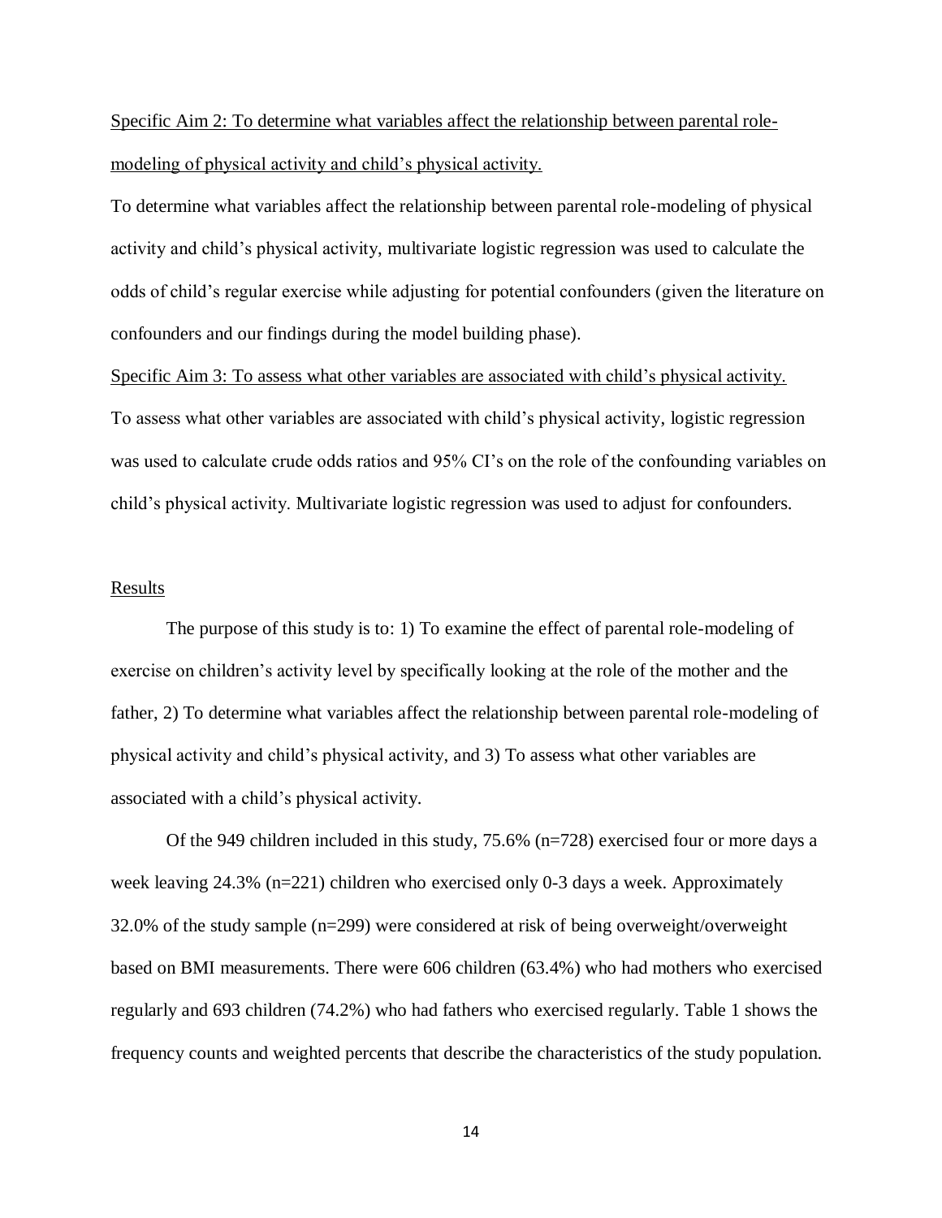<u>Specific Aim 2: To determine what variables affect the relationship between parental role-modeling of physical activity and child's physical activity.</u>

To determine what variables affect the relationship between parental role-modeling of physical activity and child's physical activity, multivariate logistic regression was used to calculate the odds of child's regular exercise while adjusting for potential confounders (given the literature on confounders and our findings during the model building phase).

<u>Specific Aim 3: To assess what other variables are associated with child's physical activity.</u>

To assess what other variables are associated with child's physical activity, logistic regression was used to calculate crude odds ratios and 95% CI's on the role of the confounding variables on child's physical activity. Multivariate logistic regression was used to adjust for confounders.

## <u>Results</u>

The purpose of this study is to: 1) To examine the effect of parental role-modeling of exercise on children's activity level by specifically looking at the role of the mother and the father, 2) To determine what variables affect the relationship between parental role-modeling of physical activity and child's physical activity, and 3) To assess what other variables are associated with a child's physical activity.

Of the 949 children included in this study, 75.6% (n=728) exercised four or more days a week leaving 24.3% (n=221) children who exercised only 0-3 days a week. Approximately 32.0% of the study sample (n=299) were considered at risk of being overweight/overweight based on BMI measurements. There were 606 children (63.4%) who had mothers who exercised regularly and 693 children (74.2%) who had fathers who exercised regularly. Table 1 shows the frequency counts and weighted percents that describe the characteristics of the study population.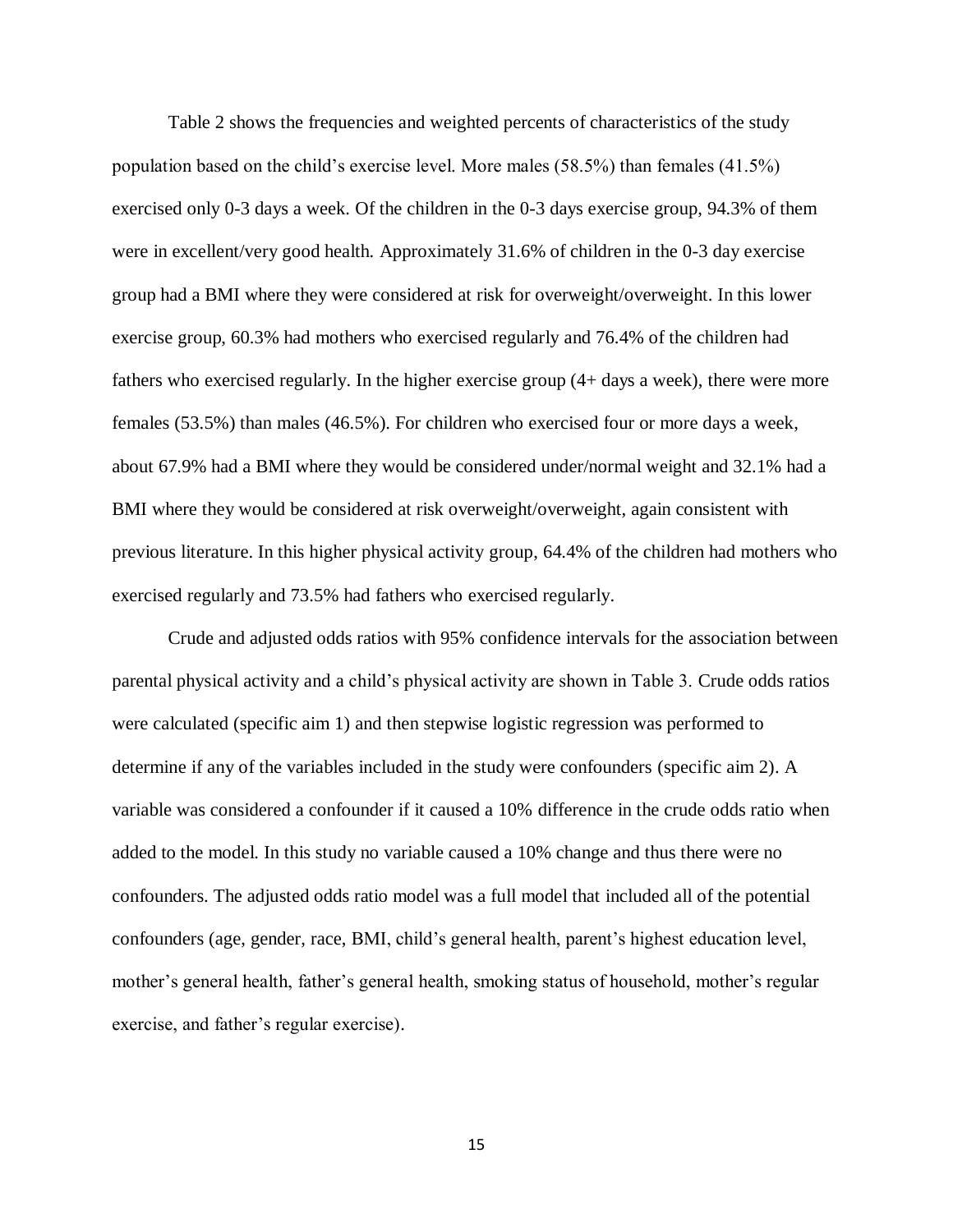Table 2 shows the frequencies and weighted percents of characteristics of the study population based on the child's exercise level. More males (58.5%) than females (41.5%) exercised only 0-3 days a week. Of the children in the 0-3 days exercise group, 94.3% of them were in excellent/very good health. Approximately 31.6% of children in the 0-3 day exercise group had a BMI where they were considered at risk for overweight/overweight. In this lower exercise group, 60.3% had mothers who exercised regularly and 76.4% of the children had fathers who exercised regularly. In the higher exercise group (4+ days a week), there were more females (53.5%) than males (46.5%). For children who exercised four or more days a week, about 67.9% had a BMI where they would be considered under/normal weight and 32.1% had a BMI where they would be considered at risk overweight/overweight, again consistent with previous literature. In this higher physical activity group, 64.4% of the children had mothers who exercised regularly and 73.5% had fathers who exercised regularly.

Crude and adjusted odds ratios with 95% confidence intervals for the association between parental physical activity and a child's physical activity are shown in Table 3. Crude odds ratios were calculated (specific aim 1) and then stepwise logistic regression was performed to determine if any of the variables included in the study were confounders (specific aim 2). A variable was considered a confounder if it caused a 10% difference in the crude odds ratio when added to the model. In this study no variable caused a 10% change and thus there were no confounders. The adjusted odds ratio model was a full model that included all of the potential confounders (age, gender, race, BMI, child's general health, parent's highest education level, mother's general health, father's general health, smoking status of household, mother's regular exercise, and father's regular exercise).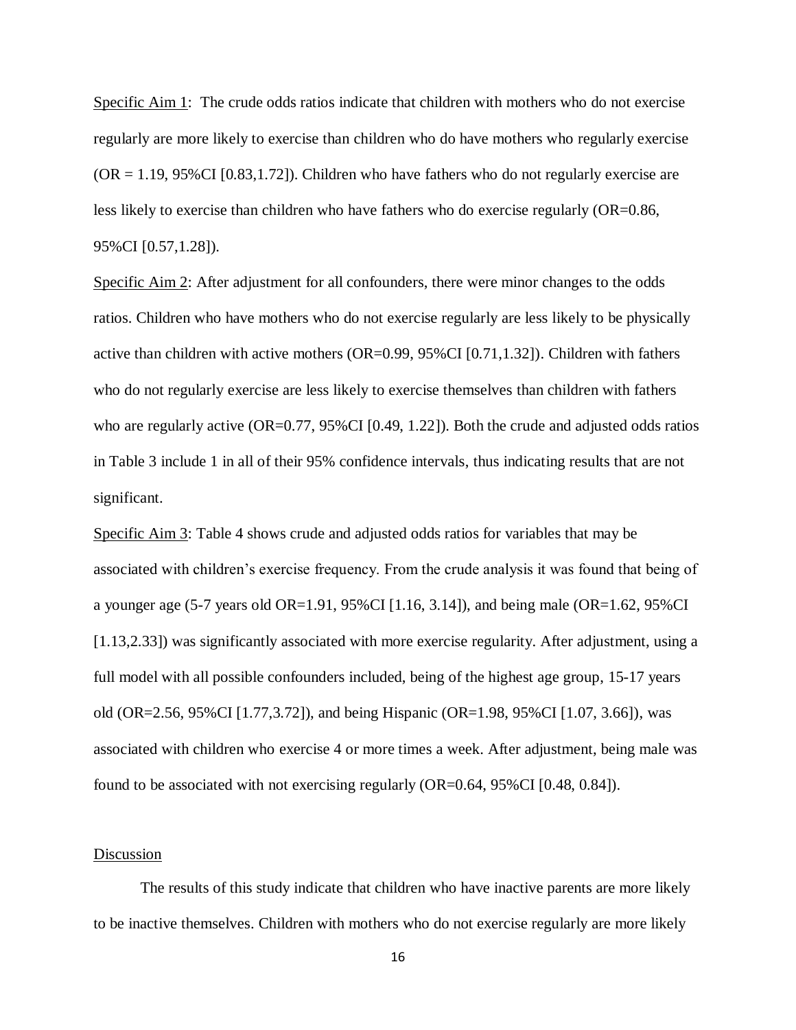Specific Aim 1: The crude odds ratios indicate that children with mothers who do not exercise regularly are more likely to exercise than children who do have mothers who regularly exercise (OR = 1.19, 95%CI [0.83,1.72]). Children who have fathers who do not regularly exercise are less likely to exercise than children who have fathers who do exercise regularly (OR=0.86, 95%CI [0.57,1.28]).

Specific Aim 2: After adjustment for all confounders, there were minor changes to the odds ratios. Children who have mothers who do not exercise regularly are less likely to be physically active than children with active mothers (OR=0.99, 95%CI [0.71,1.32]). Children with fathers who do not regularly exercise are less likely to exercise themselves than children with fathers who are regularly active (OR=0.77, 95%CI [0.49, 1.22]). Both the crude and adjusted odds ratios in Table 3 include 1 in all of their 95% confidence intervals, thus indicating results that are not significant.

Specific Aim 3: Table 4 shows crude and adjusted odds ratios for variables that may be associated with children's exercise frequency. From the crude analysis it was found that being of a younger age (5-7 years old OR=1.91, 95%CI [1.16, 3.14]), and being male (OR=1.62, 95%CI [1.13,2.33]) was significantly associated with more exercise regularity. After adjustment, using a full model with all possible confounders included, being of the highest age group, 15-17 years old (OR=2.56, 95%CI [1.77,3.72]), and being Hispanic (OR=1.98, 95%CI [1.07, 3.66]), was associated with children who exercise 4 or more times a week. After adjustment, being male was found to be associated with not exercising regularly (OR=0.64, 95%CI [0.48, 0.84]).

## Discussion

The results of this study indicate that children who have inactive parents are more likely to be inactive themselves. Children with mothers who do not exercise regularly are more likely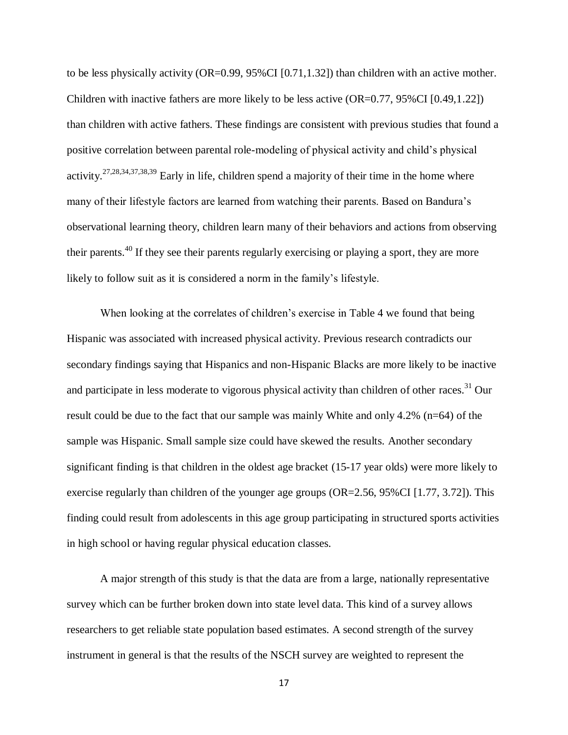to be less physically activity (OR=0.99, 95%CI [0.71,1.32]) than children with an active mother. Children with inactive fathers are more likely to be less active (OR=0.77, 95%CI [0.49,1.22]) than children with active fathers. These findings are consistent with previous studies that found a positive correlation between parental role-modeling of physical activity and child's physical activity.[27,28,34,37,38,39] Early in life, children spend a majority of their time in the home where many of their lifestyle factors are learned from watching their parents. Based on Bandura's observational learning theory, children learn many of their behaviors and actions from observing their parents.[40] If they see their parents regularly exercising or playing a sport, they are more likely to follow suit as it is considered a norm in the family's lifestyle.

When looking at the correlates of children's exercise in Table 4 we found that being Hispanic was associated with increased physical activity. Previous research contradicts our secondary findings saying that Hispanics and non-Hispanic Blacks are more likely to be inactive and participate in less moderate to vigorous physical activity than children of other races.[31] Our result could be due to the fact that our sample was mainly White and only 4.2% (n=64) of the sample was Hispanic. Small sample size could have skewed the results. Another secondary significant finding is that children in the oldest age bracket (15-17 year olds) were more likely to exercise regularly than children of the younger age groups (OR=2.56, 95%CI [1.77, 3.72]). This finding could result from adolescents in this age group participating in structured sports activities in high school or having regular physical education classes.

A major strength of this study is that the data are from a large, nationally representative survey which can be further broken down into state level data. This kind of a survey allows researchers to get reliable state population based estimates. A second strength of the survey instrument in general is that the results of the NSCH survey are weighted to represent the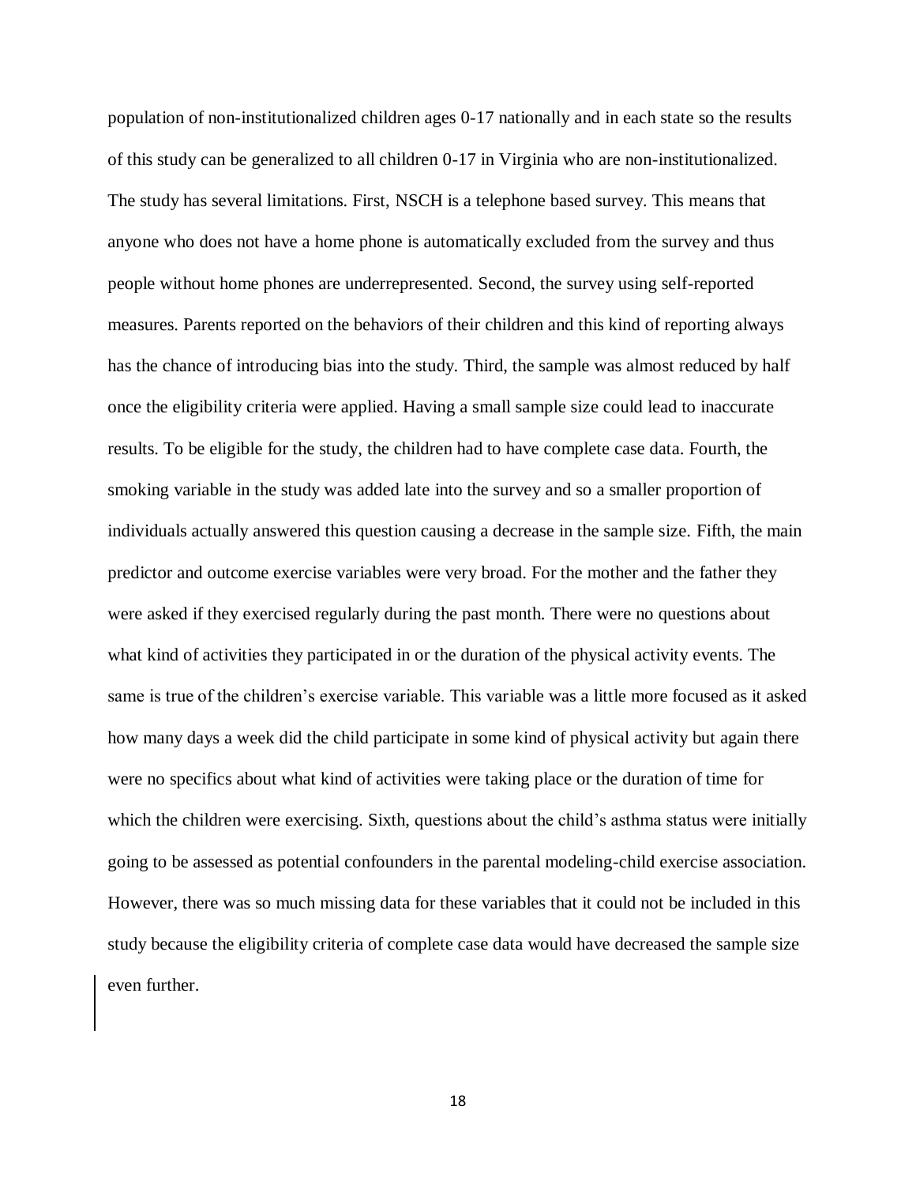population of non-institutionalized children ages 0-17 nationally and in each state so the results of this study can be generalized to all children 0-17 in Virginia who are non-institutionalized. The study has several limitations. First, NSCH is a telephone based survey. This means that anyone who does not have a home phone is automatically excluded from the survey and thus people without home phones are underrepresented. Second, the survey using self-reported measures. Parents reported on the behaviors of their children and this kind of reporting always has the chance of introducing bias into the study. Third, the sample was almost reduced by half once the eligibility criteria were applied. Having a small sample size could lead to inaccurate results. To be eligible for the study, the children had to have complete case data. Fourth, the smoking variable in the study was added late into the survey and so a smaller proportion of individuals actually answered this question causing a decrease in the sample size. Fifth, the main predictor and outcome exercise variables were very broad. For the mother and the father they were asked if they exercised regularly during the past month. There were no questions about what kind of activities they participated in or the duration of the physical activity events. The same is true of the children's exercise variable. This variable was a little more focused as it asked how many days a week did the child participate in some kind of physical activity but again there were no specifics about what kind of activities were taking place or the duration of time for which the children were exercising. Sixth, questions about the child's asthma status were initially going to be assessed as potential confounders in the parental modeling-child exercise association. However, there was so much missing data for these variables that it could not be included in this study because the eligibility criteria of complete case data would have decreased the sample size even further.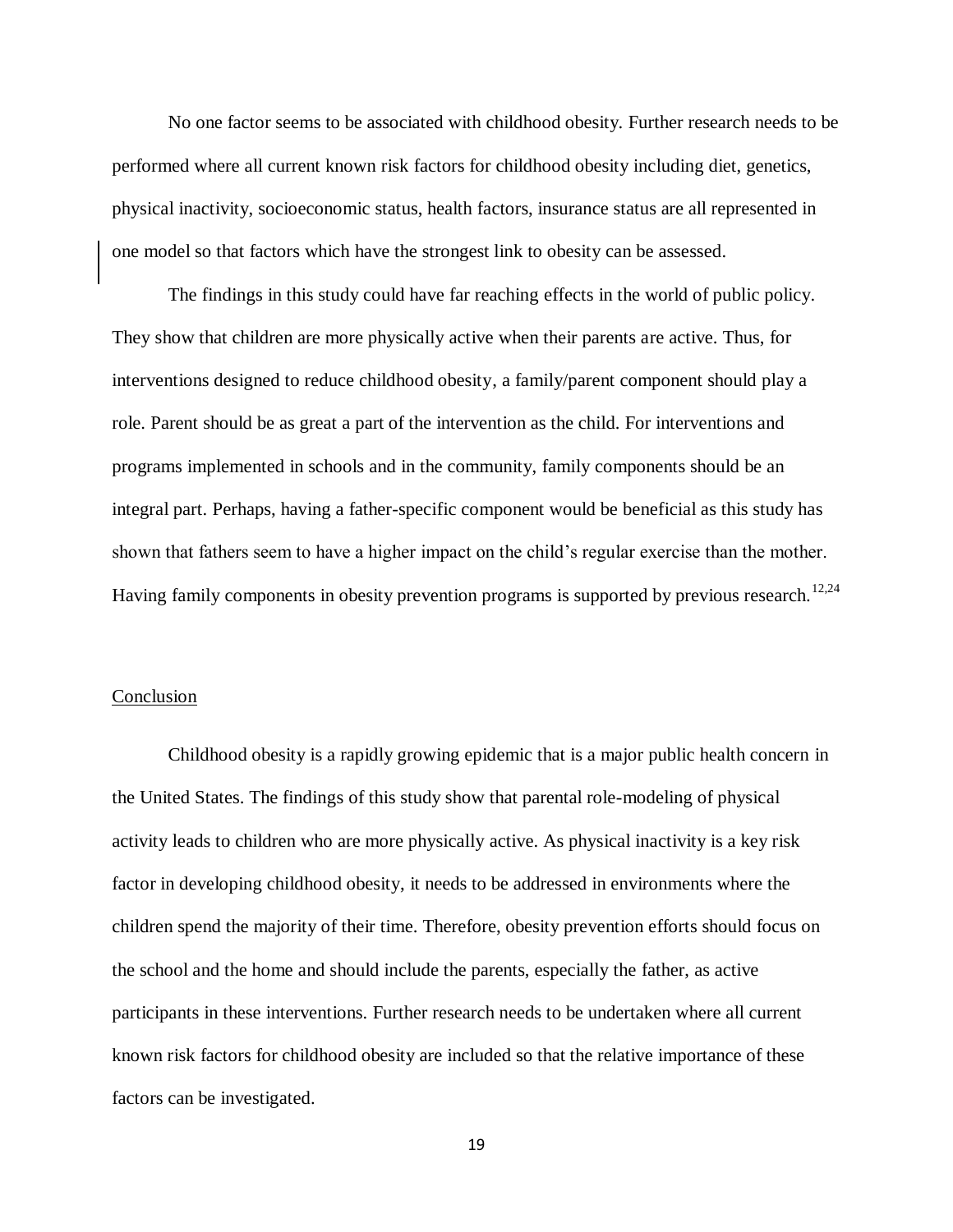No one factor seems to be associated with childhood obesity. Further research needs to be performed where all current known risk factors for childhood obesity including diet, genetics, physical inactivity, socioeconomic status, health factors, insurance status are all represented in one model so that factors which have the strongest link to obesity can be assessed.

The findings in this study could have far reaching effects in the world of public policy. They show that children are more physically active when their parents are active. Thus, for interventions designed to reduce childhood obesity, a family/parent component should play a role. Parent should be as great a part of the intervention as the child. For interventions and programs implemented in schools and in the community, family components should be an integral part. Perhaps, having a father-specific component would be beneficial as this study has shown that fathers seem to have a higher impact on the child's regular exercise than the mother. Having family components in obesity prevention programs is supported by previous research.[12,24]

## Conclusion

Childhood obesity is a rapidly growing epidemic that is a major public health concern in the United States. The findings of this study show that parental role-modeling of physical activity leads to children who are more physically active. As physical inactivity is a key risk factor in developing childhood obesity, it needs to be addressed in environments where the children spend the majority of their time. Therefore, obesity prevention efforts should focus on the school and the home and should include the parents, especially the father, as active participants in these interventions. Further research needs to be undertaken where all current known risk factors for childhood obesity are included so that the relative importance of these factors can be investigated.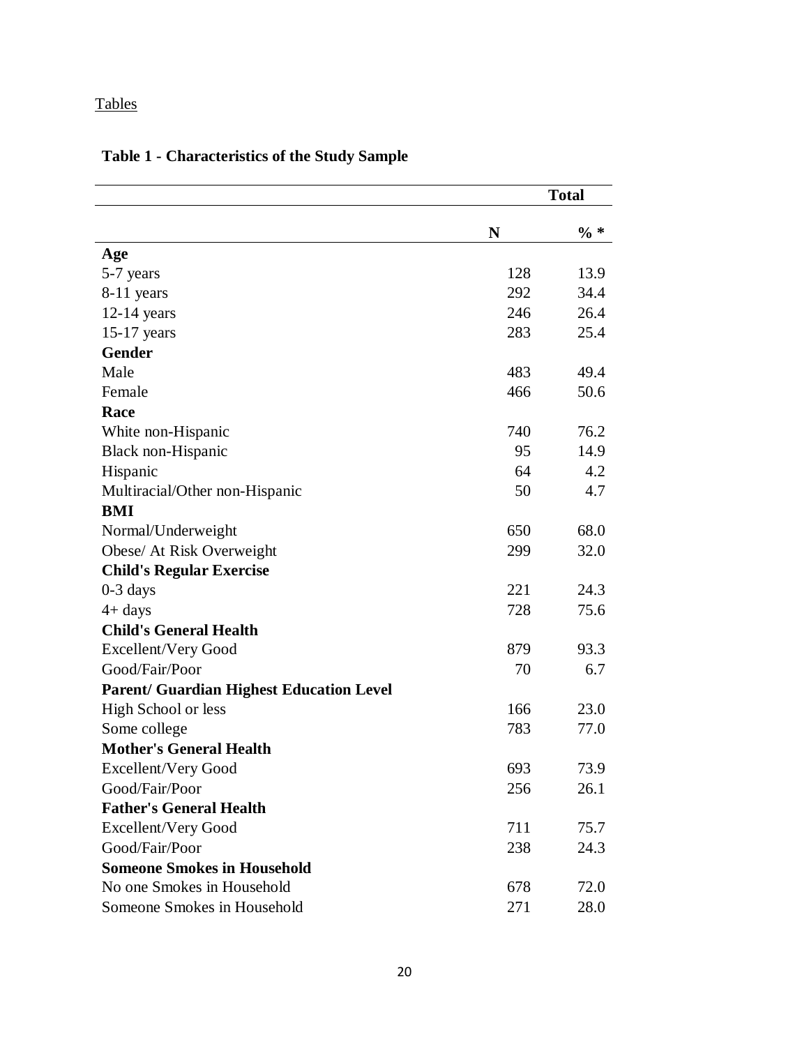Tables

**Table 1 - Characteristics of the Study Sample**

| | Total | |
|---|---|---|
| | **N** | **% *** |
| **Age** | | |
| 5-7 years | 128 | 13.9 |
| 8-11 years | 292 | 34.4 |
| 12-14 years | 246 | 26.4 |
| 15-17 years | 283 | 25.4 |
| **Gender** | | |
| Male | 483 | 49.4 |
| Female | 466 | 50.6 |
| **Race** | | |
| White non-Hispanic | 740 | 76.2 |
| Black non-Hispanic | 95 | 14.9 |
| Hispanic | 64 | 4.2 |
| Multiracial/Other non-Hispanic | 50 | 4.7 |
| **BMI** | | |
| Normal/Underweight | 650 | 68.0 |
| Obese/ At Risk Overweight | 299 | 32.0 |
| **Child's Regular Exercise** | | |
| 0-3 days | 221 | 24.3 |
| 4+ days | 728 | 75.6 |
| **Child's General Health** | | |
| Excellent/Very Good | 879 | 93.3 |
| Good/Fair/Poor | 70 | 6.7 |
| **Parent/ Guardian Highest Education Level** | | |
| High School or less | 166 | 23.0 |
| Some college | 783 | 77.0 |
| **Mother's General Health** | | |
| Excellent/Very Good | 693 | 73.9 |
| Good/Fair/Poor | 256 | 26.1 |
| **Father's General Health** | | |
| Excellent/Very Good | 711 | 75.7 |
| Good/Fair/Poor | 238 | 24.3 |
| **Someone Smokes in Household** | | |
| No one Smokes in Household | 678 | 72.0 |
| Someone Smokes in Household | 271 | 28.0 |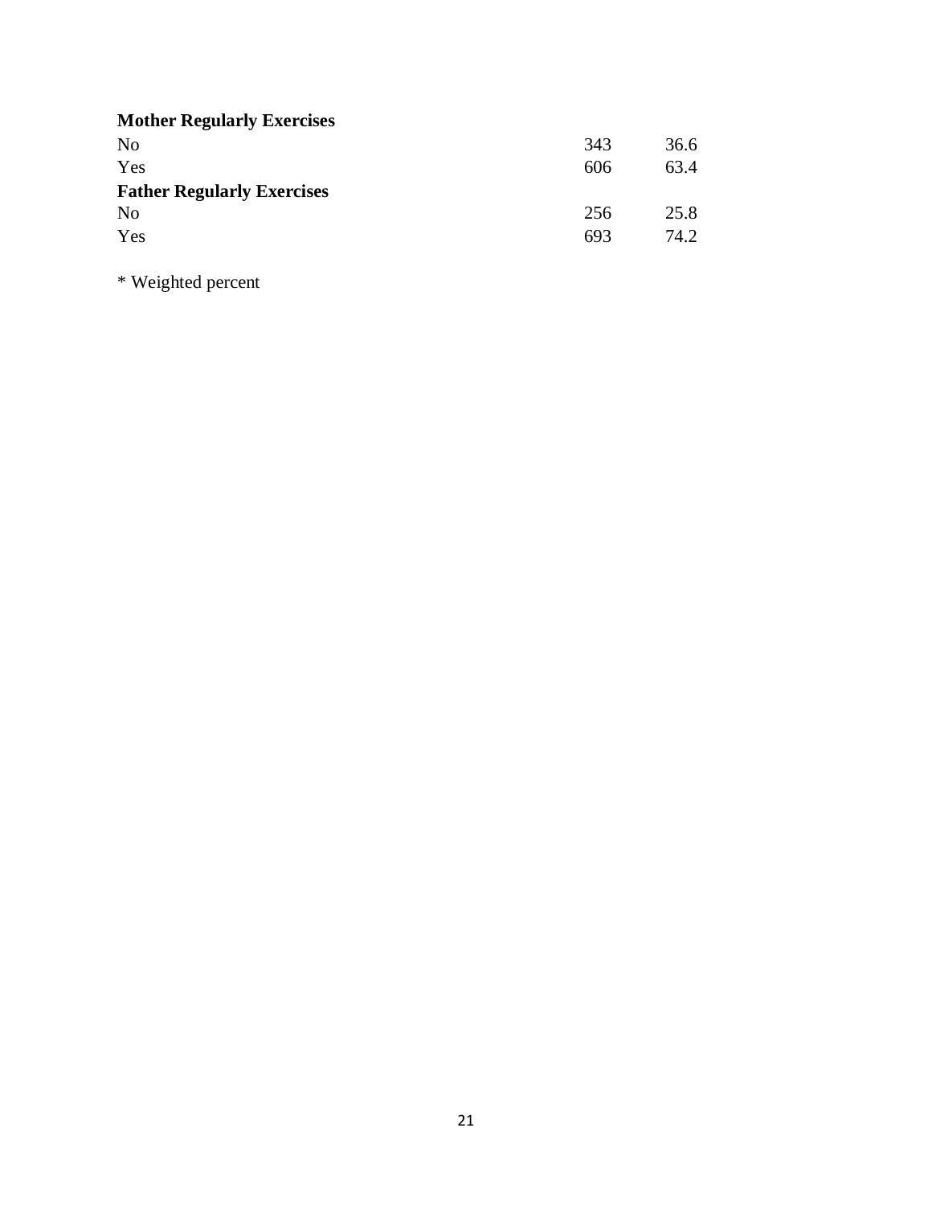| | | |
|---|---|---|
| **Mother Regularly Exercises** | | |
| No | 343 | 36.6 |
| Yes | 606 | 63.4 |
| **Father Regularly Exercises** | | |
| No | 256 | 25.8 |
| Yes | 693 | 74.2 |

* Weighted percent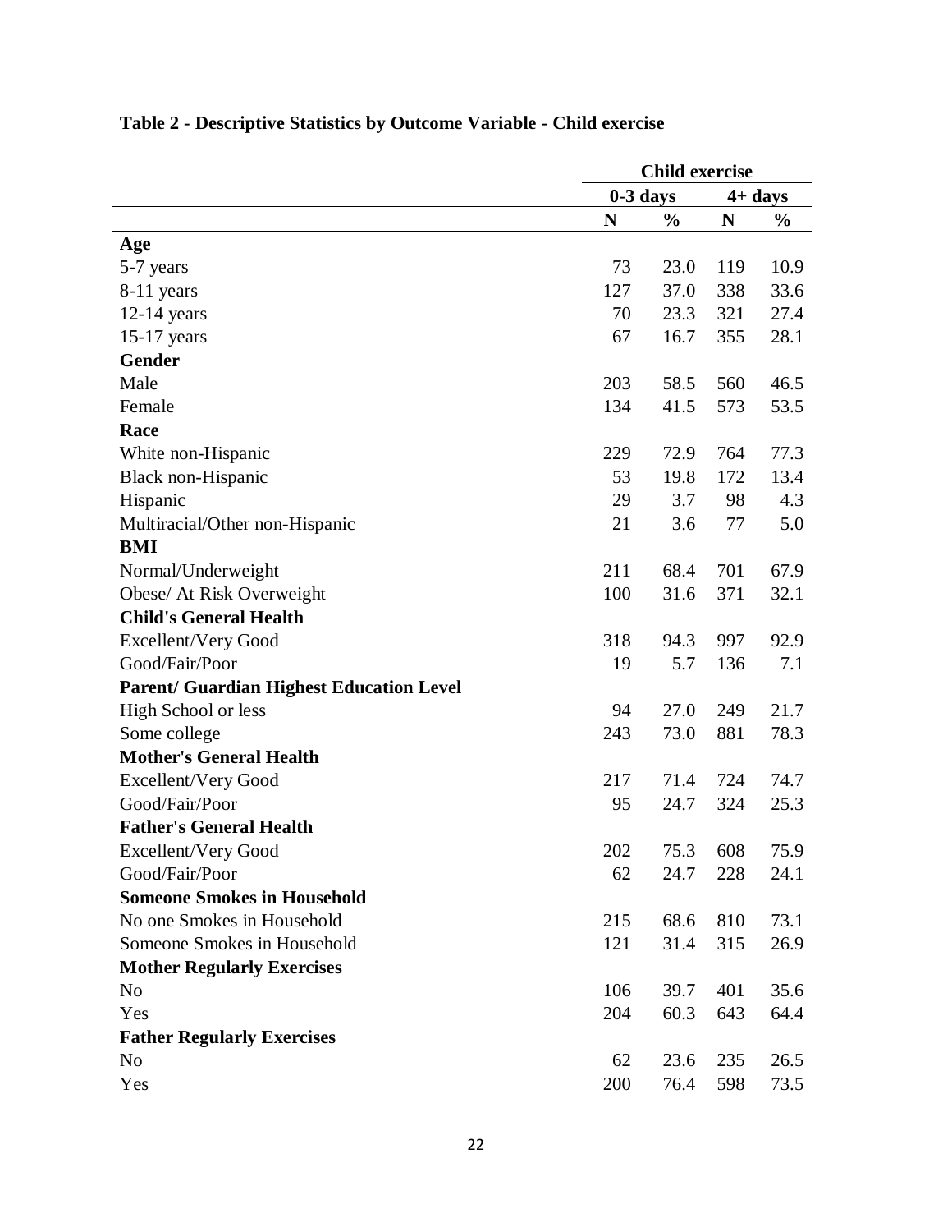**Table 2 - Descriptive Statistics by Outcome Variable - Child exercise**

| | Child exercise | | | |
|---|---|---|---|---|
| | 0-3 days | | 4+ days | |
| | N | % | N | % |
| **Age** | | | | |
| 5-7 years | 73 | 23.0 | 119 | 10.9 |
| 8-11 years | 127 | 37.0 | 338 | 33.6 |
| 12-14 years | 70 | 23.3 | 321 | 27.4 |
| 15-17 years | 67 | 16.7 | 355 | 28.1 |
| **Gender** | | | | |
| Male | 203 | 58.5 | 560 | 46.5 |
| Female | 134 | 41.5 | 573 | 53.5 |
| **Race** | | | | |
| White non-Hispanic | 229 | 72.9 | 764 | 77.3 |
| Black non-Hispanic | 53 | 19.8 | 172 | 13.4 |
| Hispanic | 29 | 3.7 | 98 | 4.3 |
| Multiracial/Other non-Hispanic | 21 | 3.6 | 77 | 5.0 |
| **BMI** | | | | |
| Normal/Underweight | 211 | 68.4 | 701 | 67.9 |
| Obese/ At Risk Overweight | 100 | 31.6 | 371 | 32.1 |
| **Child's General Health** | | | | |
| Excellent/Very Good | 318 | 94.3 | 997 | 92.9 |
| Good/Fair/Poor | 19 | 5.7 | 136 | 7.1 |
| **Parent/ Guardian Highest Education Level** | | | | |
| High School or less | 94 | 27.0 | 249 | 21.7 |
| Some college | 243 | 73.0 | 881 | 78.3 |
| **Mother's General Health** | | | | |
| Excellent/Very Good | 217 | 71.4 | 724 | 74.7 |
| Good/Fair/Poor | 95 | 24.7 | 324 | 25.3 |
| **Father's General Health** | | | | |
| Excellent/Very Good | 202 | 75.3 | 608 | 75.9 |
| Good/Fair/Poor | 62 | 24.7 | 228 | 24.1 |
| **Someone Smokes in Household** | | | | |
| No one Smokes in Household | 215 | 68.6 | 810 | 73.1 |
| Someone Smokes in Household | 121 | 31.4 | 315 | 26.9 |
| **Mother Regularly Exercises** | | | | |
| No | 106 | 39.7 | 401 | 35.6 |
| Yes | 204 | 60.3 | 643 | 64.4 |
| **Father Regularly Exercises** | | | | |
| No | 62 | 23.6 | 235 | 26.5 |
| Yes | 200 | 76.4 | 598 | 73.5 |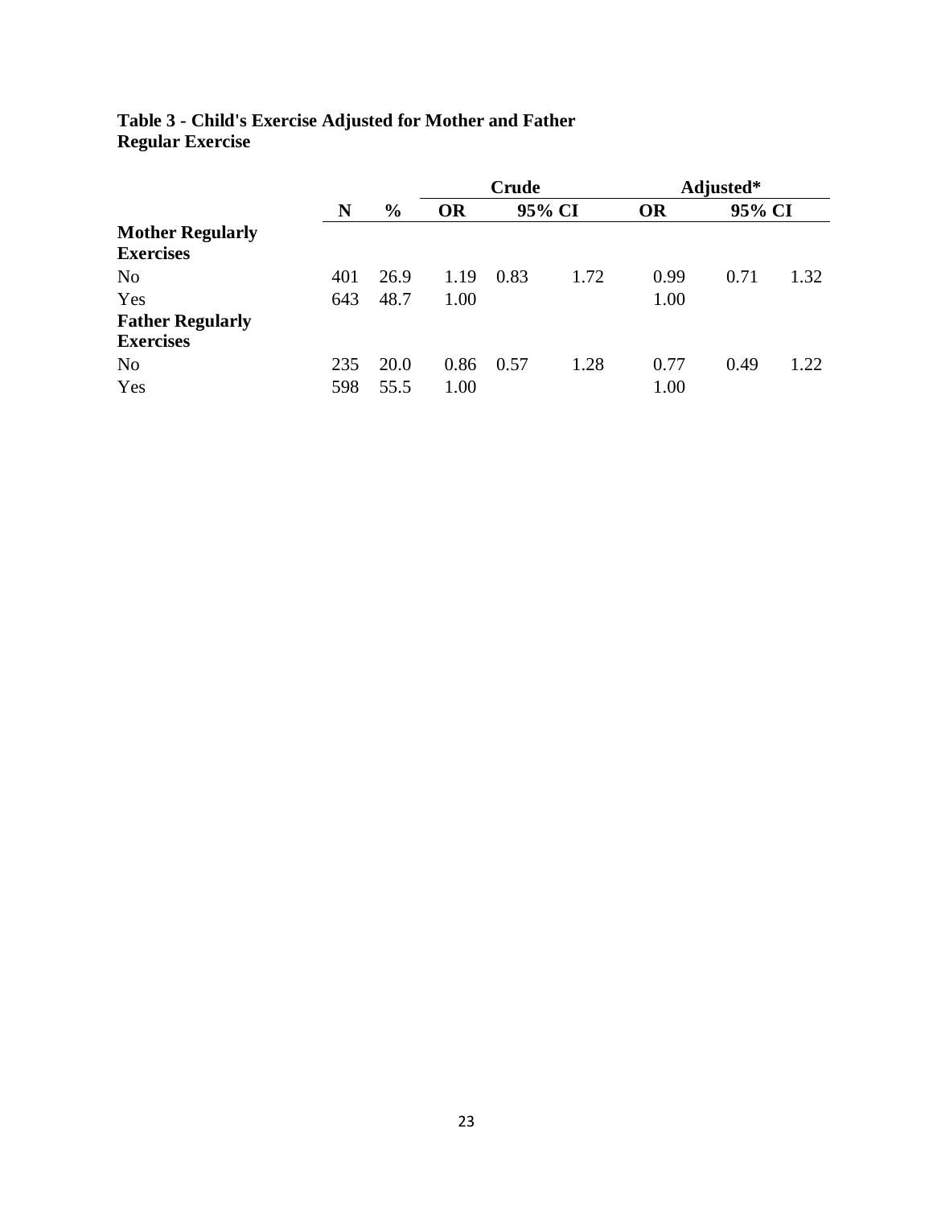**Table 3 - Child's Exercise Adjusted for Mother and Father Regular Exercise**

| | N | % | Crude | | | Adjusted* | | |
|---|---|---|---|---|---|---|---|---|
| | | | OR | 95% CI | | OR | 95% CI | |
| **Mother Regularly Exercises** | | | | | | | | |
| No | 401 | 26.9 | 1.19 | 0.83 | 1.72 | 0.99 | 0.71 | 1.32 |
| Yes | 643 | 48.7 | 1.00 | | | 1.00 | | |
| **Father Regularly Exercises** | | | | | | | | |
| No | 235 | 20.0 | 0.86 | 0.57 | 1.28 | 0.77 | 0.49 | 1.22 |
| Yes | 598 | 55.5 | 1.00 | | | 1.00 | | |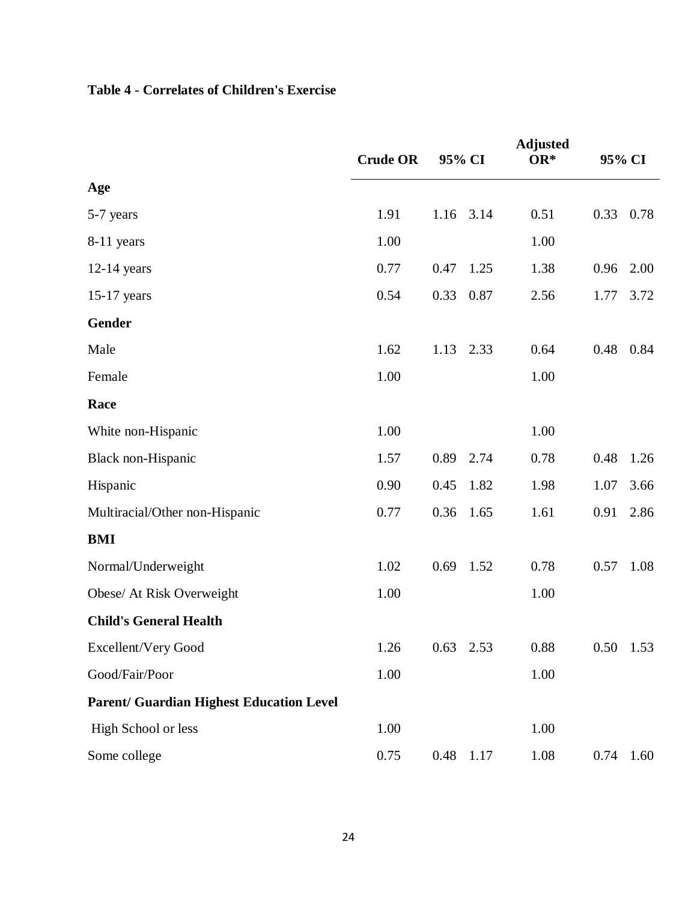**Table 4 - Correlates of Children's Exercise**

| | Crude OR | 95% CI | | Adjusted OR* | 95% CI | |
|---|---|---|---|---|---|---|
| **Age** | | | | | | |
| 5-7 years | 1.91 | 1.16 | 3.14 | 0.51 | 0.33 | 0.78 |
| 8-11 years | 1.00 | | | 1.00 | | |
| 12-14 years | 0.77 | 0.47 | 1.25 | 1.38 | 0.96 | 2.00 |
| 15-17 years | 0.54 | 0.33 | 0.87 | 2.56 | 1.77 | 3.72 |
| **Gender** | | | | | | |
| Male | 1.62 | 1.13 | 2.33 | 0.64 | 0.48 | 0.84 |
| Female | 1.00 | | | 1.00 | | |
| **Race** | | | | | | |
| White non-Hispanic | 1.00 | | | 1.00 | | |
| Black non-Hispanic | 1.57 | 0.89 | 2.74 | 0.78 | 0.48 | 1.26 |
| Hispanic | 0.90 | 0.45 | 1.82 | 1.98 | 1.07 | 3.66 |
| Multiracial/Other non-Hispanic | 0.77 | 0.36 | 1.65 | 1.61 | 0.91 | 2.86 |
| **BMI** | | | | | | |
| Normal/Underweight | 1.02 | 0.69 | 1.52 | 0.78 | 0.57 | 1.08 |
| Obese/ At Risk Overweight | 1.00 | | | 1.00 | | |
| **Child's General Health** | | | | | | |
| Excellent/Very Good | 1.26 | 0.63 | 2.53 | 0.88 | 0.50 | 1.53 |
| Good/Fair/Poor | 1.00 | | | 1.00 | | |
| **Parent/ Guardian Highest Education Level** | | | | | | |
| High School or less | 1.00 | | | 1.00 | | |
| Some college | 0.75 | 0.48 | 1.17 | 1.08 | 0.74 | 1.60 |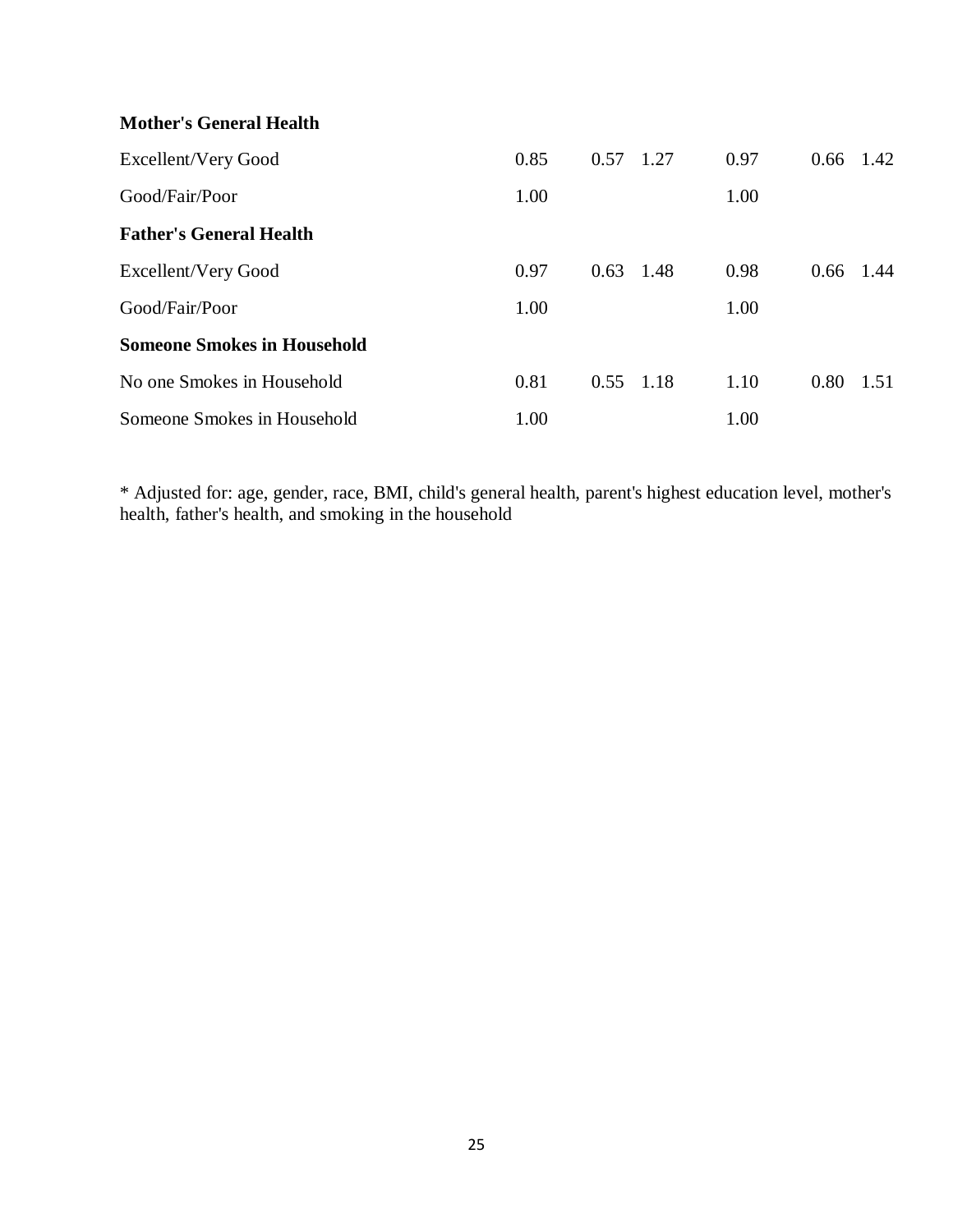| | | | | | | |
|---|---|---|---|---|---|---|
| **Mother's General Health** | | | | | | |
| Excellent/Very Good | 0.85 | 0.57 | 1.27 | 0.97 | 0.66 | 1.42 |
| Good/Fair/Poor | 1.00 | | | 1.00 | | |
| **Father's General Health** | | | | | | |
| Excellent/Very Good | 0.97 | 0.63 | 1.48 | 0.98 | 0.66 | 1.44 |
| Good/Fair/Poor | 1.00 | | | 1.00 | | |
| **Someone Smokes in Household** | | | | | | |
| No one Smokes in Household | 0.81 | 0.55 | 1.18 | 1.10 | 0.80 | 1.51 |
| Someone Smokes in Household | 1.00 | | | 1.00 | | |

* Adjusted for: age, gender, race, BMI, child's general health, parent's highest education level, mother's health, father's health, and smoking in the household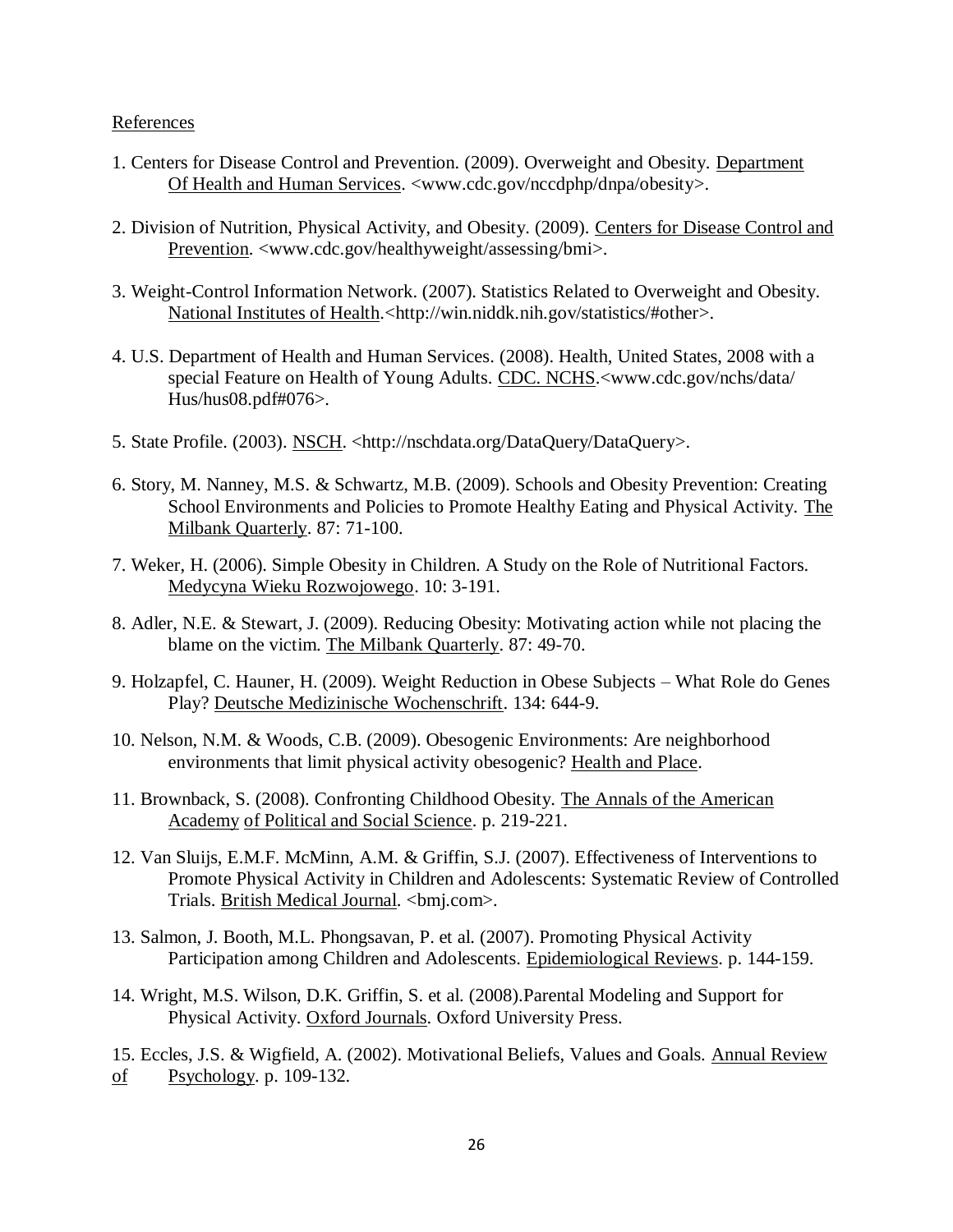References

1. Centers for Disease Control and Prevention. (2009). Overweight and Obesity. Department Of Health and Human Services. <www.cdc.gov/nccdphp/dnpa/obesity>.

2. Division of Nutrition, Physical Activity, and Obesity. (2009). Centers for Disease Control and Prevention. <www.cdc.gov/healthyweight/assessing/bmi>.

3. Weight-Control Information Network. (2007). Statistics Related to Overweight and Obesity. National Institutes of Health.<http://win.niddk.nih.gov/statistics/#other>.

4. U.S. Department of Health and Human Services. (2008). Health, United States, 2008 with a special Feature on Health of Young Adults. CDC. NCHS.<www.cdc.gov/nchs/data/ Hus/hus08.pdf#076>.

5. State Profile. (2003). NSCH. <http://nschdata.org/DataQuery/DataQuery>.

6. Story, M. Nanney, M.S. & Schwartz, M.B. (2009). Schools and Obesity Prevention: Creating School Environments and Policies to Promote Healthy Eating and Physical Activity. The Milbank Quarterly. 87: 71-100.

7. Weker, H. (2006). Simple Obesity in Children. A Study on the Role of Nutritional Factors. Medycyna Wieku Rozwojowego. 10: 3-191.

8. Adler, N.E. & Stewart, J. (2009). Reducing Obesity: Motivating action while not placing the blame on the victim. The Milbank Quarterly. 87: 49-70.

9. Holzapfel, C. Hauner, H. (2009). Weight Reduction in Obese Subjects – What Role do Genes Play? Deutsche Medizinische Wochenschrift. 134: 644-9.

10. Nelson, N.M. & Woods, C.B. (2009). Obesogenic Environments: Are neighborhood environments that limit physical activity obesogenic? Health and Place.

11. Brownback, S. (2008). Confronting Childhood Obesity. The Annals of the American Academy of Political and Social Science. p. 219-221.

12. Van Sluijs, E.M.F. McMinn, A.M. & Griffin, S.J. (2007). Effectiveness of Interventions to Promote Physical Activity in Children and Adolescents: Systematic Review of Controlled Trials. British Medical Journal. <bmj.com>.

13. Salmon, J. Booth, M.L. Phongsavan, P. et al. (2007). Promoting Physical Activity Participation among Children and Adolescents. Epidemiological Reviews. p. 144-159.

14. Wright, M.S. Wilson, D.K. Griffin, S. et al. (2008).Parental Modeling and Support for Physical Activity. Oxford Journals. Oxford University Press.

15. Eccles, J.S. & Wigfield, A. (2002). Motivational Beliefs, Values and Goals. Annual Review of Psychology. p. 109-132.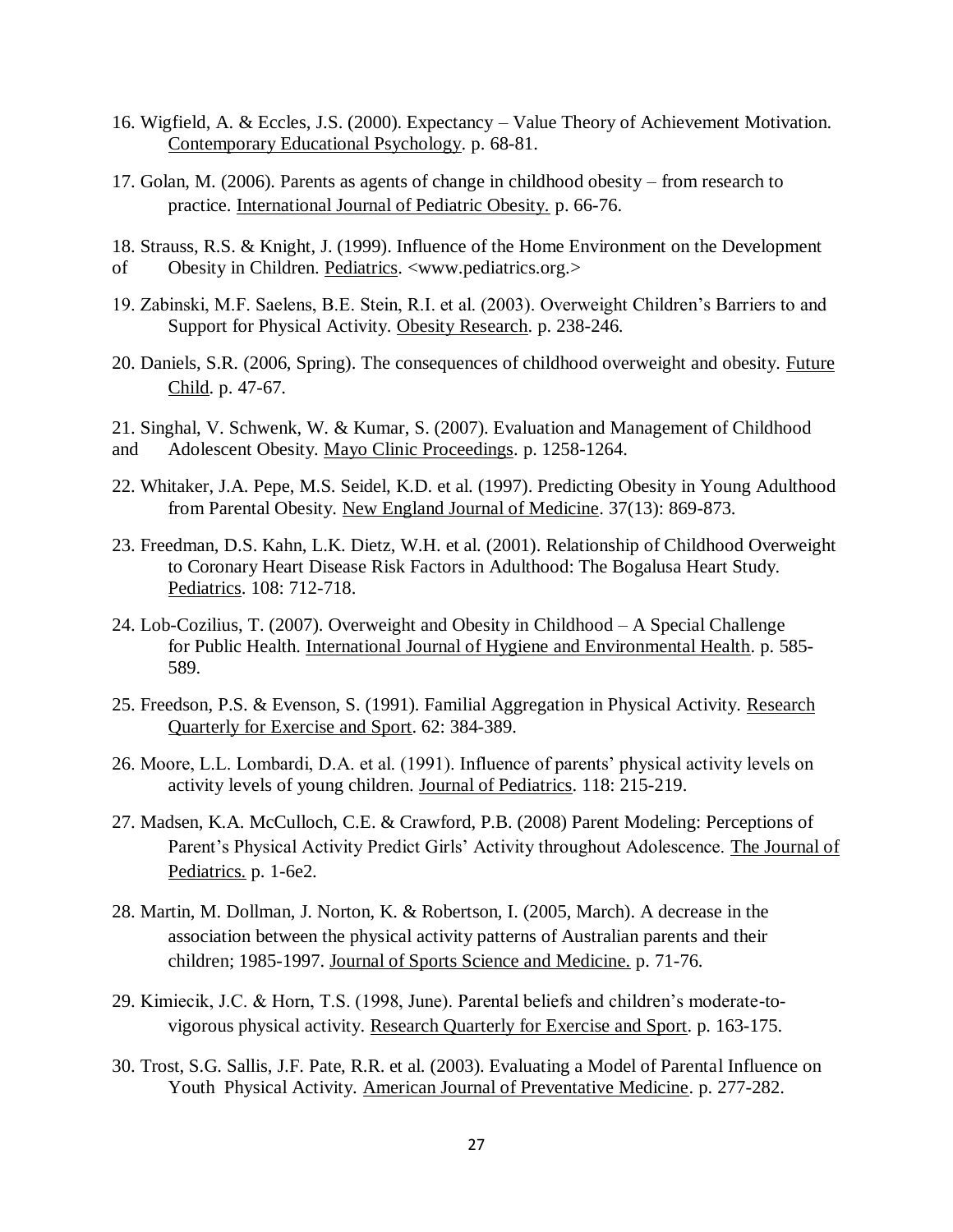16. Wigfield, A. & Eccles, J.S. (2000). Expectancy – Value Theory of Achievement Motivation. Contemporary Educational Psychology. p. 68-81.

17. Golan, M. (2006). Parents as agents of change in childhood obesity – from research to practice. International Journal of Pediatric Obesity. p. 66-76.

18. Strauss, R.S. & Knight, J. (1999). Influence of the Home Environment on the Development of Obesity in Children. Pediatrics. <www.pediatrics.org.>

19. Zabinski, M.F. Saelens, B.E. Stein, R.I. et al. (2003). Overweight Children's Barriers to and Support for Physical Activity. Obesity Research. p. 238-246.

20. Daniels, S.R. (2006, Spring). The consequences of childhood overweight and obesity. Future Child. p. 47-67.

21. Singhal, V. Schwenk, W. & Kumar, S. (2007). Evaluation and Management of Childhood and Adolescent Obesity. Mayo Clinic Proceedings. p. 1258-1264.

22. Whitaker, J.A. Pepe, M.S. Seidel, K.D. et al. (1997). Predicting Obesity in Young Adulthood from Parental Obesity. New England Journal of Medicine. 37(13): 869-873.

23. Freedman, D.S. Kahn, L.K. Dietz, W.H. et al. (2001). Relationship of Childhood Overweight to Coronary Heart Disease Risk Factors in Adulthood: The Bogalusa Heart Study. Pediatrics. 108: 712-718.

24. Lob-Cozilius, T. (2007). Overweight and Obesity in Childhood – A Special Challenge for Public Health. International Journal of Hygiene and Environmental Health. p. 585-589.

25. Freedson, P.S. & Evenson, S. (1991). Familial Aggregation in Physical Activity. Research Quarterly for Exercise and Sport. 62: 384-389.

26. Moore, L.L. Lombardi, D.A. et al. (1991). Influence of parents' physical activity levels on activity levels of young children. Journal of Pediatrics. 118: 215-219.

27. Madsen, K.A. McCulloch, C.E. & Crawford, P.B. (2008) Parent Modeling: Perceptions of Parent's Physical Activity Predict Girls' Activity throughout Adolescence. The Journal of Pediatrics. p. 1-6e2.

28. Martin, M. Dollman, J. Norton, K. & Robertson, I. (2005, March). A decrease in the association between the physical activity patterns of Australian parents and their children; 1985-1997. Journal of Sports Science and Medicine. p. 71-76.

29. Kimiecik, J.C. & Horn, T.S. (1998, June). Parental beliefs and children's moderate-to-vigorous physical activity. Research Quarterly for Exercise and Sport. p. 163-175.

30. Trost, S.G. Sallis, J.F. Pate, R.R. et al. (2003). Evaluating a Model of Parental Influence on Youth Physical Activity. American Journal of Preventative Medicine. p. 277-282.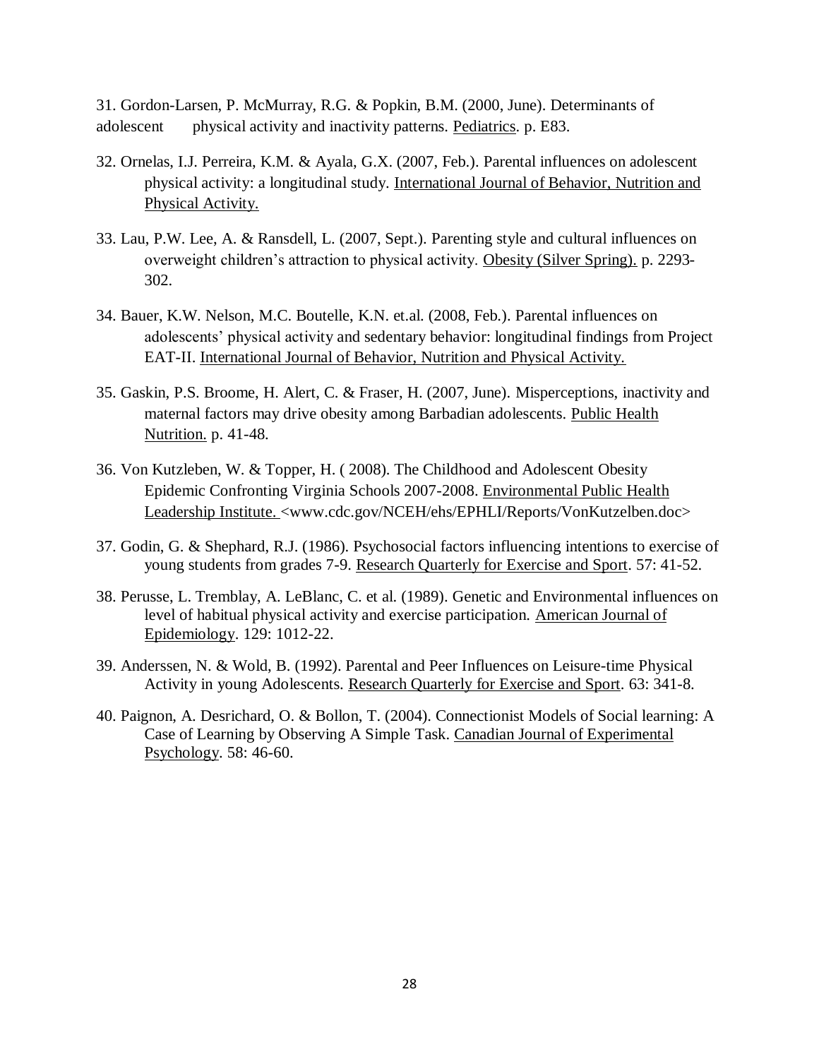31. Gordon-Larsen, P. McMurray, R.G. & Popkin, B.M. (2000, June). Determinants of adolescent physical activity and inactivity patterns. Pediatrics. p. E83.

32. Ornelas, I.J. Perreira, K.M. & Ayala, G.X. (2007, Feb.). Parental influences on adolescent physical activity: a longitudinal study. International Journal of Behavior, Nutrition and Physical Activity.

33. Lau, P.W. Lee, A. & Ransdell, L. (2007, Sept.). Parenting style and cultural influences on overweight children's attraction to physical activity. Obesity (Silver Spring). p. 2293-302.

34. Bauer, K.W. Nelson, M.C. Boutelle, K.N. et.al. (2008, Feb.). Parental influences on adolescents' physical activity and sedentary behavior: longitudinal findings from Project EAT-II. International Journal of Behavior, Nutrition and Physical Activity.

35. Gaskin, P.S. Broome, H. Alert, C. & Fraser, H. (2007, June). Misperceptions, inactivity and maternal factors may drive obesity among Barbadian adolescents. Public Health Nutrition. p. 41-48.

36. Von Kutzleben, W. & Topper, H. ( 2008). The Childhood and Adolescent Obesity Epidemic Confronting Virginia Schools 2007-2008. Environmental Public Health Leadership Institute. <www.cdc.gov/NCEH/ehs/EPHLI/Reports/VonKutzelben.doc>

37. Godin, G. & Shephard, R.J. (1986). Psychosocial factors influencing intentions to exercise of young students from grades 7-9. Research Quarterly for Exercise and Sport. 57: 41-52.

38. Perusse, L. Tremblay, A. LeBlanc, C. et al. (1989). Genetic and Environmental influences on level of habitual physical activity and exercise participation. American Journal of Epidemiology. 129: 1012-22.

39. Anderssen, N. & Wold, B. (1992). Parental and Peer Influences on Leisure-time Physical Activity in young Adolescents. Research Quarterly for Exercise and Sport. 63: 341-8.

40. Paignon, A. Desrichard, O. & Bollon, T. (2004). Connectionist Models of Social learning: A Case of Learning by Observing A Simple Task. Canadian Journal of Experimental Psychology. 58: 46-60.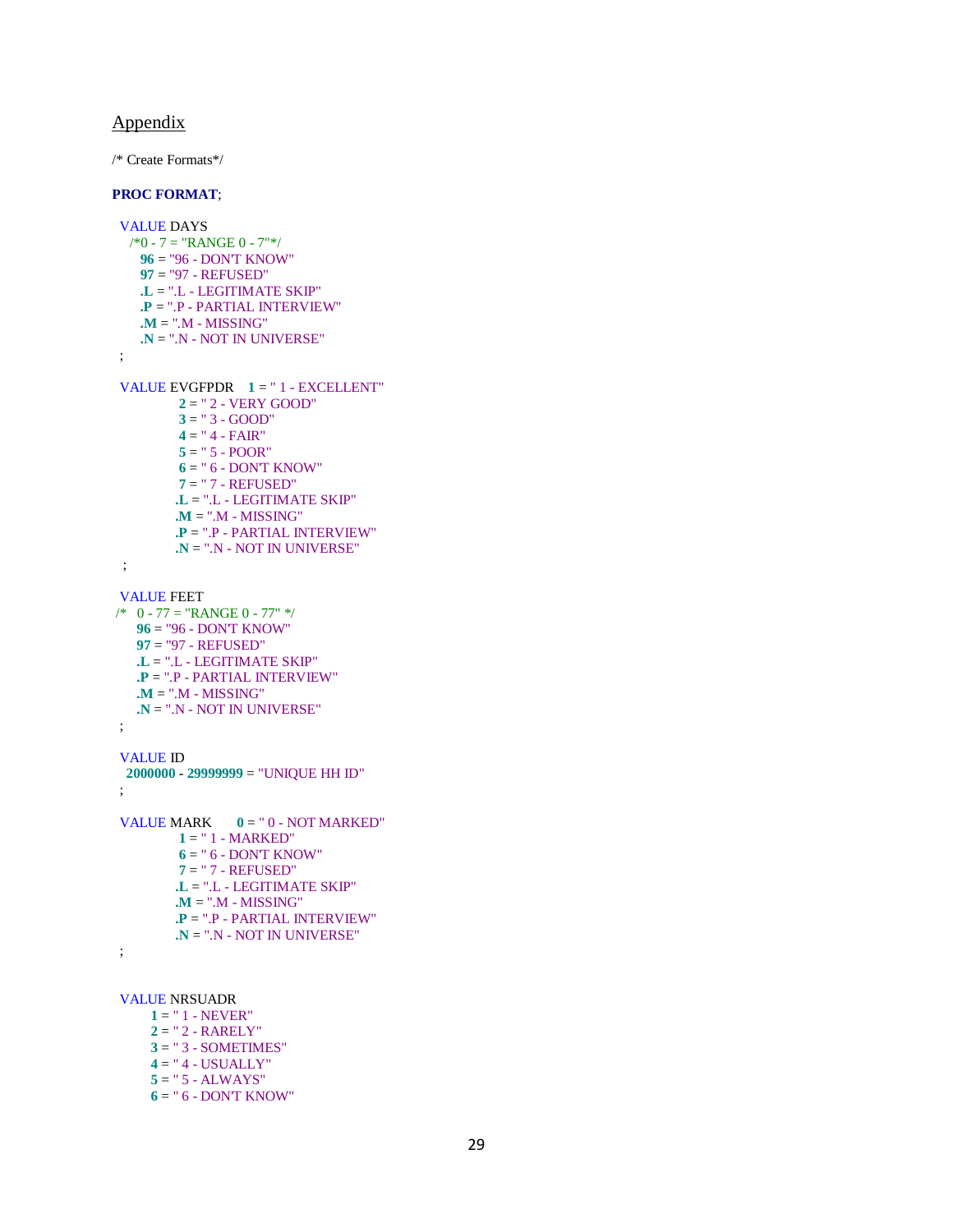## Appendix

/* Create Formats*/

```
PROC FORMAT;

  VALUE DAYS
    /*0 - 7 = "RANGE 0 - 7"*/
      96 = "96 - DON'T KNOW"
      97 = "97 - REFUSED"
      .L = ".L - LEGITIMATE SKIP"
      .P = ".P - PARTIAL INTERVIEW"
      .M = ".M - MISSING"
      .N = ".N - NOT IN UNIVERSE"
  ;

  VALUE EVGFPDR    1 = " 1 - EXCELLENT"
              2 = " 2 - VERY GOOD"
              3 = " 3 - GOOD"
              4 = " 4 - FAIR"
              5 = " 5 - POOR"
              6 = " 6 - DON'T KNOW"
              7 = " 7 - REFUSED"
             .L = ".L - LEGITIMATE SKIP"
             .M = ".M - MISSING"
             .P = ".P - PARTIAL INTERVIEW"
             .N = ".N - NOT IN UNIVERSE"
   ;

  VALUE FEET
/*   0 - 77 = "RANGE 0 - 77" */
     96 = "96 - DON'T KNOW"
     97 = "97 - REFUSED"
     .L = ".L - LEGITIMATE SKIP"
     .P = ".P - PARTIAL INTERVIEW"
     .M = ".M - MISSING"
     .N = ".N - NOT IN UNIVERSE"
  ;

  VALUE ID
   2000000 - 29999999 = "UNIQUE HH ID"
  ;

  VALUE MARK       0 = " 0 - NOT MARKED"
              1 = " 1 - MARKED"
              6 = " 6 - DON'T KNOW"
              7 = " 7 - REFUSED"
             .L = ".L - LEGITIMATE SKIP"
             .M = ".M - MISSING"
             .P = ".P - PARTIAL INTERVIEW"
             .N = ".N - NOT IN UNIVERSE"
  ;


  VALUE NRSUADR
        1 = " 1 - NEVER"
        2 = " 2 - RARELY"
        3 = " 3 - SOMETIMES"
        4 = " 4 - USUALLY"
        5 = " 5 - ALWAYS"
        6 = " 6 - DON'T KNOW"
```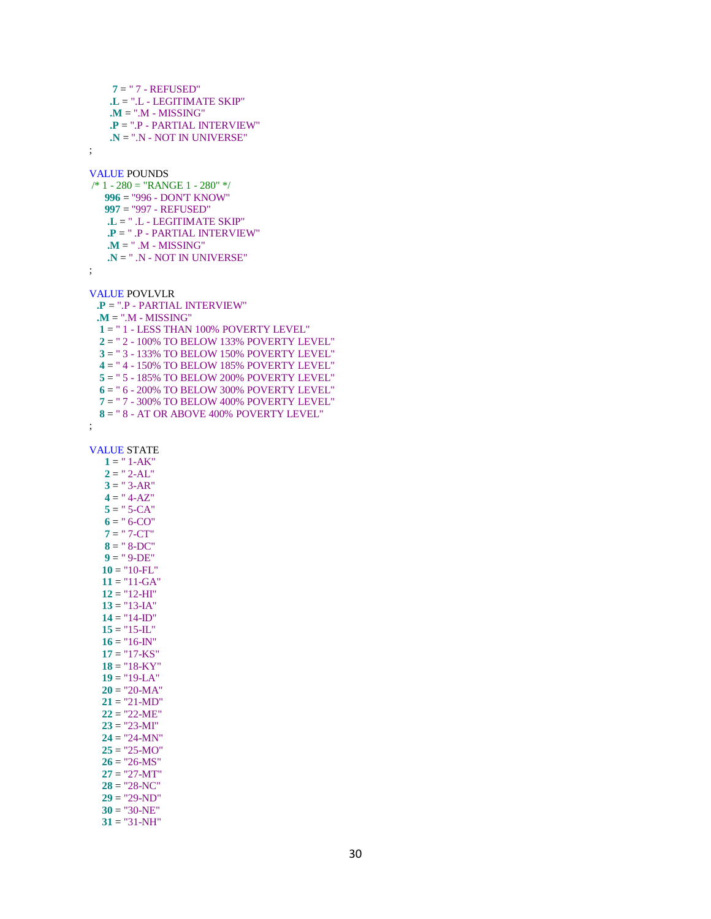```
       7 = " 7 - REFUSED"
      .L = ".L - LEGITIMATE SKIP"
      .M = ".M - MISSING"
      .P = ".P - PARTIAL INTERVIEW"
      .N = ".N - NOT IN UNIVERSE"
;

VALUE POUNDS
 /* 1 - 280 = "RANGE 1 - 280" */
    996 = "996 - DON'T KNOW"
    997 = "997 - REFUSED"
     .L = " .L - LEGITIMATE SKIP"
     .P = " .P - PARTIAL INTERVIEW"
     .M = " .M - MISSING"
     .N = " .N - NOT IN UNIVERSE"
;

VALUE POVLVLR
  .P = ".P - PARTIAL INTERVIEW"
  .M = ".M - MISSING"
   1 = " 1 - LESS THAN 100% POVERTY LEVEL"
   2 = " 2 - 100% TO BELOW 133% POVERTY LEVEL"
   3 = " 3 - 133% TO BELOW 150% POVERTY LEVEL"
   4 = " 4 - 150% TO BELOW 185% POVERTY LEVEL"
   5 = " 5 - 185% TO BELOW 200% POVERTY LEVEL"
   6 = " 6 - 200% TO BELOW 300% POVERTY LEVEL"
   7 = " 7 - 300% TO BELOW 400% POVERTY LEVEL"
   8 = " 8 - AT OR ABOVE 400% POVERTY LEVEL"
;

VALUE STATE
    1 = " 1-AK"
    2 = " 2-AL"
    3 = " 3-AR"
    4 = " 4-AZ"
    5 = " 5-CA"
    6 = " 6-CO"
    7 = " 7-CT"
    8 = " 8-DC"
    9 = " 9-DE"
   10 = "10-FL"
   11 = "11-GA"
   12 = "12-HI"
   13 = "13-IA"
   14 = "14-ID"
   15 = "15-IL"
   16 = "16-IN"
   17 = "17-KS"
   18 = "18-KY"
   19 = "19-LA"
   20 = "20-MA"
   21 = "21-MD"
   22 = "22-ME"
   23 = "23-MI"
   24 = "24-MN"
   25 = "25-MO"
   26 = "26-MS"
   27 = "27-MT"
   28 = "28-NC"
   29 = "29-ND"
   30 = "30-NE"
   31 = "31-NH"
```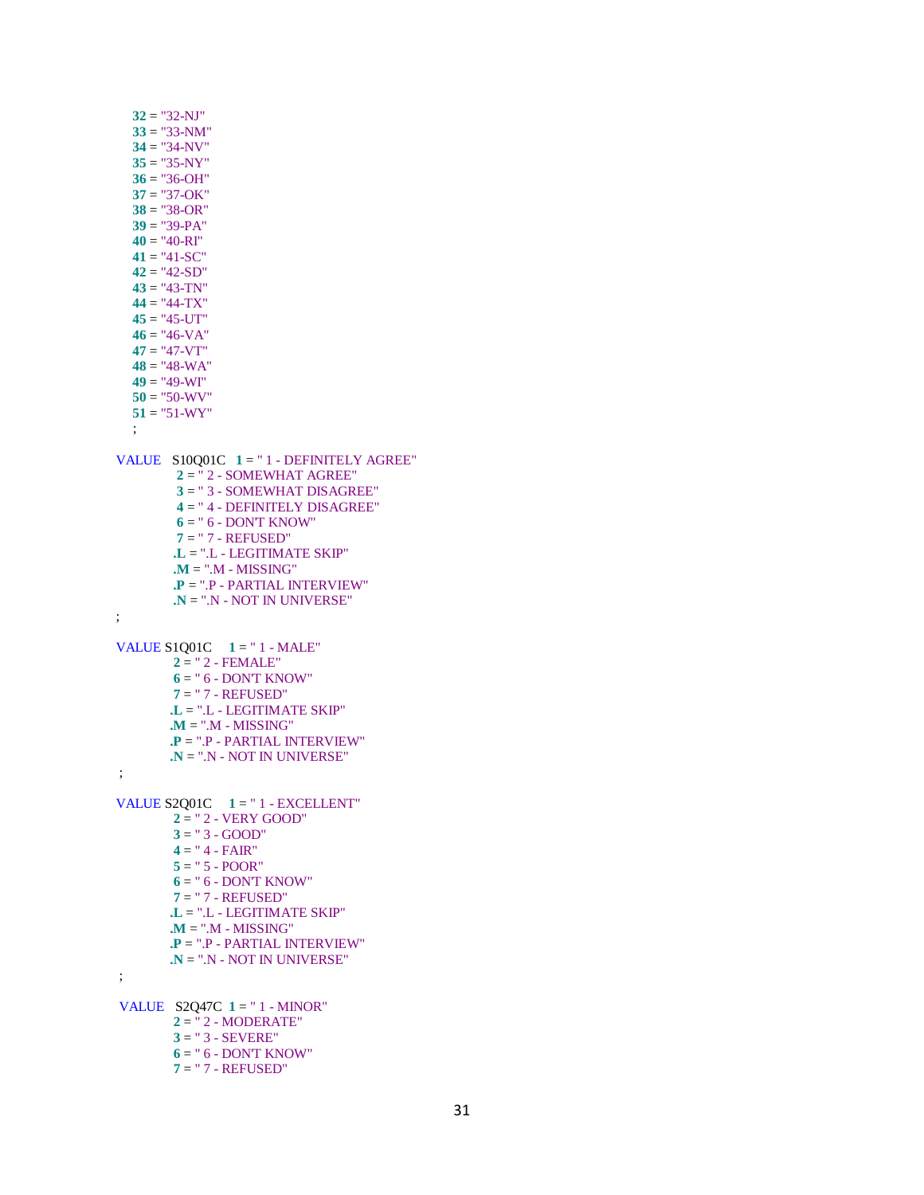```
    32 = "32-NJ"
    33 = "33-NM"
    34 = "34-NV"
    35 = "35-NY"
    36 = "36-OH"
    37 = "37-OK"
    38 = "38-OR"
    39 = "39-PA"
    40 = "40-RI"
    41 = "41-SC"
    42 = "42-SD"
    43 = "43-TN"
    44 = "44-TX"
    45 = "45-UT"
    46 = "46-VA"
    47 = "47-VT"
    48 = "48-WA"
    49 = "49-WI"
    50 = "50-WV"
    51 = "51-WY"
    ;

VALUE   S10Q01C   1 = " 1 - DEFINITELY AGREE"
                  2 = " 2 - SOMEWHAT AGREE"
                  3 = " 3 - SOMEWHAT DISAGREE"
                  4 = " 4 - DEFINITELY DISAGREE"
                  6 = " 6 - DON'T KNOW"
                  7 = " 7 - REFUSED"
                 .L = ".L - LEGITIMATE SKIP"
                 .M = ".M - MISSING"
                 .P = ".P - PARTIAL INTERVIEW"
                 .N = ".N - NOT IN UNIVERSE"
;

VALUE S1Q01C     1 = " 1 - MALE"
                 2 = " 2 - FEMALE"
                 6 = " 6 - DON'T KNOW"
                 7 = " 7 - REFUSED"
                .L = ".L - LEGITIMATE SKIP"
                .M = ".M - MISSING"
                .P = ".P - PARTIAL INTERVIEW"
                .N = ".N - NOT IN UNIVERSE"
 ;

VALUE S2Q01C     1 = " 1 - EXCELLENT"
                 2 = " 2 - VERY GOOD"
                 3 = " 3 - GOOD"
                 4 = " 4 - FAIR"
                 5 = " 5 - POOR"
                 6 = " 6 - DON'T KNOW"
                 7 = " 7 - REFUSED"
                .L = ".L - LEGITIMATE SKIP"
                .M = ".M - MISSING"
                .P = ".P - PARTIAL INTERVIEW"
                .N = ".N - NOT IN UNIVERSE"
 ;

 VALUE   S2Q47C  1 = " 1 - MINOR"
                 2 = " 2 - MODERATE"
                 3 = " 3 - SEVERE"
                 6 = " 6 - DON'T KNOW"
                 7 = " 7 - REFUSED"
```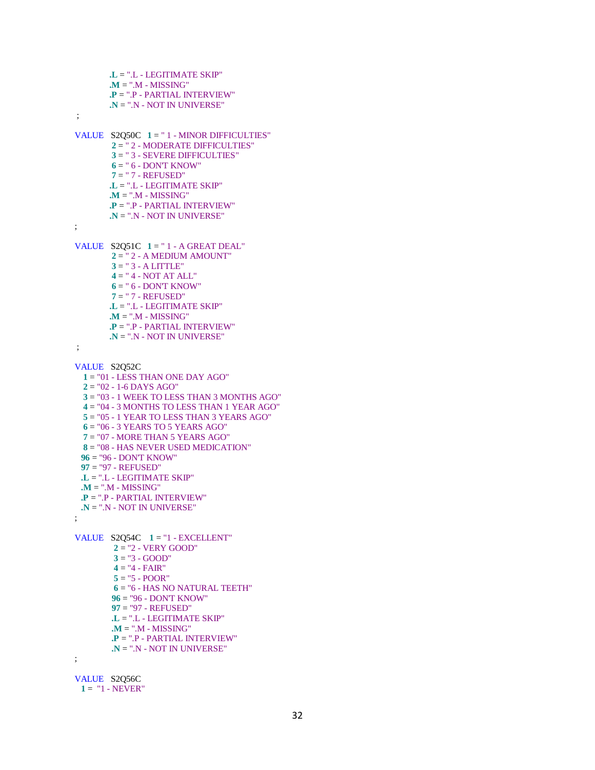```
            .L = ".L - LEGITIMATE SKIP"
            .M = ".M - MISSING"
            .P = ".P - PARTIAL INTERVIEW"
            .N = ".N - NOT IN UNIVERSE"
 ;

VALUE   S2Q50C   1 = " 1 - MINOR DIFFICULTIES"
             2 = " 2 - MODERATE DIFFICULTIES"
             3 = " 3 - SEVERE DIFFICULTIES"
             6 = " 6 - DON'T KNOW"
             7 = " 7 - REFUSED"
            .L = ".L - LEGITIMATE SKIP"
            .M = ".M - MISSING"
            .P = ".P - PARTIAL INTERVIEW"
            .N = ".N - NOT IN UNIVERSE"
;

VALUE   S2Q51C   1 = " 1 - A GREAT DEAL"
             2 = " 2 - A MEDIUM AMOUNT"
             3 = " 3 - A LITTLE"
             4 = " 4 - NOT AT ALL"
             6 = " 6 - DON'T KNOW"
             7 = " 7 - REFUSED"
            .L = ".L - LEGITIMATE SKIP"
            .M = ".M - MISSING"
            .P = ".P - PARTIAL INTERVIEW"
            .N = ".N - NOT IN UNIVERSE"
 ;

VALUE   S2Q52C
   1 = "01 - LESS THAN ONE DAY AGO"
   2 = "02 - 1-6 DAYS AGO"
   3 = "03 - 1 WEEK TO LESS THAN 3 MONTHS AGO"
   4 = "04 - 3 MONTHS TO LESS THAN 1 YEAR AGO"
   5 = "05 - 1 YEAR TO LESS THAN 3 YEARS AGO"
   6 = "06 - 3 YEARS TO 5 YEARS AGO"
   7 = "07 - MORE THAN 5 YEARS AGO"
   8 = "08 - HAS NEVER USED MEDICATION"
  96 = "96 - DON'T KNOW"
  97 = "97 - REFUSED"
  .L = ".L - LEGITIMATE SKIP"
  .M = ".M - MISSING"
  .P = ".P - PARTIAL INTERVIEW"
  .N = ".N - NOT IN UNIVERSE"
;

VALUE   S2Q54C    1 = "1 - EXCELLENT"
              2 = "2 - VERY GOOD"
              3 = "3 - GOOD"
              4 = "4 - FAIR"
              5 = "5 - POOR"
              6 = "6 - HAS NO NATURAL TEETH"
             96 = "96 - DON'T KNOW"
             97 = "97 - REFUSED"
             .L = ".L - LEGITIMATE SKIP"
             .M = ".M - MISSING"
             .P = ".P - PARTIAL INTERVIEW"
             .N = ".N - NOT IN UNIVERSE"
;

VALUE   S2Q56C
  1 =  "1 - NEVER"
```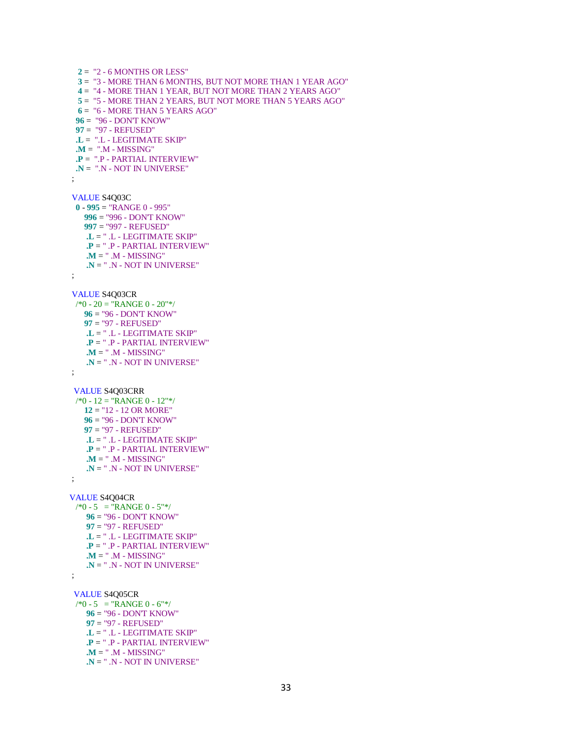```
  2 =  "2 - 6 MONTHS OR LESS"
  3 =  "3 - MORE THAN 6 MONTHS, BUT NOT MORE THAN 1 YEAR AGO"
  4 =  "4 - MORE THAN 1 YEAR, BUT NOT MORE THAN 2 YEARS AGO"
  5 =  "5 - MORE THAN 2 YEARS, BUT NOT MORE THAN 5 YEARS AGO"
  6 =  "6 - MORE THAN 5 YEARS AGO"
 96 =  "96 - DON'T KNOW"
 97 =  "97 - REFUSED"
 .L =  ".L - LEGITIMATE SKIP"
 .M =  ".M - MISSING"
 .P =  ".P - PARTIAL INTERVIEW"
 .N =  ".N - NOT IN UNIVERSE"
;

VALUE S4Q03C
 0 - 995 = "RANGE 0 - 995"
    996 = "996 - DON'T KNOW"
    997 = "997 - REFUSED"
     .L = " .L - LEGITIMATE SKIP"
     .P = " .P - PARTIAL INTERVIEW"
     .M = " .M - MISSING"
     .N = " .N - NOT IN UNIVERSE"
;

VALUE S4Q03CR
 /*0 - 20 = "RANGE 0 - 20"*/
    96 = "96 - DON'T KNOW"
    97 = "97 - REFUSED"
     .L = " .L - LEGITIMATE SKIP"
     .P = " .P - PARTIAL INTERVIEW"
     .M = " .M - MISSING"
     .N = " .N - NOT IN UNIVERSE"
;

 VALUE S4Q03CRR
 /*0 - 12 = "RANGE 0 - 12"*/
    12 = "12 - 12 OR MORE"
    96 = "96 - DON'T KNOW"
    97 = "97 - REFUSED"
     .L = " .L - LEGITIMATE SKIP"
     .P = " .P - PARTIAL INTERVIEW"
     .M = " .M - MISSING"
     .N = " .N - NOT IN UNIVERSE"
;

VALUE S4Q04CR
 /*0 - 5   = "RANGE 0 - 5"*/
     96 = "96 - DON'T KNOW"
     97 = "97 - REFUSED"
     .L = " .L - LEGITIMATE SKIP"
     .P = " .P - PARTIAL INTERVIEW"
     .M = " .M - MISSING"
     .N = " .N - NOT IN UNIVERSE"
;

 VALUE S4Q05CR
 /*0 - 5   = "RANGE 0 - 6"*/
     96 = "96 - DON'T KNOW"
     97 = "97 - REFUSED"
     .L = " .L - LEGITIMATE SKIP"
     .P = " .P - PARTIAL INTERVIEW"
     .M = " .M - MISSING"
     .N = " .N - NOT IN UNIVERSE"
```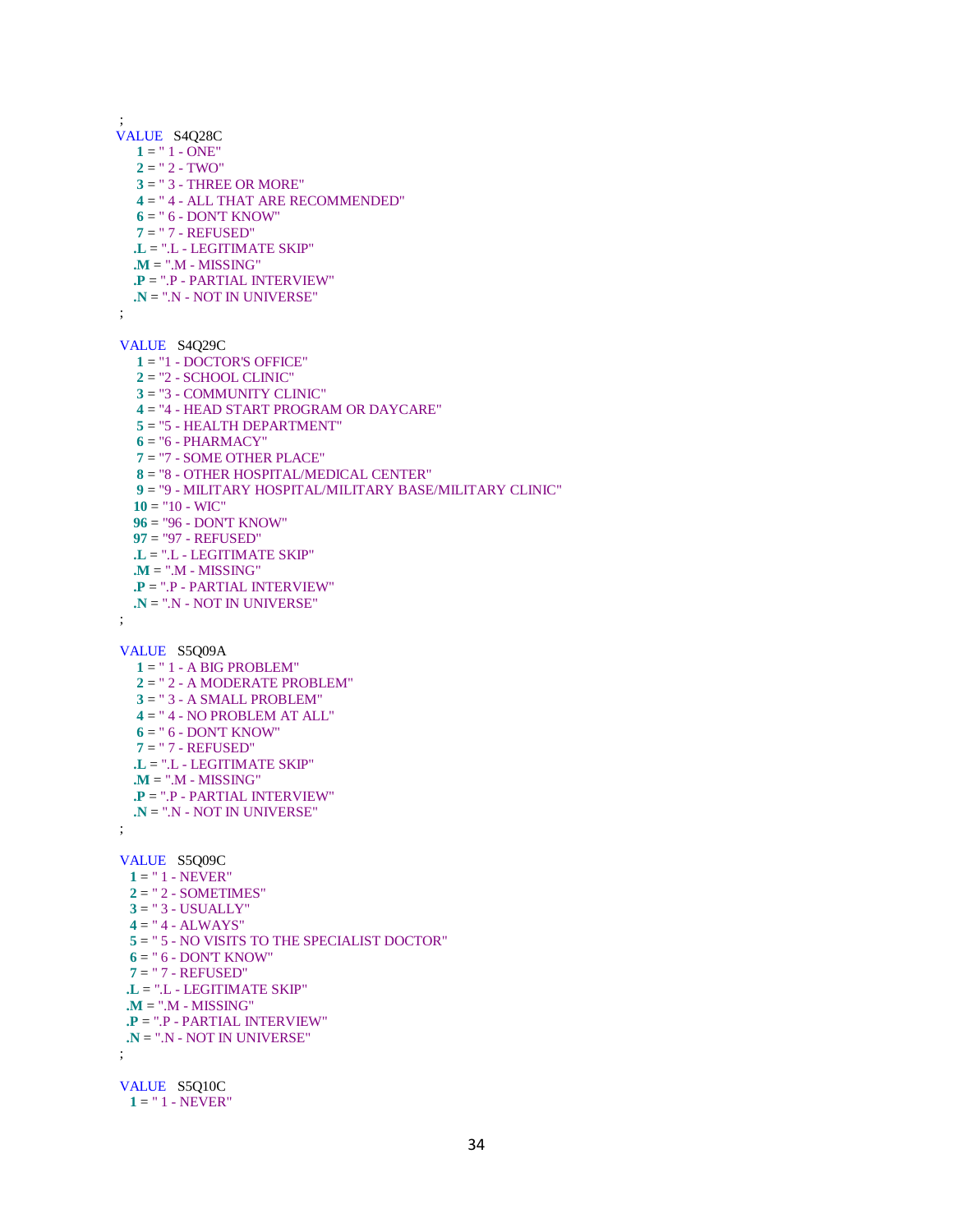```
;
VALUE   S4Q28C
    1 = " 1 - ONE"
    2 = " 2 - TWO"
    3 = " 3 - THREE OR MORE"
    4 = " 4 - ALL THAT ARE RECOMMENDED"
    6 = " 6 - DON'T KNOW"
    7 = " 7 - REFUSED"
   .L = ".L - LEGITIMATE SKIP"
   .M = ".M - MISSING"
   .P = ".P - PARTIAL INTERVIEW"
   .N = ".N - NOT IN UNIVERSE"
;

VALUE   S4Q29C
    1 = "1 - DOCTOR'S OFFICE"
    2 = "2 - SCHOOL CLINIC"
    3 = "3 - COMMUNITY CLINIC"
    4 = "4 - HEAD START PROGRAM OR DAYCARE"
    5 = "5 - HEALTH DEPARTMENT"
    6 = "6 - PHARMACY"
    7 = "7 - SOME OTHER PLACE"
    8 = "8 - OTHER HOSPITAL/MEDICAL CENTER"
    9 = "9 - MILITARY HOSPITAL/MILITARY BASE/MILITARY CLINIC"
   10 = "10 - WIC"
   96 = "96 - DON'T KNOW"
   97 = "97 - REFUSED"
   .L = ".L - LEGITIMATE SKIP"
   .M = ".M - MISSING"
   .P = ".P - PARTIAL INTERVIEW"
   .N = ".N - NOT IN UNIVERSE"
;

VALUE   S5Q09A
    1 = " 1 - A BIG PROBLEM"
    2 = " 2 - A MODERATE PROBLEM"
    3 = " 3 - A SMALL PROBLEM"
    4 = " 4 - NO PROBLEM AT ALL"
    6 = " 6 - DON'T KNOW"
    7 = " 7 - REFUSED"
   .L = ".L - LEGITIMATE SKIP"
   .M = ".M - MISSING"
   .P = ".P - PARTIAL INTERVIEW"
   .N = ".N - NOT IN UNIVERSE"
;

VALUE   S5Q09C
  1 = " 1 - NEVER"
  2 = " 2 - SOMETIMES"
  3 = " 3 - USUALLY"
  4 = " 4 - ALWAYS"
  5 = " 5 - NO VISITS TO THE SPECIALIST DOCTOR"
  6 = " 6 - DON'T KNOW"
  7 = " 7 - REFUSED"
 .L = ".L - LEGITIMATE SKIP"
 .M = ".M - MISSING"
 .P = ".P - PARTIAL INTERVIEW"
 .N = ".N - NOT IN UNIVERSE"
;

VALUE   S5Q10C
  1 = " 1 - NEVER"
```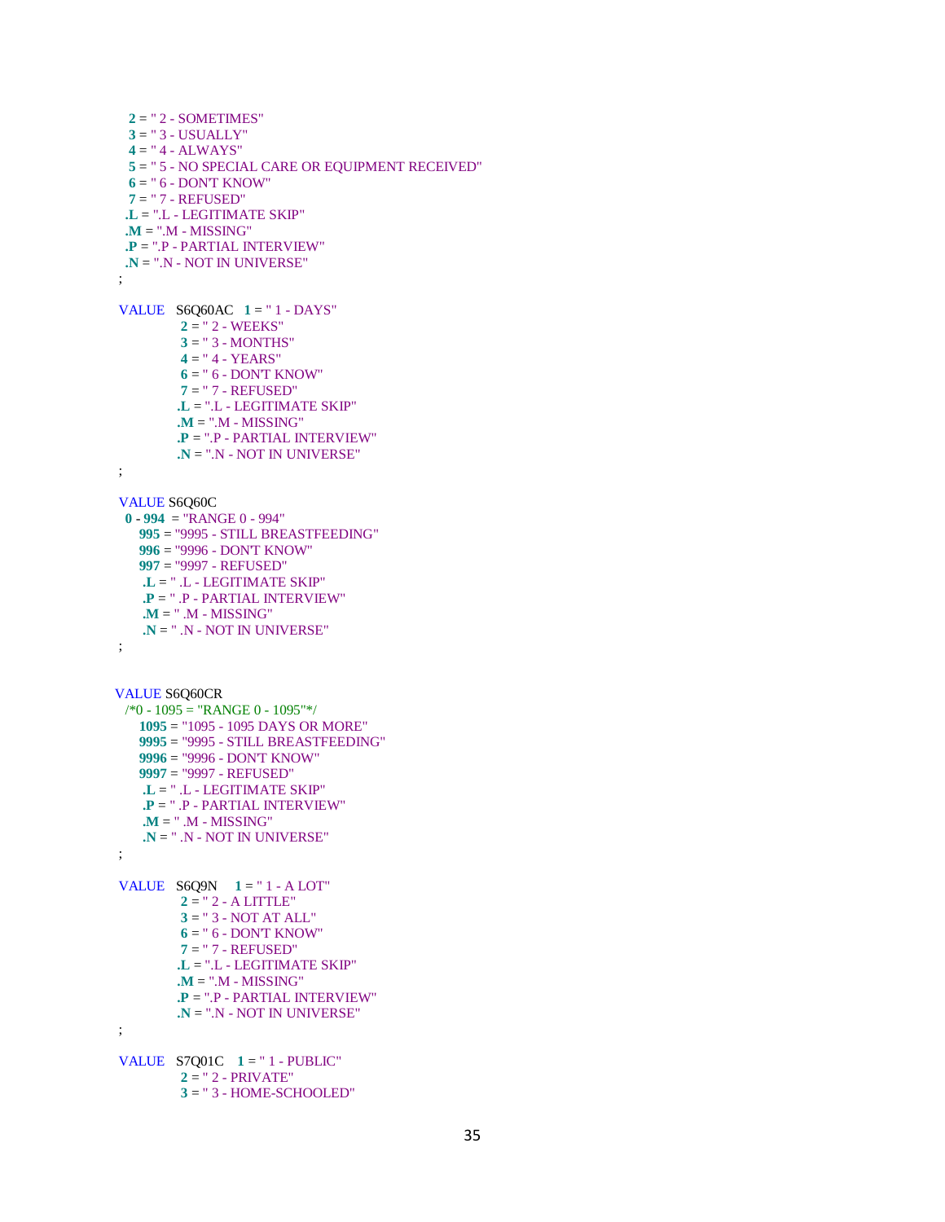```
   2 = " 2 - SOMETIMES"
   3 = " 3 - USUALLY"
   4 = " 4 - ALWAYS"
   5 = " 5 - NO SPECIAL CARE OR EQUIPMENT RECEIVED"
   6 = " 6 - DON'T KNOW"
   7 = " 7 - REFUSED"
  .L = ".L - LEGITIMATE SKIP"
  .M = ".M - MISSING"
  .P = ".P - PARTIAL INTERVIEW"
  .N = ".N - NOT IN UNIVERSE"
;

VALUE   S6Q60AC   1 = " 1 - DAYS"
                  2 = " 2 - WEEKS"
                  3 = " 3 - MONTHS"
                  4 = " 4 - YEARS"
                  6 = " 6 - DON'T KNOW"
                  7 = " 7 - REFUSED"
                 .L = ".L - LEGITIMATE SKIP"
                 .M = ".M - MISSING"
                 .P = ".P - PARTIAL INTERVIEW"
                 .N = ".N - NOT IN UNIVERSE"
;

VALUE S6Q60C
  0 - 994  = "RANGE 0 - 994"
     995 = "9995 - STILL BREASTFEEDING"
     996 = "9996 - DON'T KNOW"
     997 = "9997 - REFUSED"
      .L = " .L - LEGITIMATE SKIP"
      .P = " .P - PARTIAL INTERVIEW"
      .M = " .M - MISSING"
      .N = " .N - NOT IN UNIVERSE"
;


VALUE S6Q60CR
  /*0 - 1095 = "RANGE 0 - 1095"*/
     1095 = "1095 - 1095 DAYS OR MORE"
     9995 = "9995 - STILL BREASTFEEDING"
     9996 = "9996 - DON'T KNOW"
     9997 = "9997 - REFUSED"
      .L = " .L - LEGITIMATE SKIP"
      .P = " .P - PARTIAL INTERVIEW"
      .M = " .M - MISSING"
      .N = " .N - NOT IN UNIVERSE"
;

VALUE   S6Q9N     1 = " 1 - A LOT"
                  2 = " 2 - A LITTLE"
                  3 = " 3 - NOT AT ALL"
                  6 = " 6 - DON'T KNOW"
                  7 = " 7 - REFUSED"
                 .L = ".L - LEGITIMATE SKIP"
                 .M = ".M - MISSING"
                 .P = ".P - PARTIAL INTERVIEW"
                 .N = ".N - NOT IN UNIVERSE"
;

VALUE   S7Q01C    1 = " 1 - PUBLIC"
                  2 = " 2 - PRIVATE"
                  3 = " 3 - HOME-SCHOOLED"
```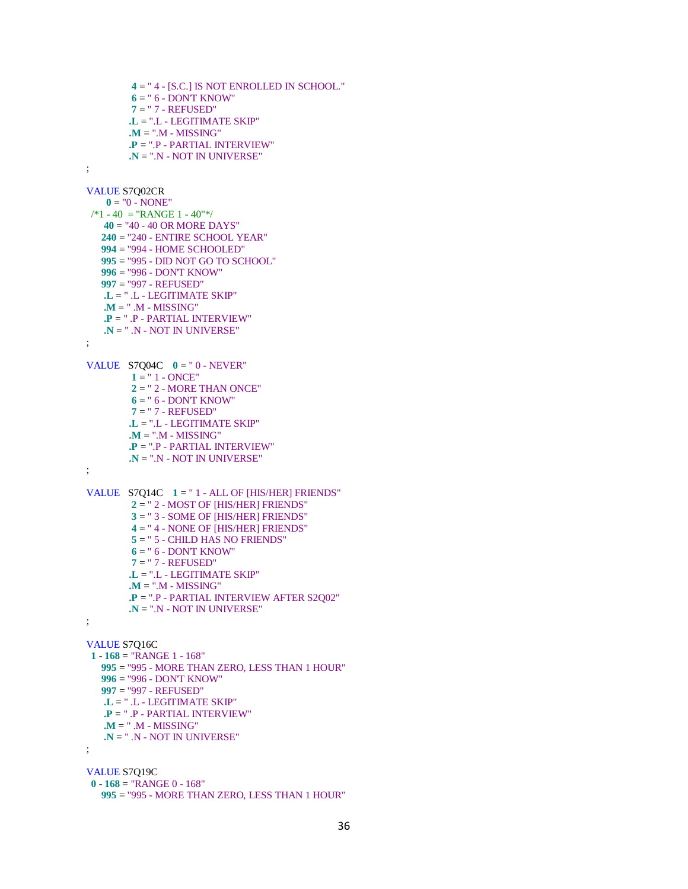```
                4 = " 4 - [S.C.] IS NOT ENROLLED IN SCHOOL."
                6 = " 6 - DON'T KNOW"
                7 = " 7 - REFUSED"
               .L = ".L - LEGITIMATE SKIP"
               .M = ".M - MISSING"
               .P = ".P - PARTIAL INTERVIEW"
               .N = ".N - NOT IN UNIVERSE"
;

VALUE S7Q02CR
      0 = "0 - NONE"
  /*1 - 40  = "RANGE 1 - 40"*/
     40 = "40 - 40 OR MORE DAYS"
    240 = "240 - ENTIRE SCHOOL YEAR"
    994 = "994 - HOME SCHOOLED"
    995 = "995 - DID NOT GO TO SCHOOL"
    996 = "996 - DON'T KNOW"
    997 = "997 - REFUSED"
     .L = " .L - LEGITIMATE SKIP"
     .M = " .M - MISSING"
     .P = " .P - PARTIAL INTERVIEW"
     .N = " .N - NOT IN UNIVERSE"
;

VALUE   S7Q04C    0 = " 0 - NEVER"
                1 = " 1 - ONCE"
                2 = " 2 - MORE THAN ONCE"
                6 = " 6 - DON'T KNOW"
                7 = " 7 - REFUSED"
               .L = ".L - LEGITIMATE SKIP"
               .M = ".M - MISSING"
               .P = ".P - PARTIAL INTERVIEW"
               .N = ".N - NOT IN UNIVERSE"
;

VALUE   S7Q14C    1 = " 1 - ALL OF [HIS/HER] FRIENDS"
                2 = " 2 - MOST OF [HIS/HER] FRIENDS"
                3 = " 3 - SOME OF [HIS/HER] FRIENDS"
                4 = " 4 - NONE OF [HIS/HER] FRIENDS"
                5 = " 5 - CHILD HAS NO FRIENDS"
                6 = " 6 - DON'T KNOW"
                7 = " 7 - REFUSED"
               .L = ".L - LEGITIMATE SKIP"
               .M = ".M - MISSING"
               .P = ".P - PARTIAL INTERVIEW AFTER S2Q02"
               .N = ".N - NOT IN UNIVERSE"
;

VALUE S7Q16C
  1 - 168 = "RANGE 1 - 168"
    995 = "995 - MORE THAN ZERO, LESS THAN 1 HOUR"
    996 = "996 - DON'T KNOW"
    997 = "997 - REFUSED"
     .L = " .L - LEGITIMATE SKIP"
     .P = " .P - PARTIAL INTERVIEW"
     .M = " .M - MISSING"
     .N = " .N - NOT IN UNIVERSE"
;

VALUE S7Q19C
  0 - 168 = "RANGE 0 - 168"
    995 = "995 - MORE THAN ZERO, LESS THAN 1 HOUR"
```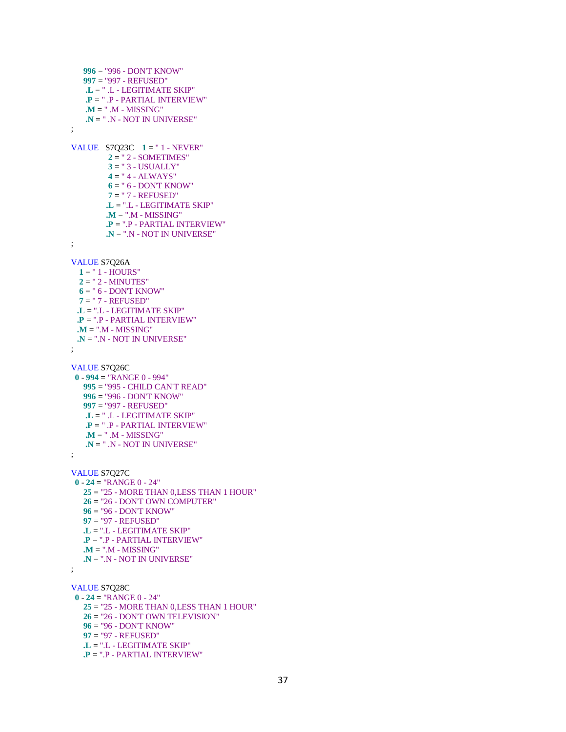```
     996 = "996 - DON'T KNOW"
     997 = "997 - REFUSED"
      .L = " .L - LEGITIMATE SKIP"
      .P = " .P - PARTIAL INTERVIEW"
      .M = " .M - MISSING"
      .N = " .N - NOT IN UNIVERSE"
;

VALUE   S7Q23C    1 = " 1 - NEVER"
                  2 = " 2 - SOMETIMES"
                  3 = " 3 - USUALLY"
                  4 = " 4 - ALWAYS"
                  6 = " 6 - DON'T KNOW"
                  7 = " 7 - REFUSED"
                 .L = ".L - LEGITIMATE SKIP"
                 .M = ".M - MISSING"
                 .P = ".P - PARTIAL INTERVIEW"
                 .N = ".N - NOT IN UNIVERSE"
;

VALUE S7Q26A
    1 = " 1 - HOURS"
    2 = " 2 - MINUTES"
    6 = " 6 - DON'T KNOW"
    7 = " 7 - REFUSED"
   .L = ".L - LEGITIMATE SKIP"
   .P = ".P - PARTIAL INTERVIEW"
   .M = ".M - MISSING"
   .N = ".N - NOT IN UNIVERSE"
;

VALUE S7Q26C
  0 - 994 = "RANGE 0 - 994"
      995 = "995 - CHILD CAN'T READ"
      996 = "996 - DON'T KNOW"
      997 = "997 - REFUSED"
       .L = " .L - LEGITIMATE SKIP"
       .P = " .P - PARTIAL INTERVIEW"
       .M = " .M - MISSING"
       .N = " .N - NOT IN UNIVERSE"
;

VALUE S7Q27C
  0 - 24 = "RANGE 0 - 24"
      25 = "25 - MORE THAN 0,LESS THAN 1 HOUR"
      26 = "26 - DON'T OWN COMPUTER"
      96 = "96 - DON'T KNOW"
      97 = "97 - REFUSED"
      .L = ".L - LEGITIMATE SKIP"
      .P = ".P - PARTIAL INTERVIEW"
      .M = ".M - MISSING"
      .N = ".N - NOT IN UNIVERSE"
;

VALUE S7Q28C
  0 - 24 = "RANGE 0 - 24"
      25 = "25 - MORE THAN 0,LESS THAN 1 HOUR"
      26 = "26 - DON'T OWN TELEVISION"
      96 = "96 - DON'T KNOW"
      97 = "97 - REFUSED"
      .L = ".L - LEGITIMATE SKIP"
      .P = ".P - PARTIAL INTERVIEW"
```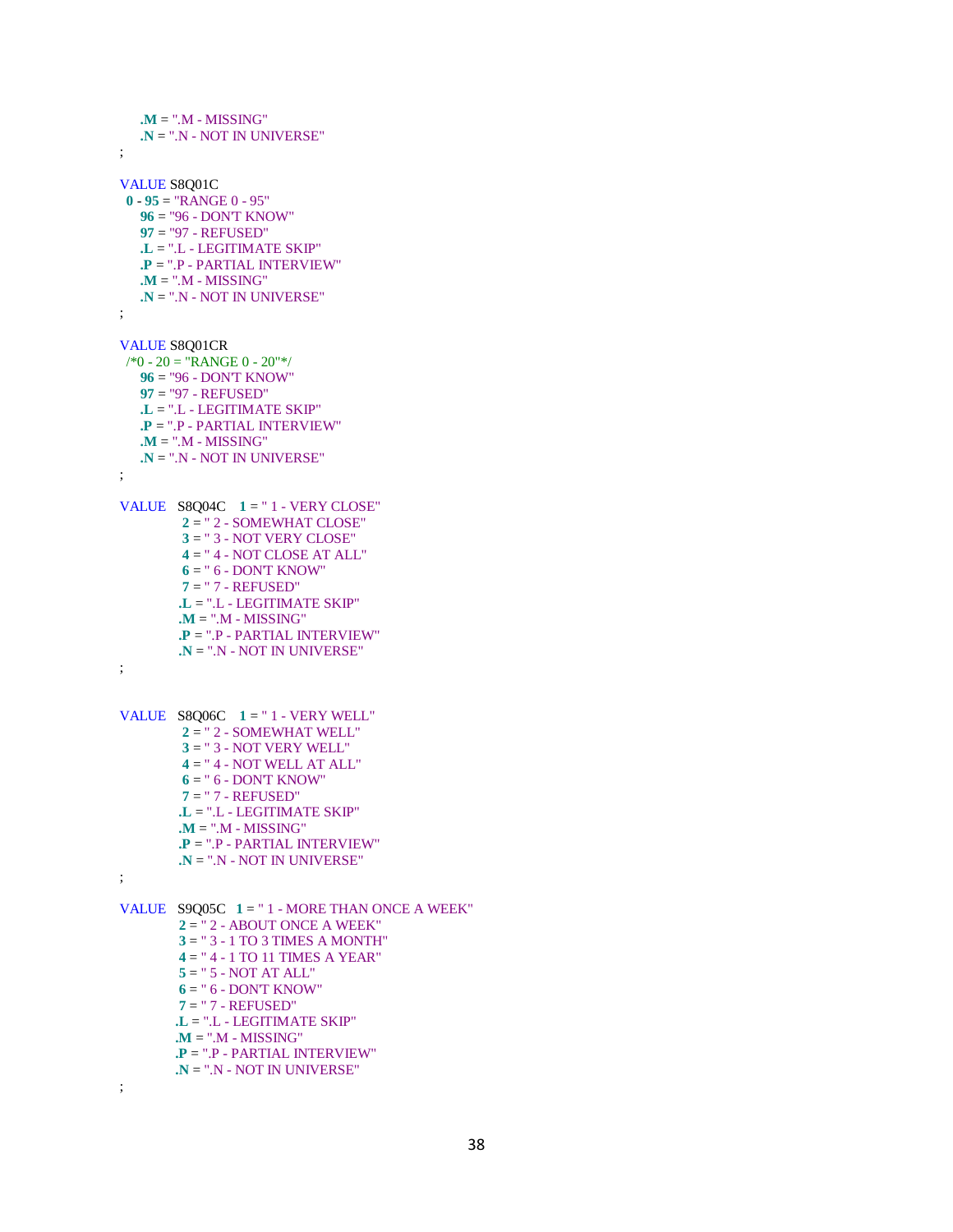```
     .M = ".M - MISSING"
     .N = ".N - NOT IN UNIVERSE"
;

VALUE S8Q01C
  0 - 95 = "RANGE 0 - 95"
     96 = "96 - DON'T KNOW"
     97 = "97 - REFUSED"
     .L = ".L - LEGITIMATE SKIP"
     .P = ".P - PARTIAL INTERVIEW"
     .M = ".M - MISSING"
     .N = ".N - NOT IN UNIVERSE"
;

VALUE S8Q01CR
  /*0 - 20 = "RANGE 0 - 20"*/
     96 = "96 - DON'T KNOW"
     97 = "97 - REFUSED"
     .L = ".L - LEGITIMATE SKIP"
     .P = ".P - PARTIAL INTERVIEW"
     .M = ".M - MISSING"
     .N = ".N - NOT IN UNIVERSE"
;

VALUE   S8Q04C    1 = " 1 - VERY CLOSE"
                2 = " 2 - SOMEWHAT CLOSE"
                3 = " 3 - NOT VERY CLOSE"
                4 = " 4 - NOT CLOSE AT ALL"
                6 = " 6 - DON'T KNOW"
                7 = " 7 - REFUSED"
               .L = ".L - LEGITIMATE SKIP"
               .M = ".M - MISSING"
               .P = ".P - PARTIAL INTERVIEW"
               .N = ".N - NOT IN UNIVERSE"
;


VALUE   S8Q06C    1 = " 1 - VERY WELL"
                2 = " 2 - SOMEWHAT WELL"
                3 = " 3 - NOT VERY WELL"
                4 = " 4 - NOT WELL AT ALL"
                6 = " 6 - DON'T KNOW"
                7 = " 7 - REFUSED"
               .L = ".L - LEGITIMATE SKIP"
               .M = ".M - MISSING"
               .P = ".P - PARTIAL INTERVIEW"
               .N = ".N - NOT IN UNIVERSE"
;

VALUE   S9Q05C   1 = " 1 - MORE THAN ONCE A WEEK"
               2 = " 2 - ABOUT ONCE A WEEK"
               3 = " 3 - 1 TO 3 TIMES A MONTH"
               4 = " 4 - 1 TO 11 TIMES A YEAR"
               5 = " 5 - NOT AT ALL"
               6 = " 6 - DON'T KNOW"
               7 = " 7 - REFUSED"
              .L = ".L - LEGITIMATE SKIP"
              .M = ".M - MISSING"
              .P = ".P - PARTIAL INTERVIEW"
              .N = ".N - NOT IN UNIVERSE"
;
```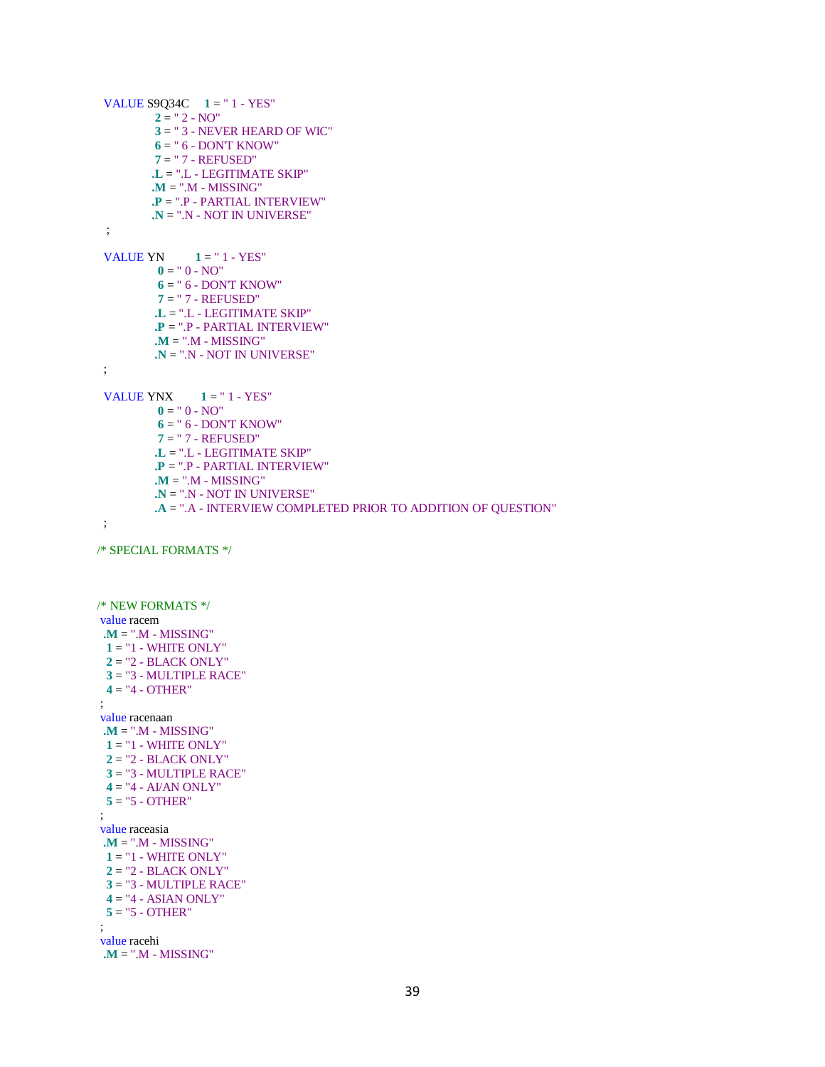```
 VALUE S9Q34C     1 = " 1 - YES"
                  2 = " 2 - NO"
                  3 = " 3 - NEVER HEARD OF WIC"
                  6 = " 6 - DON'T KNOW"
                  7 = " 7 - REFUSED"
                 .L = ".L - LEGITIMATE SKIP"
                 .M = ".M - MISSING"
                 .P = ".P - PARTIAL INTERVIEW"
                 .N = ".N - NOT IN UNIVERSE"
  ;

 VALUE YN         1 = " 1 - YES"
                  0 = " 0 - NO"
                  6 = " 6 - DON'T KNOW"
                  7 = " 7 - REFUSED"
                 .L = ".L - LEGITIMATE SKIP"
                 .P = ".P - PARTIAL INTERVIEW"
                 .M = ".M - MISSING"
                 .N = ".N - NOT IN UNIVERSE"
 ;

 VALUE YNX        1 = " 1 - YES"
                  0 = " 0 - NO"
                  6 = " 6 - DON'T KNOW"
                  7 = " 7 - REFUSED"
                 .L = ".L - LEGITIMATE SKIP"
                 .P = ".P - PARTIAL INTERVIEW"
                 .M = ".M - MISSING"
                 .N = ".N - NOT IN UNIVERSE"
                 .A = ".A - INTERVIEW COMPLETED PRIOR TO ADDITION OF QUESTION"
 ;

/* SPECIAL FORMATS */



/* NEW FORMATS */
 value racem
  .M = ".M - MISSING"
   1 = "1 - WHITE ONLY"
   2 = "2 - BLACK ONLY"
   3 = "3 - MULTIPLE RACE"
   4 = "4 - OTHER"
 ;
 value racenaan
  .M = ".M - MISSING"
   1 = "1 - WHITE ONLY"
   2 = "2 - BLACK ONLY"
   3 = "3 - MULTIPLE RACE"
   4 = "4 - AI/AN ONLY"
   5 = "5 - OTHER"
 ;
 value raceasia
  .M = ".M - MISSING"
   1 = "1 - WHITE ONLY"
   2 = "2 - BLACK ONLY"
   3 = "3 - MULTIPLE RACE"
   4 = "4 - ASIAN ONLY"
   5 = "5 - OTHER"
 ;
 value racehi
  .M = ".M - MISSING"
```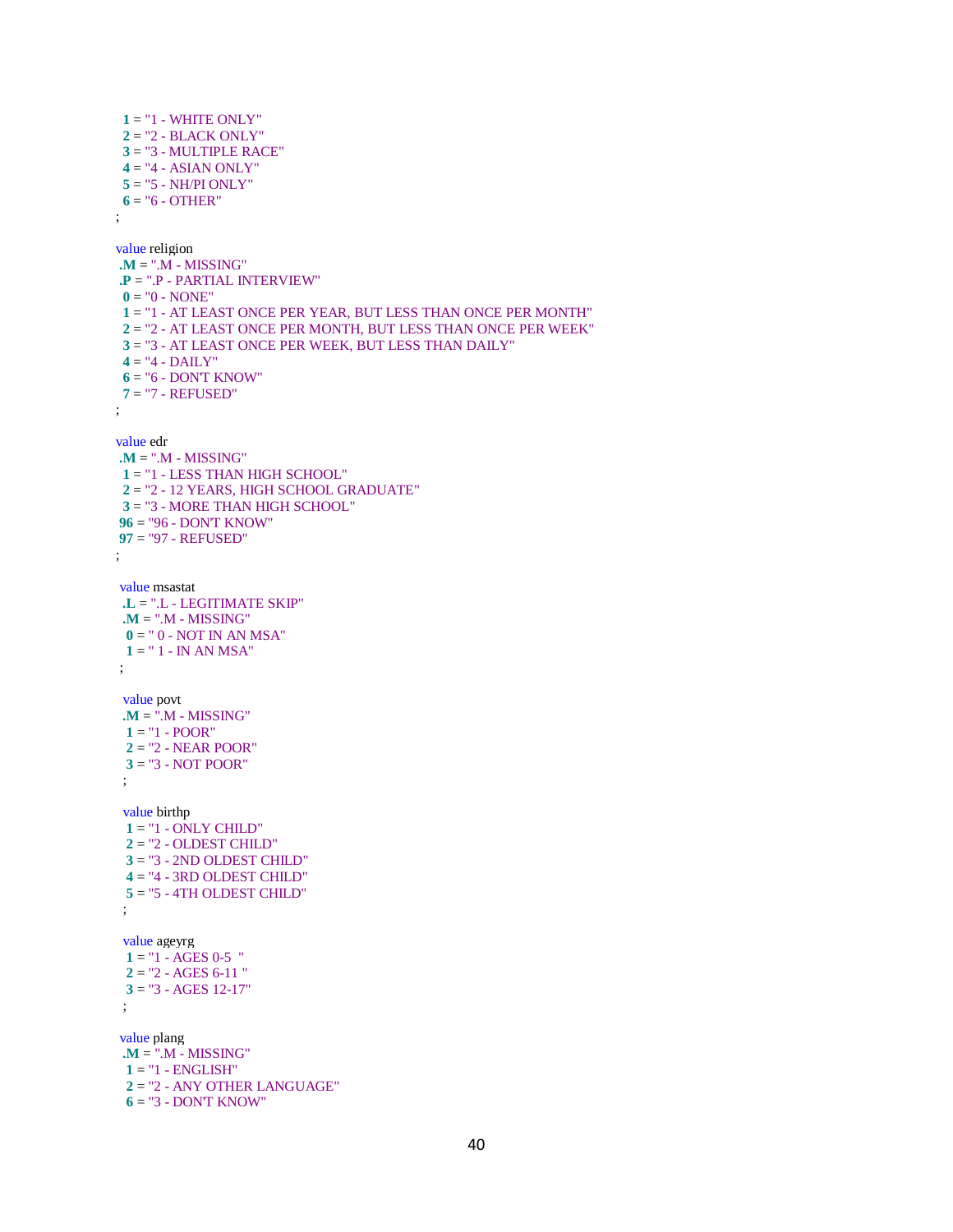```
  1 = "1 - WHITE ONLY"
  2 = "2 - BLACK ONLY"
  3 = "3 - MULTIPLE RACE"
  4 = "4 - ASIAN ONLY"
  5 = "5 - NH/PI ONLY"
  6 = "6 - OTHER"
;

value religion
 .M = ".M - MISSING"
 .P = ".P - PARTIAL INTERVIEW"
  0 = "0 - NONE"
  1 = "1 - AT LEAST ONCE PER YEAR, BUT LESS THAN ONCE PER MONTH"
  2 = "2 - AT LEAST ONCE PER MONTH, BUT LESS THAN ONCE PER WEEK"
  3 = "3 - AT LEAST ONCE PER WEEK, BUT LESS THAN DAILY"
  4 = "4 - DAILY"
  6 = "6 - DON'T KNOW"
  7 = "7 - REFUSED"
;

value edr
 .M = ".M - MISSING"
  1 = "1 - LESS THAN HIGH SCHOOL"
  2 = "2 - 12 YEARS, HIGH SCHOOL GRADUATE"
  3 = "3 - MORE THAN HIGH SCHOOL"
 96 = "96 - DON'T KNOW"
 97 = "97 - REFUSED"
;

 value msastat
  .L = ".L - LEGITIMATE SKIP"
  .M = ".M - MISSING"
   0 = " 0 - NOT IN AN MSA"
   1 = " 1 - IN AN MSA"
 ;

  value povt
  .M = ".M - MISSING"
   1 = "1 - POOR"
   2 = "2 - NEAR POOR"
   3 = "3 - NOT POOR"
  ;

  value birthp
   1 = "1 - ONLY CHILD"
   2 = "2 - OLDEST CHILD"
   3 = "3 - 2ND OLDEST CHILD"
   4 = "4 - 3RD OLDEST CHILD"
   5 = "5 - 4TH OLDEST CHILD"
  ;

  value ageyrg
   1 = "1 - AGES 0-5  "
   2 = "2 - AGES 6-11 "
   3 = "3 - AGES 12-17"
  ;

 value plang
  .M = ".M - MISSING"
   1 = "1 - ENGLISH"
   2 = "2 - ANY OTHER LANGUAGE"
   6 = "3 - DON'T KNOW"
```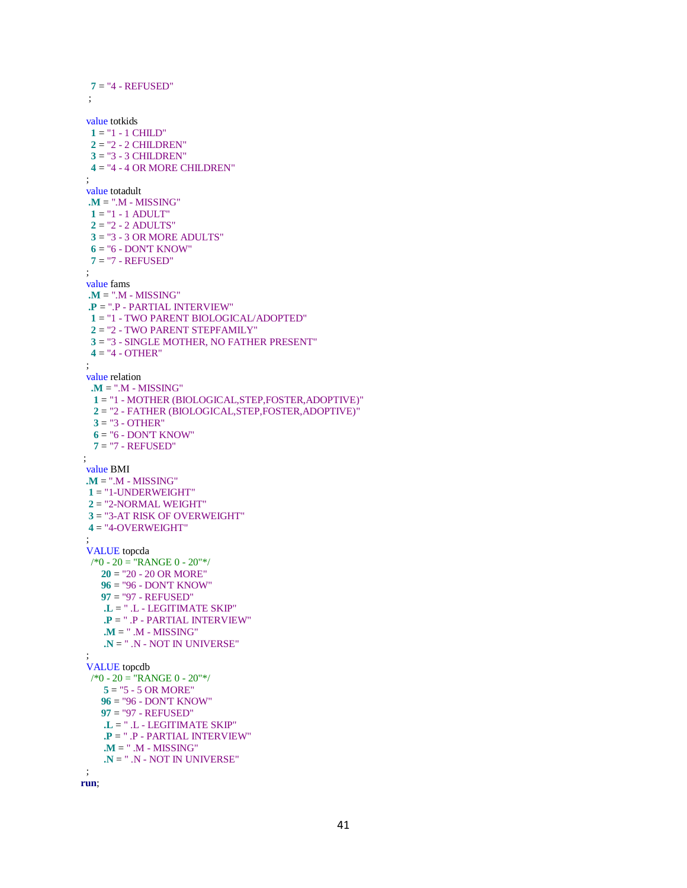```
    7 = "4 - REFUSED"
   ;

  value totkids
    1 = "1 - 1 CHILD"
    2 = "2 - 2 CHILDREN"
    3 = "3 - 3 CHILDREN"
    4 = "4 - 4 OR MORE CHILDREN"
  ;
  value totadult
   .M = ".M - MISSING"
    1 = "1 - 1 ADULT"
    2 = "2 - 2 ADULTS"
    3 = "3 - 3 OR MORE ADULTS"
    6 = "6 - DON'T KNOW"
    7 = "7 - REFUSED"
  ;
  value fams
   .M = ".M - MISSING"
   .P = ".P - PARTIAL INTERVIEW"
    1 = "1 - TWO PARENT BIOLOGICAL/ADOPTED"
    2 = "2 - TWO PARENT STEPFAMILY"
    3 = "3 - SINGLE MOTHER, NO FATHER PRESENT"
    4 = "4 - OTHER"
  ;
  value relation
    .M = ".M - MISSING"
     1 = "1 - MOTHER (BIOLOGICAL,STEP,FOSTER,ADOPTIVE)"
     2 = "2 - FATHER (BIOLOGICAL,STEP,FOSTER,ADOPTIVE)"
     3 = "3 - OTHER"
     6 = "6 - DON'T KNOW"
     7 = "7 - REFUSED"
 ;
  value BMI
  .M = ".M - MISSING"
   1 = "1-UNDERWEIGHT"
   2 = "2-NORMAL WEIGHT"
   3 = "3-AT RISK OF OVERWEIGHT"
   4 = "4-OVERWEIGHT"
  ;
  VALUE topcda
    /*0 - 20 = "RANGE 0 - 20"*/
       20 = "20 - 20 OR MORE"
       96 = "96 - DON'T KNOW"
       97 = "97 - REFUSED"
        .L = " .L - LEGITIMATE SKIP"
        .P = " .P - PARTIAL INTERVIEW"
        .M = " .M - MISSING"
        .N = " .N - NOT IN UNIVERSE"
  ;
  VALUE topcdb
    /*0 - 20 = "RANGE 0 - 20"*/
        5 = "5 - 5 OR MORE"
       96 = "96 - DON'T KNOW"
       97 = "97 - REFUSED"
        .L = " .L - LEGITIMATE SKIP"
        .P = " .P - PARTIAL INTERVIEW"
        .M = " .M - MISSING"
        .N = " .N - NOT IN UNIVERSE"
  ;
run;
```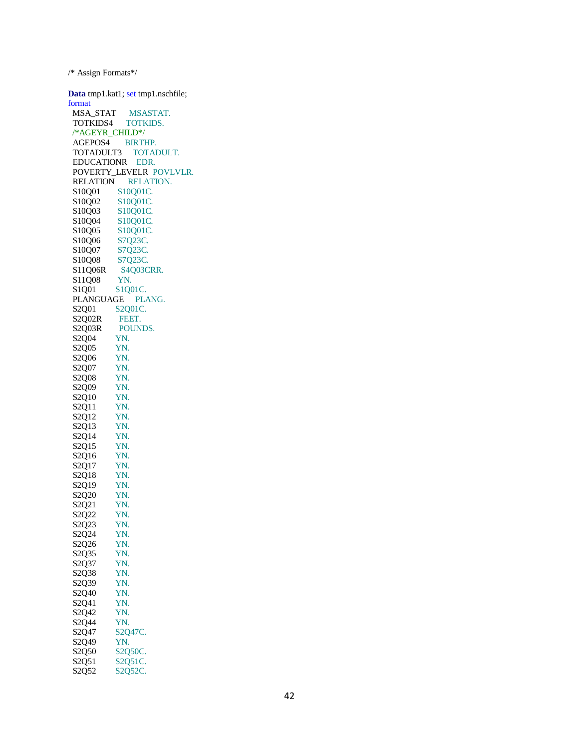```
/* Assign Formats*/

Data tmp1.kat1; set tmp1.nschfile;
format
 MSA_STAT      MSASTAT.
 TOTKIDS4      TOTKIDS.
 /*AGEYR_CHILD*/
 AGEPOS4       BIRTHP.
 TOTADULT3     TOTADULT.
 EDUCATIONR    EDR.
 POVERTY_LEVELR  POVLVLR.
 RELATION      RELATION.
 S10Q01        S10Q01C.
 S10Q02        S10Q01C.
 S10Q03        S10Q01C.
 S10Q04        S10Q01C.
 S10Q05        S10Q01C.
 S10Q06        S7Q23C.
 S10Q07        S7Q23C.
 S10Q08        S7Q23C.
 S11Q06R       S4Q03CRR.
 S11Q08        YN.
 S1Q01         S1Q01C.
 PLANGUAGE     PLANG.
 S2Q01         S2Q01C.
 S2Q02R        FEET.
 S2Q03R        POUNDS.
 S2Q04         YN.
 S2Q05         YN.
 S2Q06         YN.
 S2Q07         YN.
 S2Q08         YN.
 S2Q09         YN.
 S2Q10         YN.
 S2Q11         YN.
 S2Q12         YN.
 S2Q13         YN.
 S2Q14         YN.
 S2Q15         YN.
 S2Q16         YN.
 S2Q17         YN.
 S2Q18         YN.
 S2Q19         YN.
 S2Q20         YN.
 S2Q21         YN.
 S2Q22         YN.
 S2Q23         YN.
 S2Q24         YN.
 S2Q26         YN.
 S2Q35         YN.
 S2Q37         YN.
 S2Q38         YN.
 S2Q39         YN.
 S2Q40         YN.
 S2Q41         YN.
 S2Q42         YN.
 S2Q44         YN.
 S2Q47         S2Q47C.
 S2Q49         YN.
 S2Q50         S2Q50C.
 S2Q51         S2Q51C.
 S2Q52         S2Q52C.
```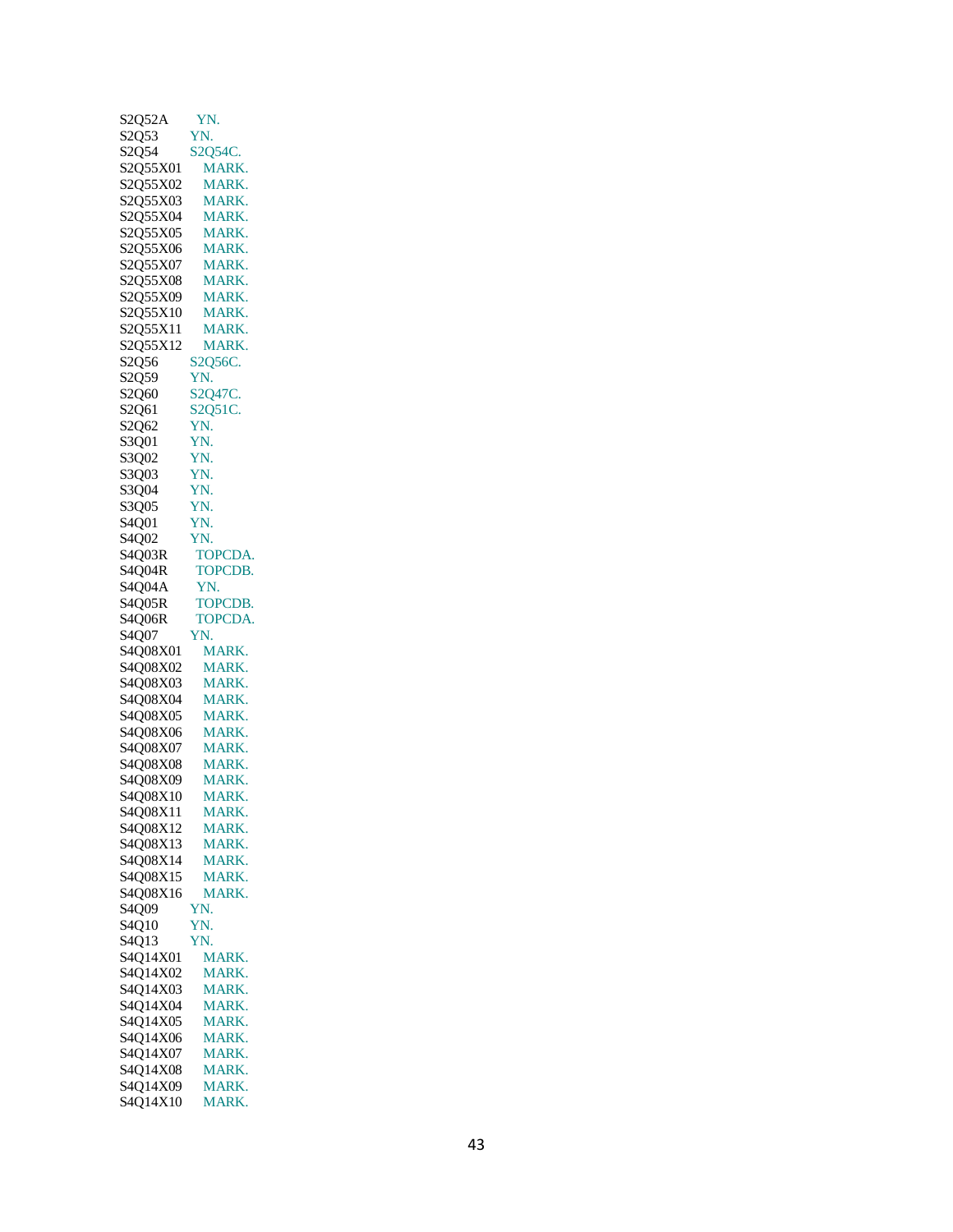```
S2Q52A      YN.
S2Q53       YN.
S2Q54       S2Q54C.
S2Q55X01    MARK.
S2Q55X02    MARK.
S2Q55X03    MARK.
S2Q55X04    MARK.
S2Q55X05    MARK.
S2Q55X06    MARK.
S2Q55X07    MARK.
S2Q55X08    MARK.
S2Q55X09    MARK.
S2Q55X10    MARK.
S2Q55X11    MARK.
S2Q55X12    MARK.
S2Q56       S2Q56C.
S2Q59       YN.
S2Q60       S2Q47C.
S2Q61       S2Q51C.
S2Q62       YN.
S3Q01       YN.
S3Q02       YN.
S3Q03       YN.
S3Q04       YN.
S3Q05       YN.
S4Q01       YN.
S4Q02       YN.
S4Q03R      TOPCDA.
S4Q04R      TOPCDB.
S4Q04A      YN.
S4Q05R      TOPCDB.
S4Q06R      TOPCDA.
S4Q07       YN.
S4Q08X01    MARK.
S4Q08X02    MARK.
S4Q08X03    MARK.
S4Q08X04    MARK.
S4Q08X05    MARK.
S4Q08X06    MARK.
S4Q08X07    MARK.
S4Q08X08    MARK.
S4Q08X09    MARK.
S4Q08X10    MARK.
S4Q08X11    MARK.
S4Q08X12    MARK.
S4Q08X13    MARK.
S4Q08X14    MARK.
S4Q08X15    MARK.
S4Q08X16    MARK.
S4Q09       YN.
S4Q10       YN.
S4Q13       YN.
S4Q14X01    MARK.
S4Q14X02    MARK.
S4Q14X03    MARK.
S4Q14X04    MARK.
S4Q14X05    MARK.
S4Q14X06    MARK.
S4Q14X07    MARK.
S4Q14X08    MARK.
S4Q14X09    MARK.
S4Q14X10    MARK.
```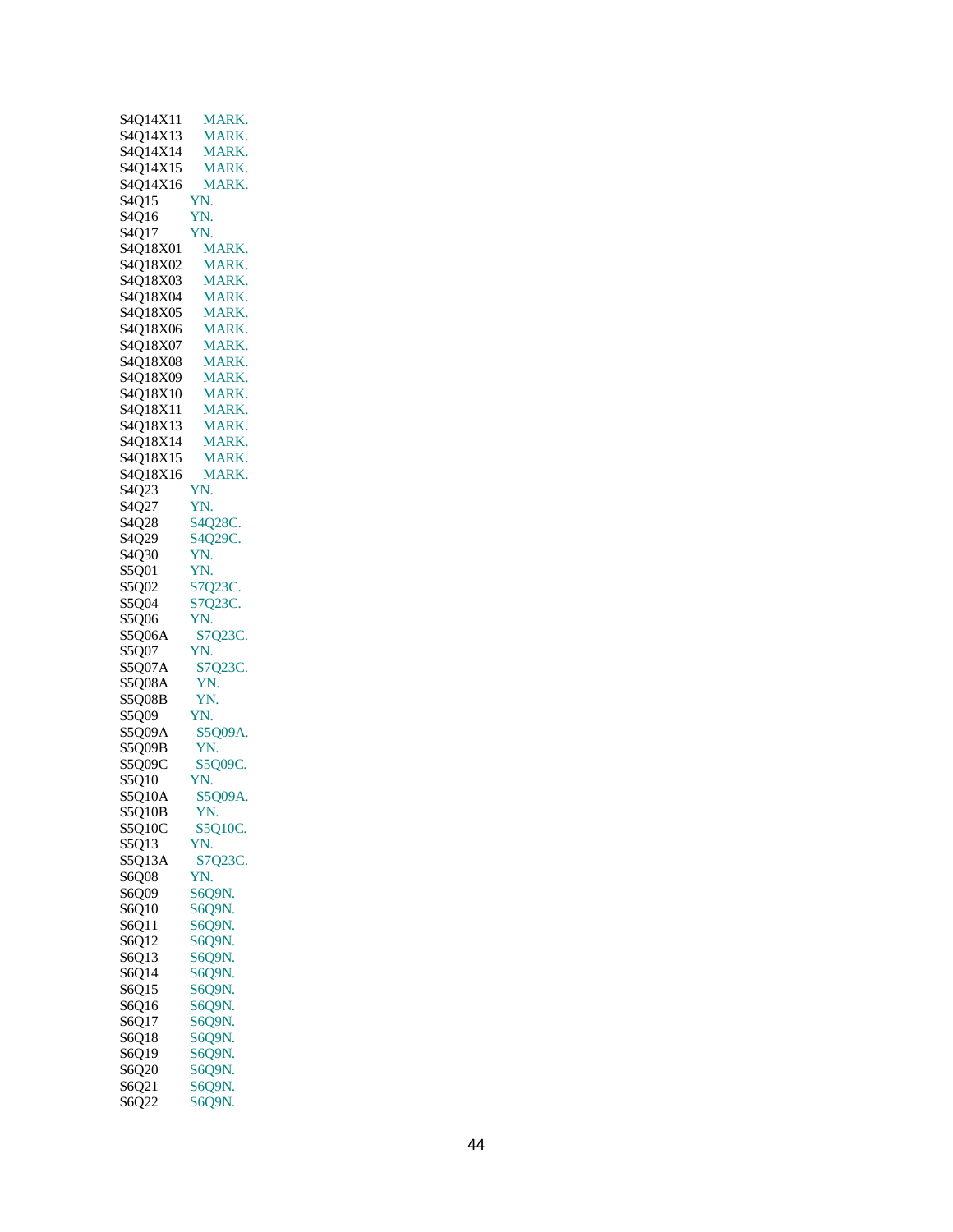```
S4Q14X11     MARK.
S4Q14X13     MARK.
S4Q14X14     MARK.
S4Q14X15     MARK.
S4Q14X16     MARK.
S4Q15        YN.
S4Q16        YN.
S4Q17        YN.
S4Q18X01     MARK.
S4Q18X02     MARK.
S4Q18X03     MARK.
S4Q18X04     MARK.
S4Q18X05     MARK.
S4Q18X06     MARK.
S4Q18X07     MARK.
S4Q18X08     MARK.
S4Q18X09     MARK.
S4Q18X10     MARK.
S4Q18X11     MARK.
S4Q18X13     MARK.
S4Q18X14     MARK.
S4Q18X15     MARK.
S4Q18X16     MARK.
S4Q23        YN.
S4Q27        YN.
S4Q28        S4Q28C.
S4Q29        S4Q29C.
S4Q30        YN.
S5Q01        YN.
S5Q02        S7Q23C.
S5Q04        S7Q23C.
S5Q06        YN.
S5Q06A       S7Q23C.
S5Q07        YN.
S5Q07A       S7Q23C.
S5Q08A       YN.
S5Q08B       YN.
S5Q09        YN.
S5Q09A       S5Q09A.
S5Q09B       YN.
S5Q09C       S5Q09C.
S5Q10        YN.
S5Q10A       S5Q09A.
S5Q10B       YN.
S5Q10C       S5Q10C.
S5Q13        YN.
S5Q13A       S7Q23C.
S6Q08        YN.
S6Q09        S6Q9N.
S6Q10        S6Q9N.
S6Q11        S6Q9N.
S6Q12        S6Q9N.
S6Q13        S6Q9N.
S6Q14        S6Q9N.
S6Q15        S6Q9N.
S6Q16        S6Q9N.
S6Q17        S6Q9N.
S6Q18        S6Q9N.
S6Q19        S6Q9N.
S6Q20        S6Q9N.
S6Q21        S6Q9N.
S6Q22        S6Q9N.
```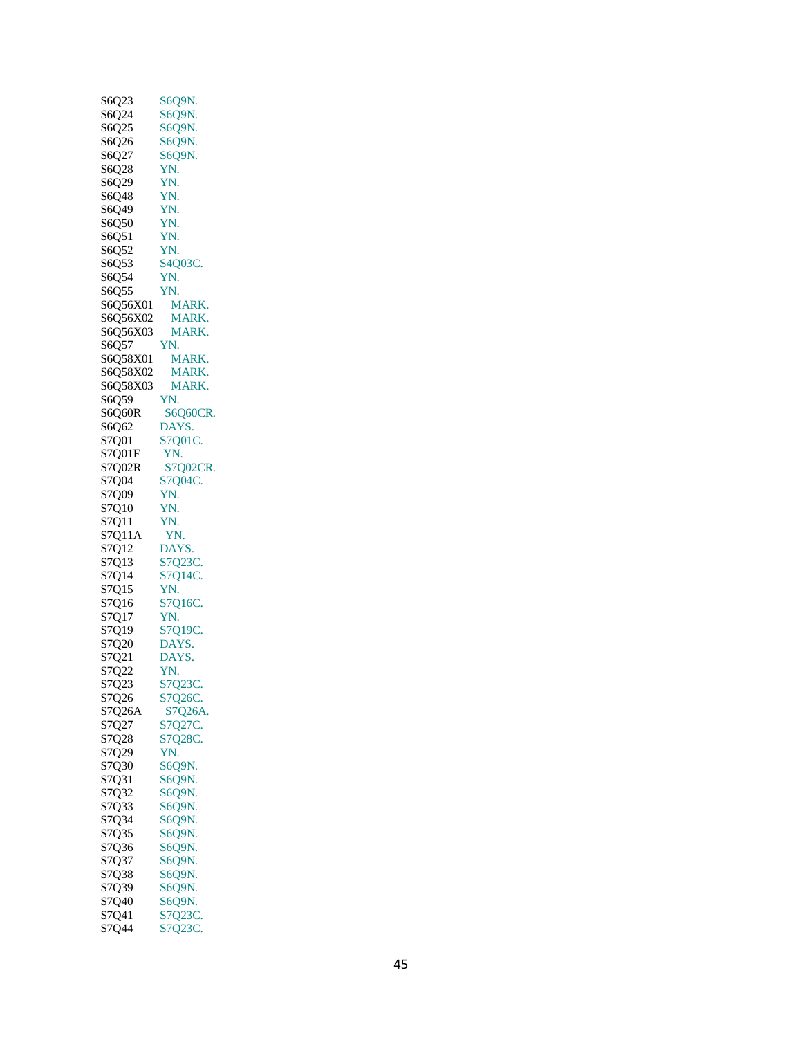```
S6Q23      S6Q9N.
S6Q24      S6Q9N.
S6Q25      S6Q9N.
S6Q26      S6Q9N.
S6Q27      S6Q9N.
S6Q28      YN.
S6Q29      YN.
S6Q48      YN.
S6Q49      YN.
S6Q50      YN.
S6Q51      YN.
S6Q52      YN.
S6Q53      S4Q03C.
S6Q54      YN.
S6Q55      YN.
S6Q56X01      MARK.
S6Q56X02      MARK.
S6Q56X03      MARK.
S6Q57      YN.
S6Q58X01      MARK.
S6Q58X02      MARK.
S6Q58X03      MARK.
S6Q59      YN.
S6Q60R      S6Q60CR.
S6Q62      DAYS.
S7Q01      S7Q01C.
S7Q01F      YN.
S7Q02R      S7Q02CR.
S7Q04      S7Q04C.
S7Q09      YN.
S7Q10      YN.
S7Q11      YN.
S7Q11A      YN.
S7Q12      DAYS.
S7Q13      S7Q23C.
S7Q14      S7Q14C.
S7Q15      YN.
S7Q16      S7Q16C.
S7Q17      YN.
S7Q19      S7Q19C.
S7Q20      DAYS.
S7Q21      DAYS.
S7Q22      YN.
S7Q23      S7Q23C.
S7Q26      S7Q26C.
S7Q26A      S7Q26A.
S7Q27      S7Q27C.
S7Q28      S7Q28C.
S7Q29      YN.
S7Q30      S6Q9N.
S7Q31      S6Q9N.
S7Q32      S6Q9N.
S7Q33      S6Q9N.
S7Q34      S6Q9N.
S7Q35      S6Q9N.
S7Q36      S6Q9N.
S7Q37      S6Q9N.
S7Q38      S6Q9N.
S7Q39      S6Q9N.
S7Q40      S6Q9N.
S7Q41      S7Q23C.
S7Q44      S7Q23C.
```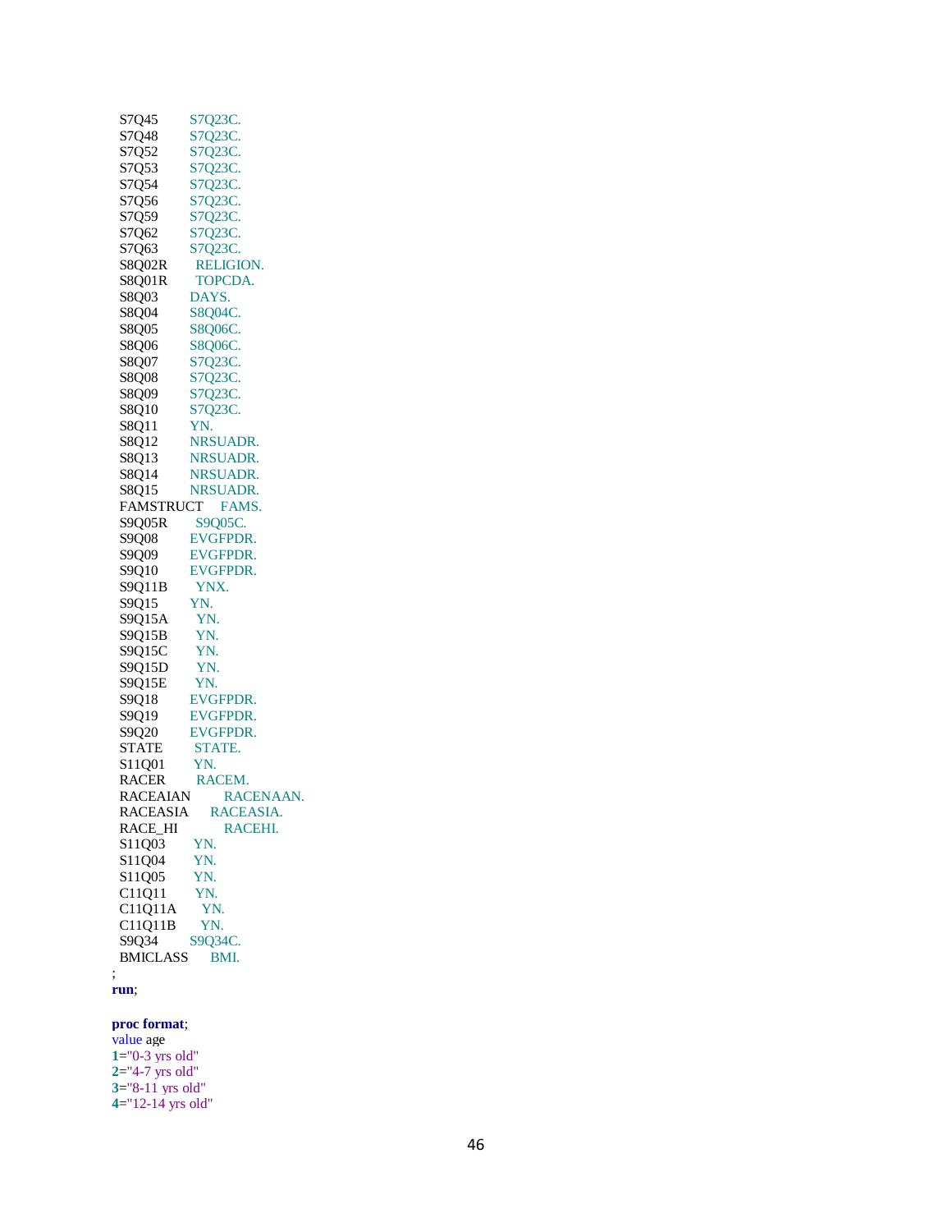```
  S7Q45        S7Q23C.
  S7Q48        S7Q23C.
  S7Q52        S7Q23C.
  S7Q53        S7Q23C.
  S7Q54        S7Q23C.
  S7Q56        S7Q23C.
  S7Q59        S7Q23C.
  S7Q62        S7Q23C.
  S7Q63        S7Q23C.
  S8Q02R       RELIGION.
  S8Q01R       TOPCDA.
  S8Q03        DAYS.
  S8Q04        S8Q04C.
  S8Q05        S8Q06C.
  S8Q06        S8Q06C.
  S8Q07        S7Q23C.
  S8Q08        S7Q23C.
  S8Q09        S7Q23C.
  S8Q10        S7Q23C.
  S8Q11        YN.
  S8Q12        NRSUADR.
  S8Q13        NRSUADR.
  S8Q14        NRSUADR.
  S8Q15        NRSUADR.
  FAMSTRUCT    FAMS.
  S9Q05R       S9Q05C.
  S9Q08        EVGFPDR.
  S9Q09        EVGFPDR.
  S9Q10        EVGFPDR.
  S9Q11B       YNX.
  S9Q15        YN.
  S9Q15A       YN.
  S9Q15B       YN.
  S9Q15C       YN.
  S9Q15D       YN.
  S9Q15E       YN.
  S9Q18        EVGFPDR.
  S9Q19        EVGFPDR.
  S9Q20        EVGFPDR.
  STATE        STATE.
  S11Q01       YN.
  RACER        RACEM.
  RACEAIAN         RACENAAN.
  RACEASIA      RACEASIA.
  RACE_HI           RACEHI.
  S11Q03       YN.
  S11Q04       YN.
  S11Q05       YN.
  C11Q11       YN.
  C11Q11A      YN.
  C11Q11B      YN.
  S9Q34        S9Q34C.
  BMICLASS     BMI.
;
run;

proc format;
value age
1="0-3 yrs old"
2="4-7 yrs old"
3="8-11 yrs old"
4="12-14 yrs old"
```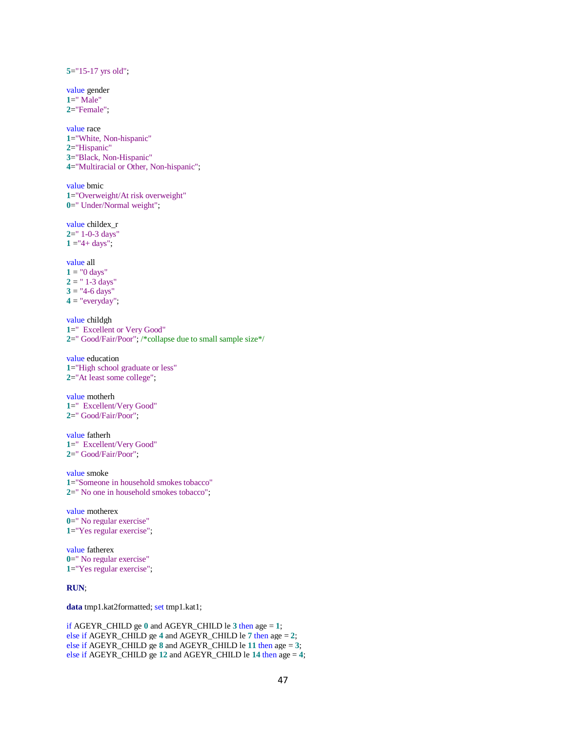```
5="15-17 yrs old";

value gender
1=" Male"
2="Female";

value race
1="White, Non-hispanic"
2="Hispanic"
3="Black, Non-Hispanic"
4="Multiracial or Other, Non-hispanic";

value bmic
1="Overweight/At risk overweight"
0=" Under/Normal weight";

value childex_r
2=" 1-0-3 days"
1 ="4+ days";

value all
1 = "0 days"
2 = " 1-3 days"
3 = "4-6 days"
4 = "everyday";

value childgh
1="  Excellent or Very Good"
2=" Good/Fair/Poor"; /*collapse due to small sample size*/

value education
1="High school graduate or less"
2="At least some college";

value motherh
1="  Excellent/Very Good"
2=" Good/Fair/Poor";

value fatherh
1="  Excellent/Very Good"
2=" Good/Fair/Poor";

value smoke
1="Someone in household smokes tobacco"
2=" No one in household smokes tobacco";

value motherex
0=" No regular exercise"
1="Yes regular exercise";

value fatherex
0=" No regular exercise"
1="Yes regular exercise";

RUN;

data tmp1.kat2formatted; set tmp1.kat1;

if AGEYR_CHILD ge 0 and AGEYR_CHILD le 3 then age = 1;
else if AGEYR_CHILD ge 4 and AGEYR_CHILD le 7 then age = 2;
else if AGEYR_CHILD ge 8 and AGEYR_CHILD le 11 then age = 3;
else if AGEYR_CHILD ge 12 and AGEYR_CHILD le 14 then age = 4;
```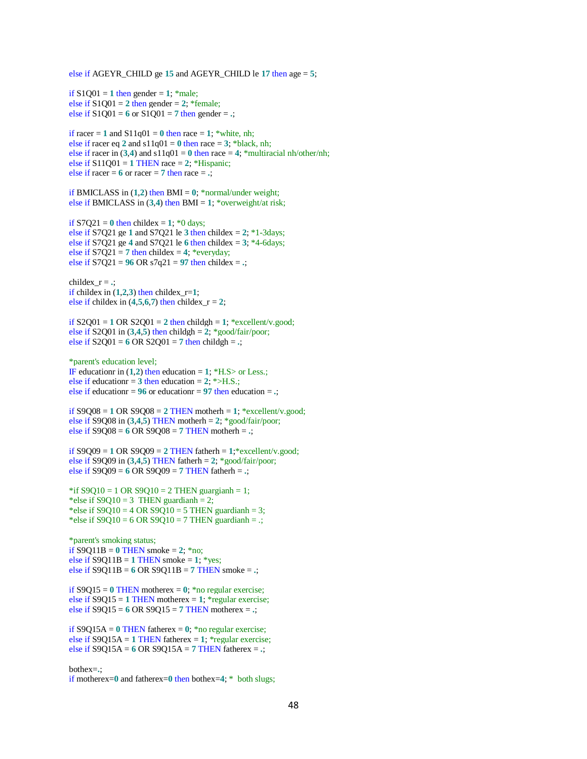```
else if AGEYR_CHILD ge 15 and AGEYR_CHILD le 17 then age = 5;

if S1Q01 = 1 then gender = 1; *male;
else if S1Q01 = 2 then gender = 2; *female;
else if S1Q01 = 6 or S1Q01 = 7 then gender = .;

if racer = 1 and S11q01 = 0 then race = 1; *white, nh;
else if racer eq 2 and s11q01 = 0 then race = 3; *black, nh;
else if racer in (3,4) and s11q01 = 0 then race = 4; *multiracial nh/other/nh;
else if S11Q01 = 1 THEN race = 2; *Hispanic;
else if racer = 6 or racer = 7 then race = .;

if BMICLASS in (1,2) then BMI = 0; *normal/under weight;
else if BMICLASS in (3,4) then BMI = 1; *overweight/at risk;

if S7Q21 = 0 then childex = 1; *0 days;
else if S7Q21 ge 1 and S7Q21 le 3 then childex = 2; *1-3days;
else if S7Q21 ge 4 and S7Q21 le 6 then childex = 3; *4-6days;
else if S7Q21 = 7 then childex = 4; *everyday;
else if S7Q21 = 96 OR s7q21 = 97 then childex = .;

childex_r = .;
if childex in (1,2,3) then childex_r=1;
else if childex in (4,5,6,7) then childex_r = 2;

if S2Q01 = 1 OR S2Q01 = 2 then childgh = 1; *excellent/v.good;
else if S2Q01 in (3,4,5) then childgh = 2; *good/fair/poor;
else if S2Q01 = 6 OR S2Q01 = 7 then childgh = .;

*parent's education level;
IF educationr in (1,2) then education = 1; *H.S> or Less.;
else if educationr = 3 then education = 2; *>H.S.;
else if educationr = 96 or educationr = 97 then education = .;

if S9Q08 = 1 OR S9Q08 = 2 THEN motherh = 1; *excellent/v.good;
else if S9Q08 in (3,4,5) THEN motherh = 2; *good/fair/poor;
else if S9Q08 = 6 OR S9Q08 = 7 THEN motherh = .;

if S9Q09 = 1 OR S9Q09 = 2 THEN fatherh = 1;*excellent/v.good;
else if S9Q09 in (3,4,5) THEN fatherh = 2; *good/fair/poor;
else if S9Q09 = 6 OR S9Q09 = 7 THEN fatherh = .;

*if S9Q10 = 1 OR S9Q10 = 2 THEN guargianh = 1;
*else if S9Q10 = 3  THEN guardianh = 2;
*else if S9Q10 = 4 OR S9Q10 = 5 THEN guardianh = 3;
*else if S9Q10 = 6 OR S9Q10 = 7 THEN guardianh = .;

*parent's smoking status;
if S9Q11B = 0 THEN smoke = 2; *no;
else if S9Q11B = 1 THEN smoke = 1; *yes;
else if S9Q11B = 6 OR S9Q11B = 7 THEN smoke = .;

if S9Q15 = 0 THEN motherex = 0; *no regular exercise;
else if S9Q15 = 1 THEN motherex = 1; *regular exercise;
else if S9Q15 = 6 OR S9Q15 = 7 THEN motherex = .;

if S9Q15A = 0 THEN fatherex = 0; *no regular exercise;
else if S9Q15A = 1 THEN fatherex = 1; *regular exercise;
else if S9Q15A = 6 OR S9Q15A = 7 THEN fatherex = .;

bothex=.;
if motherex=0 and fatherex=0 then bothex=4; *  both slugs;
```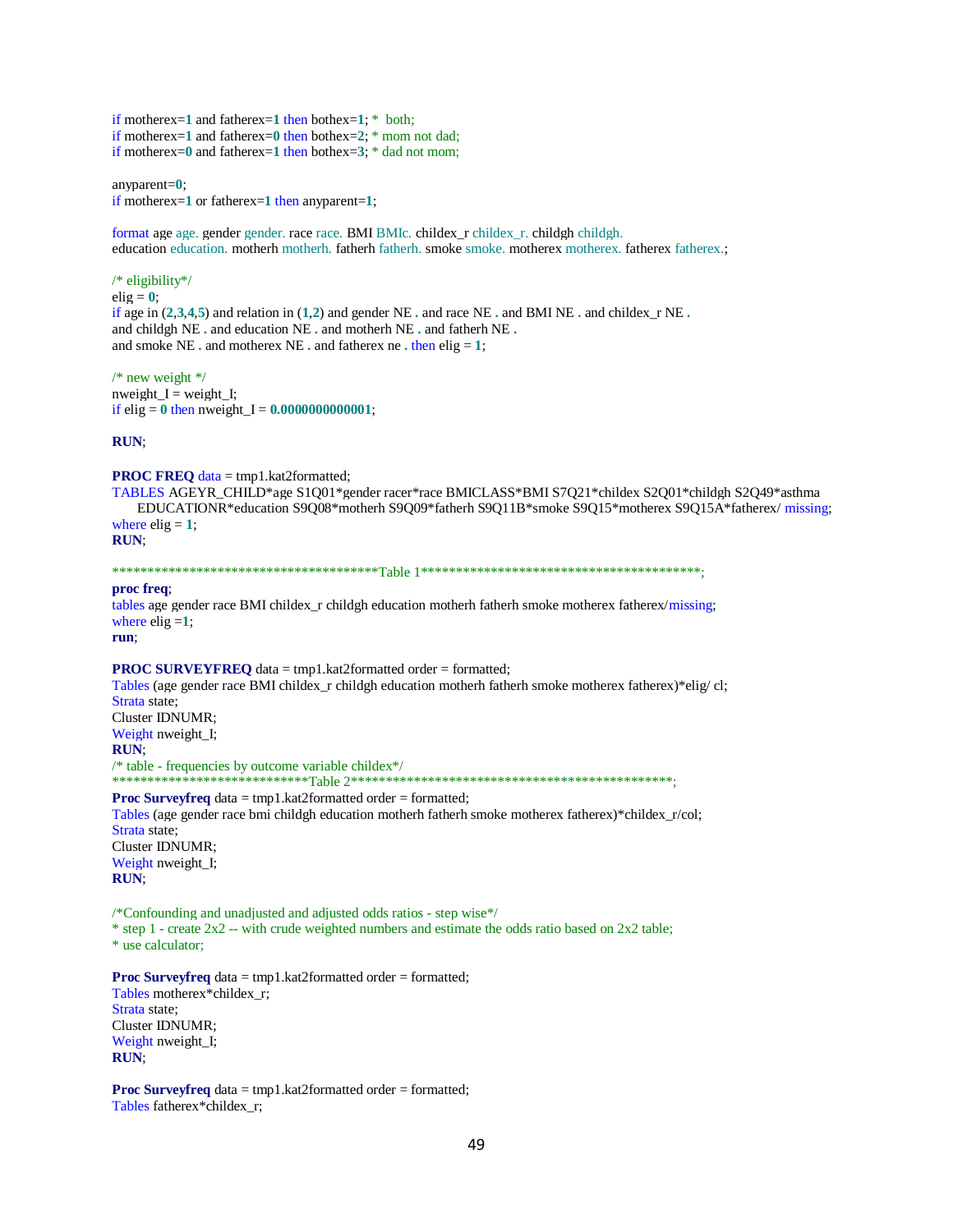```
if motherex=1 and fatherex=1 then bothex=1; *  both;
if motherex=1 and fatherex=0 then bothex=2; * mom not dad;
if motherex=0 and fatherex=1 then bothex=3; * dad not mom;

anyparent=0;
if motherex=1 or fatherex=1 then anyparent=1;

format age age. gender gender. race race. BMI BMIc. childex_r childex_r. childgh childgh.
education education. motherh motherh. fatherh fatherh. smoke smoke. motherex motherex. fatherex fatherex.;

/* eligibility*/
elig = 0;
if age in (2,3,4,5) and relation in (1,2) and gender NE . and race NE . and BMI NE . and childex_r NE .
and childgh NE . and education NE . and motherh NE . and fatherh NE .
and smoke NE . and motherex NE . and fatherex ne . then elig = 1;

/* new weight */
nweight_I = weight_I;
if elig = 0 then nweight_I = 0.0000000000001;

RUN;

PROC FREQ data = tmp1.kat2formatted;
TABLES AGEYR_CHILD*age S1Q01*gender racer*race BMICLASS*BMI S7Q21*childex S2Q01*childgh S2Q49*asthma
      EDUCATIONR*education S9Q08*motherh S9Q09*fatherh S9Q11B*smoke S9Q15*motherex S9Q15A*fatherex/ missing;
where elig = 1;
RUN;

**************************************Table 1****************************************;
proc freq;
tables age gender race BMI childex_r childgh education motherh fatherh smoke motherex fatherex/missing;
where elig =1;
run;

PROC SURVEYFREQ data = tmp1.kat2formatted order = formatted;
Tables (age gender race BMI childex_r childgh education motherh fatherh smoke motherex fatherex)*elig/ cl;
Strata state;
Cluster IDNUMR;
Weight nweight_I;
RUN;
/* table - frequencies by outcome variable childex*/
****************************Table 2**********************************************;
Proc Surveyfreq data = tmp1.kat2formatted order = formatted;
Tables (age gender race bmi childgh education motherh fatherh smoke motherex fatherex)*childex_r/col;
Strata state;
Cluster IDNUMR;
Weight nweight_I;
RUN;

/*Confounding and unadjusted and adjusted odds ratios - step wise*/
* step 1 - create 2x2 -- with crude weighted numbers and estimate the odds ratio based on 2x2 table;
* use calculator;

Proc Surveyfreq data = tmp1.kat2formatted order = formatted;
Tables motherex*childex_r;
Strata state;
Cluster IDNUMR;
Weight nweight_I;
RUN;

Proc Surveyfreq data = tmp1.kat2formatted order = formatted;
Tables fatherex*childex_r;
```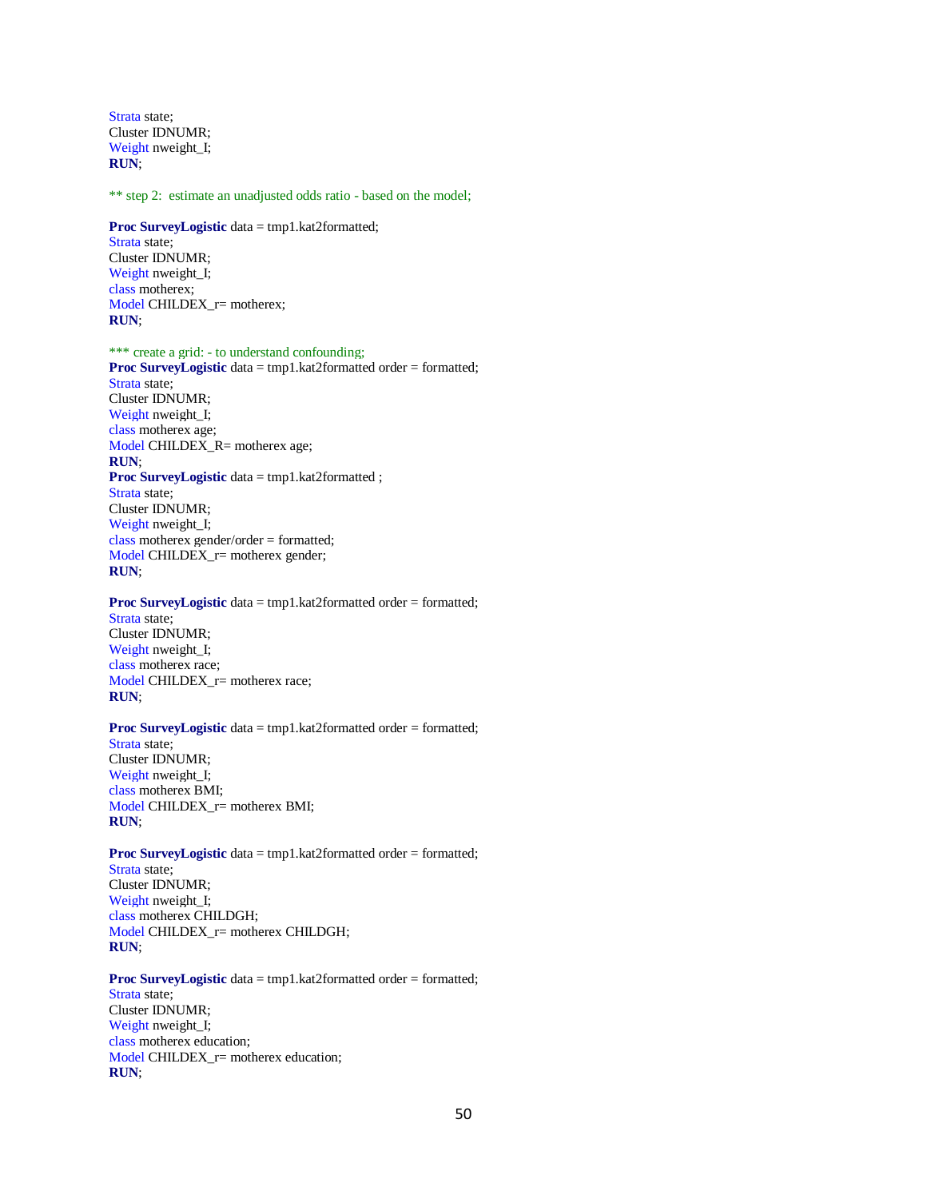```
Strata state;
Cluster IDNUMR;
Weight nweight_I;
RUN;

** step 2:  estimate an unadjusted odds ratio - based on the model;

Proc SurveyLogistic data = tmp1.kat2formatted;
Strata state;
Cluster IDNUMR;
Weight nweight_I;
class motherex;
Model CHILDEX_r= motherex;
RUN;

*** create a grid: - to understand confounding;
Proc SurveyLogistic data = tmp1.kat2formatted order = formatted;
Strata state;
Cluster IDNUMR;
Weight nweight_I;
class motherex age;
Model CHILDEX_R= motherex age;
RUN;
Proc SurveyLogistic data = tmp1.kat2formatted ;
Strata state;
Cluster IDNUMR;
Weight nweight_I;
class motherex gender/order = formatted;
Model CHILDEX_r= motherex gender;
RUN;

Proc SurveyLogistic data = tmp1.kat2formatted order = formatted;
Strata state;
Cluster IDNUMR;
Weight nweight_I;
class motherex race;
Model CHILDEX_r= motherex race;
RUN;

Proc SurveyLogistic data = tmp1.kat2formatted order = formatted;
Strata state;
Cluster IDNUMR;
Weight nweight_I;
class motherex BMI;
Model CHILDEX_r= motherex BMI;
RUN;

Proc SurveyLogistic data = tmp1.kat2formatted order = formatted;
Strata state;
Cluster IDNUMR;
Weight nweight_I;
class motherex CHILDGH;
Model CHILDEX_r= motherex CHILDGH;
RUN;

Proc SurveyLogistic data = tmp1.kat2formatted order = formatted;
Strata state;
Cluster IDNUMR;
Weight nweight_I;
class motherex education;
Model CHILDEX_r= motherex education;
RUN;
```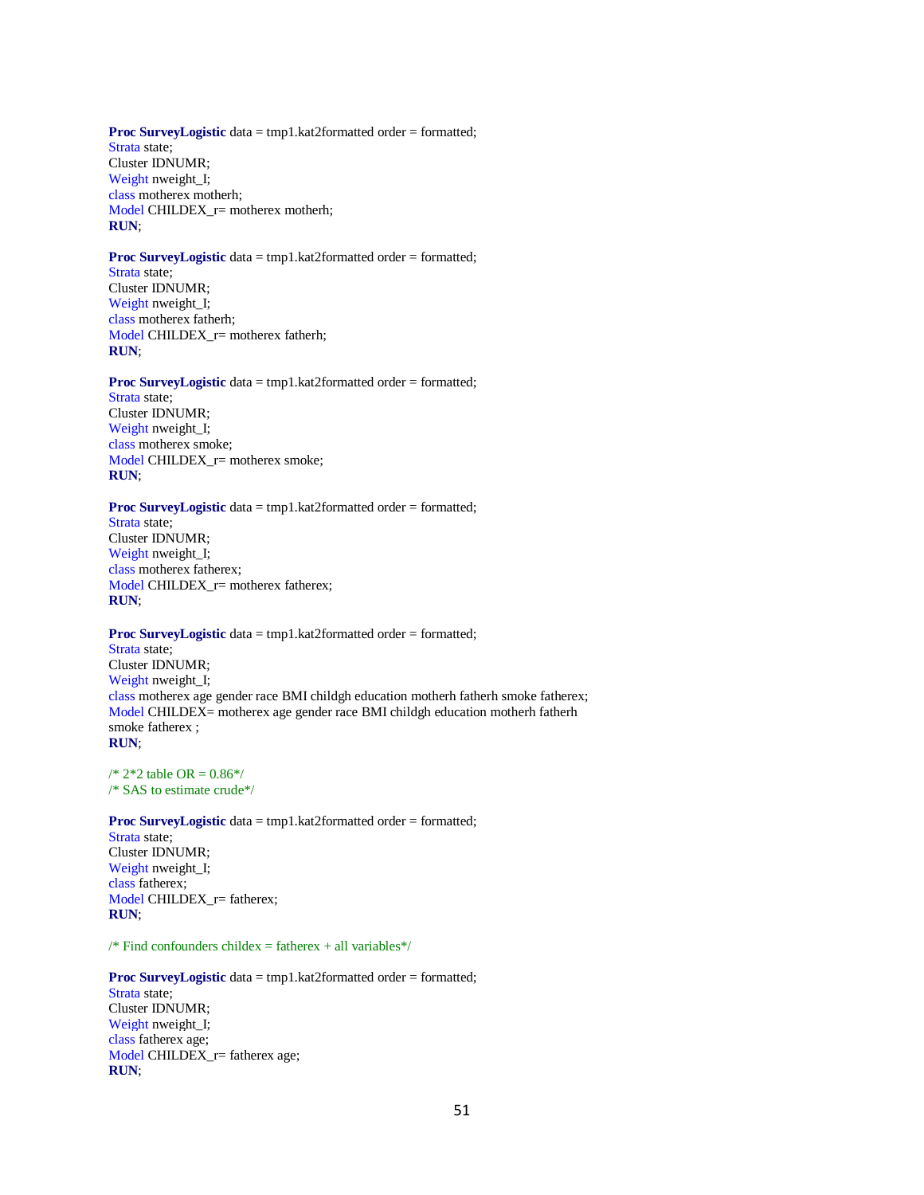```
Proc SurveyLogistic data = tmp1.kat2formatted order = formatted;
Strata state;
Cluster IDNUMR;
Weight nweight_I;
class motherex motherh;
Model CHILDEX_r= motherex motherh;
RUN;

Proc SurveyLogistic data = tmp1.kat2formatted order = formatted;
Strata state;
Cluster IDNUMR;
Weight nweight_I;
class motherex fatherh;
Model CHILDEX_r= motherex fatherh;
RUN;

Proc SurveyLogistic data = tmp1.kat2formatted order = formatted;
Strata state;
Cluster IDNUMR;
Weight nweight_I;
class motherex smoke;
Model CHILDEX_r= motherex smoke;
RUN;

Proc SurveyLogistic data = tmp1.kat2formatted order = formatted;
Strata state;
Cluster IDNUMR;
Weight nweight_I;
class motherex fatherex;
Model CHILDEX_r= motherex fatherex;
RUN;

Proc SurveyLogistic data = tmp1.kat2formatted order = formatted;
Strata state;
Cluster IDNUMR;
Weight nweight_I;
class motherex age gender race BMI childgh education motherh fatherh smoke fatherex;
Model CHILDEX= motherex age gender race BMI childgh education motherh fatherh
smoke fatherex ;
RUN;

/* 2*2 table OR = 0.86*/
/* SAS to estimate crude*/

Proc SurveyLogistic data = tmp1.kat2formatted order = formatted;
Strata state;
Cluster IDNUMR;
Weight nweight_I;
class fatherex;
Model CHILDEX_r= fatherex;
RUN;

/* Find confounders childex = fatherex + all variables*/

Proc SurveyLogistic data = tmp1.kat2formatted order = formatted;
Strata state;
Cluster IDNUMR;
Weight nweight_I;
class fatherex age;
Model CHILDEX_r= fatherex age;
RUN;
```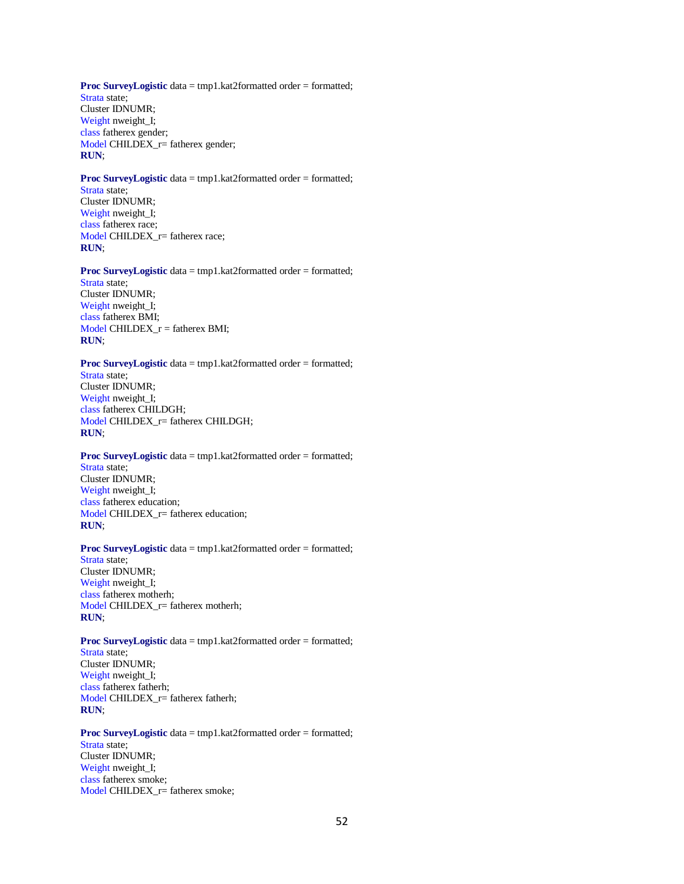```
Proc SurveyLogistic data = tmp1.kat2formatted order = formatted;
Strata state;
Cluster IDNUMR;
Weight nweight_I;
class fatherex gender;
Model CHILDEX_r= fatherex gender;
RUN;

Proc SurveyLogistic data = tmp1.kat2formatted order = formatted;
Strata state;
Cluster IDNUMR;
Weight nweight_I;
class fatherex race;
Model CHILDEX_r= fatherex race;
RUN;

Proc SurveyLogistic data = tmp1.kat2formatted order = formatted;
Strata state;
Cluster IDNUMR;
Weight nweight_I;
class fatherex BMI;
Model CHILDEX_r = fatherex BMI;
RUN;

Proc SurveyLogistic data = tmp1.kat2formatted order = formatted;
Strata state;
Cluster IDNUMR;
Weight nweight_I;
class fatherex CHILDGH;
Model CHILDEX_r= fatherex CHILDGH;
RUN;

Proc SurveyLogistic data = tmp1.kat2formatted order = formatted;
Strata state;
Cluster IDNUMR;
Weight nweight_I;
class fatherex education;
Model CHILDEX_r= fatherex education;
RUN;

Proc SurveyLogistic data = tmp1.kat2formatted order = formatted;
Strata state;
Cluster IDNUMR;
Weight nweight_I;
class fatherex motherh;
Model CHILDEX_r= fatherex motherh;
RUN;

Proc SurveyLogistic data = tmp1.kat2formatted order = formatted;
Strata state;
Cluster IDNUMR;
Weight nweight_I;
class fatherex fatherh;
Model CHILDEX_r= fatherex fatherh;
RUN;

Proc SurveyLogistic data = tmp1.kat2formatted order = formatted;
Strata state;
Cluster IDNUMR;
Weight nweight_I;
class fatherex smoke;
Model CHILDEX_r= fatherex smoke;
```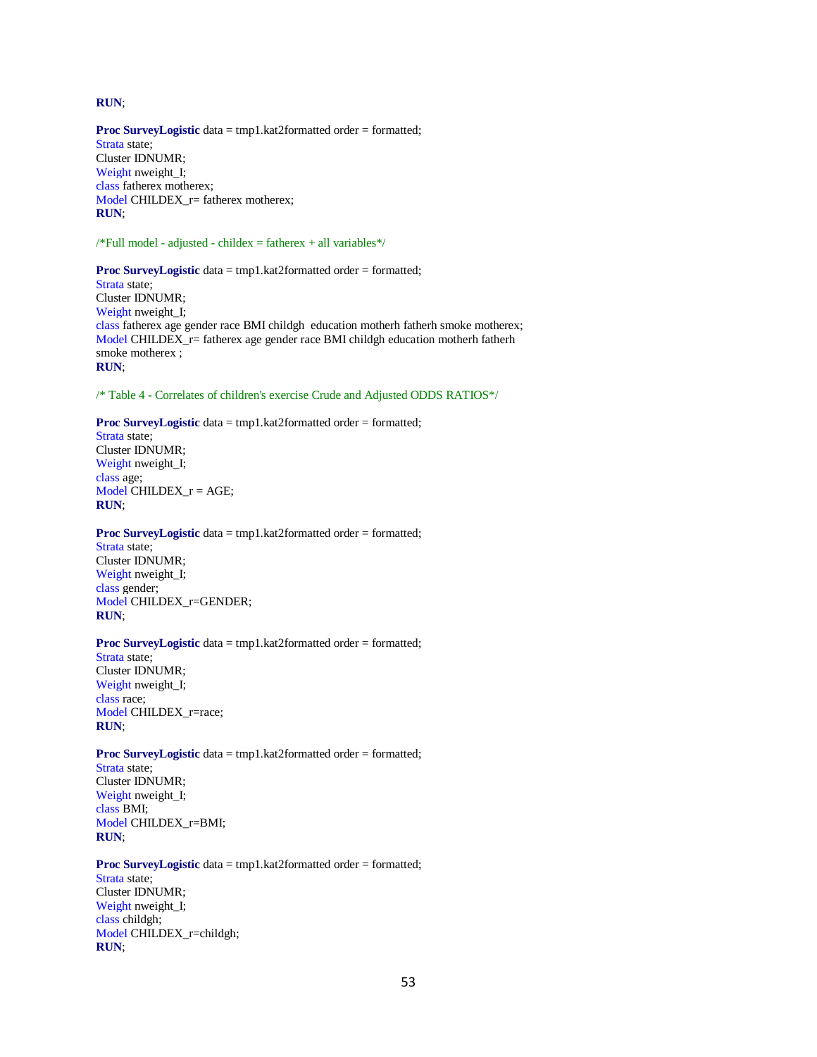```
RUN;

Proc SurveyLogistic data = tmp1.kat2formatted order = formatted;
Strata state;
Cluster IDNUMR;
Weight nweight_I;
class fatherex motherex;
Model CHILDEX_r= fatherex motherex;
RUN;

/*Full model - adjusted - childex = fatherex + all variables*/

Proc SurveyLogistic data = tmp1.kat2formatted order = formatted;
Strata state;
Cluster IDNUMR;
Weight nweight_I;
class fatherex age gender race BMI childgh  education motherh fatherh smoke motherex;
Model CHILDEX_r= fatherex age gender race BMI childgh education motherh fatherh
smoke motherex ;
RUN;

/* Table 4 - Correlates of children's exercise Crude and Adjusted ODDS RATIOS*/

Proc SurveyLogistic data = tmp1.kat2formatted order = formatted;
Strata state;
Cluster IDNUMR;
Weight nweight_I;
class age;
Model CHILDEX_r = AGE;
RUN;

Proc SurveyLogistic data = tmp1.kat2formatted order = formatted;
Strata state;
Cluster IDNUMR;
Weight nweight_I;
class gender;
Model CHILDEX_r=GENDER;
RUN;

Proc SurveyLogistic data = tmp1.kat2formatted order = formatted;
Strata state;
Cluster IDNUMR;
Weight nweight_I;
class race;
Model CHILDEX_r=race;
RUN;

Proc SurveyLogistic data = tmp1.kat2formatted order = formatted;
Strata state;
Cluster IDNUMR;
Weight nweight_I;
class BMI;
Model CHILDEX_r=BMI;
RUN;

Proc SurveyLogistic data = tmp1.kat2formatted order = formatted;
Strata state;
Cluster IDNUMR;
Weight nweight_I;
class childgh;
Model CHILDEX_r=childgh;
RUN;
```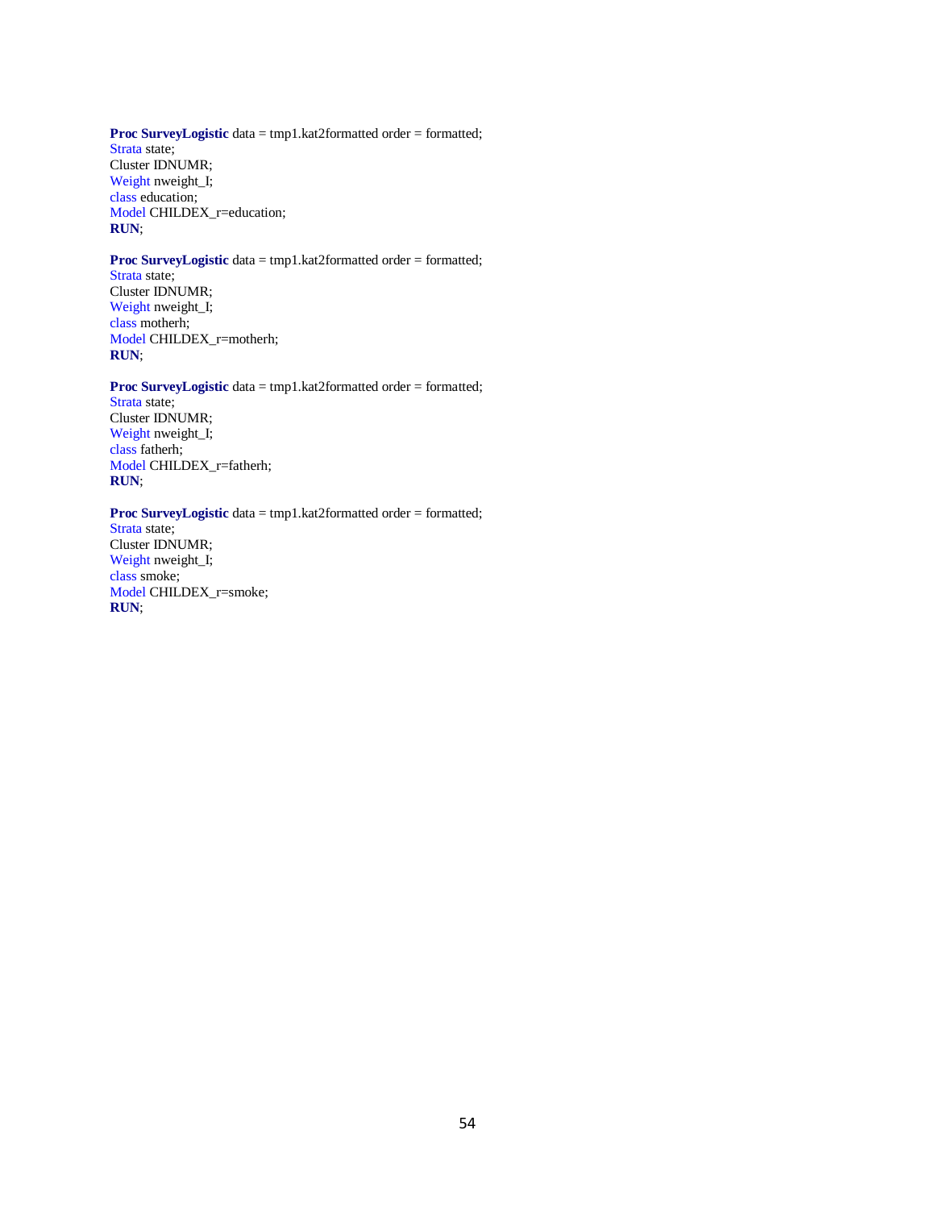```
Proc SurveyLogistic data = tmp1.kat2formatted order = formatted;
Strata state;
Cluster IDNUMR;
Weight nweight_I;
class education;
Model CHILDEX_r=education;
RUN;

Proc SurveyLogistic data = tmp1.kat2formatted order = formatted;
Strata state;
Cluster IDNUMR;
Weight nweight_I;
class motherh;
Model CHILDEX_r=motherh;
RUN;

Proc SurveyLogistic data = tmp1.kat2formatted order = formatted;
Strata state;
Cluster IDNUMR;
Weight nweight_I;
class fatherh;
Model CHILDEX_r=fatherh;
RUN;

Proc SurveyLogistic data = tmp1.kat2formatted order = formatted;
Strata state;
Cluster IDNUMR;
Weight nweight_I;
class smoke;
Model CHILDEX_r=smoke;
RUN;
```